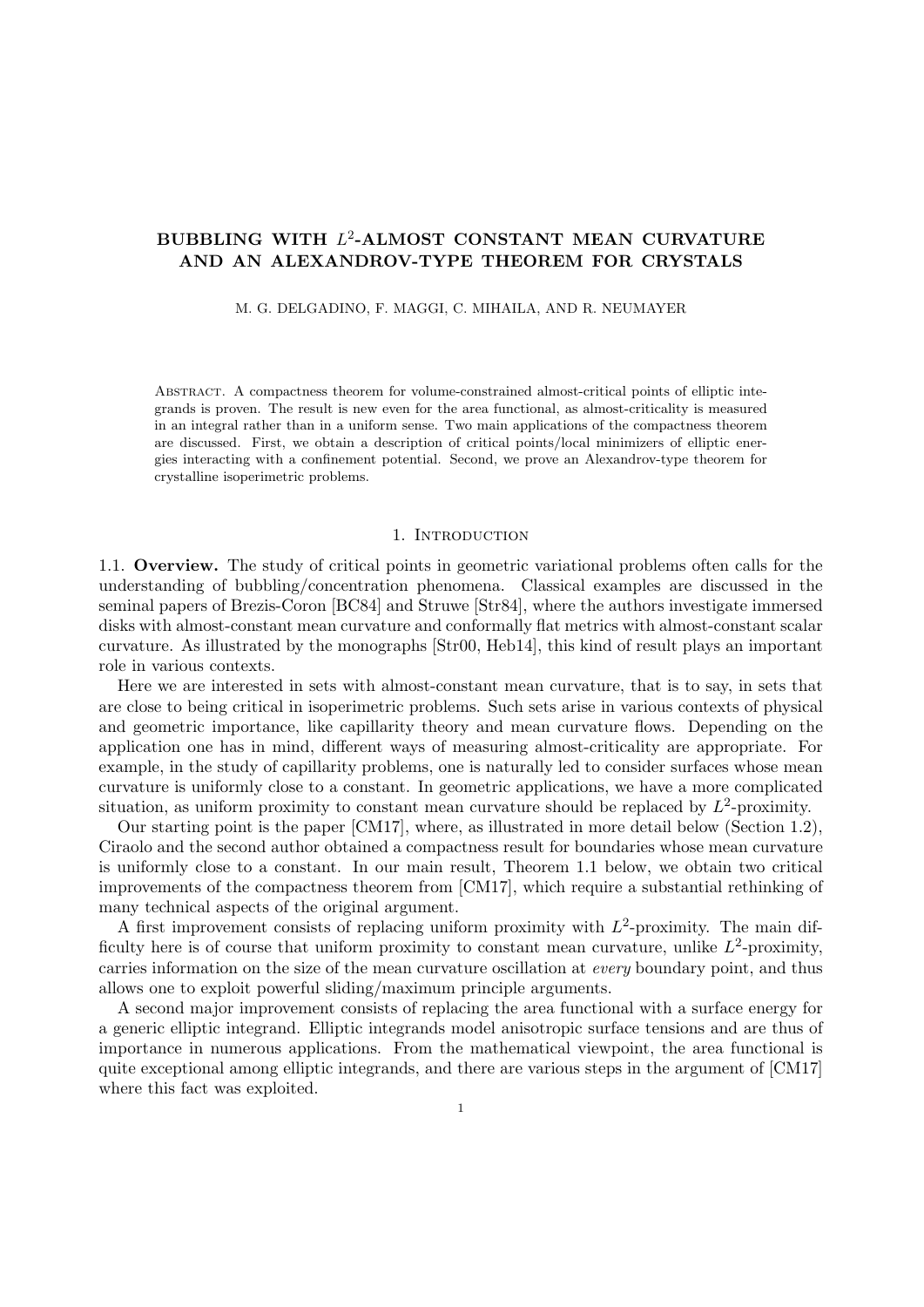# BUBBLING WITH $L^2$-ALMOST CONSTANT MEAN CURVATURE AND AN ALEXANDROV-TYPE THEOREM FOR CRYSTALS

M. G. DELGADINO, F. MAGGI, C. MIHAILA, AND R. NEUMAYER

Abstract. A compactness theorem for volume-constrained almost-critical points of elliptic integrands is proven. The result is new even for the area functional, as almost-criticality is measured in an integral rather than in a uniform sense. Two main applications of the compactness theorem are discussed. First, we obtain a description of critical points/local minimizers of elliptic energies interacting with a confinement potential. Second, we prove an Alexandrov-type theorem for crystalline isoperimetric problems.

## 1. Introduction

### 1.1. Overview.

The study of critical points in geometric variational problems often calls for the understanding of bubbling/concentration phenomena. Classical examples are discussed in the seminal papers of Brezis-Coron [BC84] and Struwe [Str84], where the authors investigate immersed disks with almost-constant mean curvature and conformally flat metrics with almost-constant scalar curvature. As illustrated by the monographs [Str00, Heb14], this kind of result plays an important role in various contexts.

Here we are interested in sets with almost-constant mean curvature, that is to say, in sets that are close to being critical in isoperimetric problems. Such sets arise in various contexts of physical and geometric importance, like capillarity theory and mean curvature flows. Depending on the application one has in mind, different ways of measuring almost-criticality are appropriate. For example, in the study of capillarity problems, one is naturally led to consider surfaces whose mean curvature is uniformly close to a constant. In geometric applications, we have a more complicated situation, as uniform proximity to constant mean curvature should be replaced by $L^2$-proximity.

Our starting point is the paper [CM17], where, as illustrated in more detail below (Section 1.2), Ciraolo and the second author obtained a compactness result for boundaries whose mean curvature is uniformly close to a constant. In our main result, Theorem 1.1 below, we obtain two critical improvements of the compactness theorem from [CM17], which require a substantial rethinking of many technical aspects of the original argument.

A first improvement consists of replacing uniform proximity with $L^2$-proximity. The main difficulty here is of course that uniform proximity to constant mean curvature, unlike $L^2$-proximity, carries information on the size of the mean curvature oscillation at *every* boundary point, and thus allows one to exploit powerful sliding/maximum principle arguments.

A second major improvement consists of replacing the area functional with a surface energy for a generic elliptic integrand. Elliptic integrands model anisotropic surface tensions and are thus of importance in numerous applications. From the mathematical viewpoint, the area functional is quite exceptional among elliptic integrands, and there are various steps in the argument of [CM17] where this fact was exploited.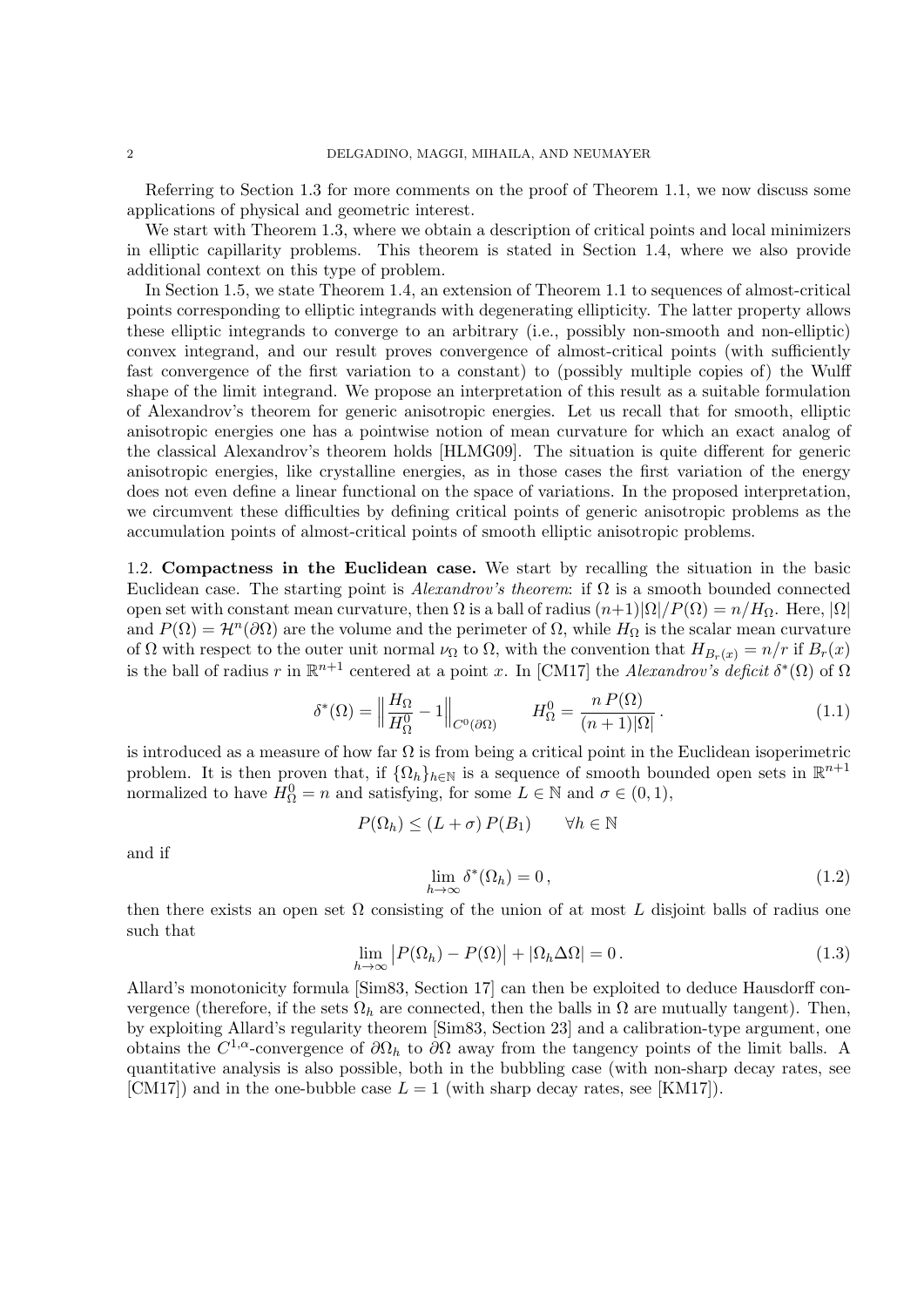Referring to Section 1.3 for more comments on the proof of Theorem 1.1, we now discuss some applications of physical and geometric interest.

We start with Theorem 1.3, where we obtain a description of critical points and local minimizers in elliptic capillarity problems. This theorem is stated in Section 1.4, where we also provide additional context on this type of problem.

In Section 1.5, we state Theorem 1.4, an extension of Theorem 1.1 to sequences of almost-critical points corresponding to elliptic integrands with degenerating ellipticity. The latter property allows these elliptic integrands to converge to an arbitrary (i.e., possibly non-smooth and non-elliptic) convex integrand, and our result proves convergence of almost-critical points (with sufficiently fast convergence of the first variation to a constant) to (possibly multiple copies of) the Wulff shape of the limit integrand. We propose an interpretation of this result as a suitable formulation of Alexandrov's theorem for generic anisotropic energies. Let us recall that for smooth, elliptic anisotropic energies one has a pointwise notion of mean curvature for which an exact analog of the classical Alexandrov's theorem holds [HLMG09]. The situation is quite different for generic anisotropic energies, like crystalline energies, as in those cases the first variation of the energy does not even define a linear functional on the space of variations. In the proposed interpretation, we circumvent these difficulties by defining critical points of generic anisotropic problems as the accumulation points of almost-critical points of smooth elliptic anisotropic problems.

### 1.2. Compactness in the Euclidean case.

We start by recalling the situation in the basic Euclidean case. The starting point is *Alexandrov's theorem*: if $\Omega$ is a smooth bounded connected open set with constant mean curvature, then $\Omega$ is a ball of radius $(n+1)|\Omega|/P(\Omega) = n/H_\Omega$. Here, $|\Omega|$ and $P(\Omega) = \mathcal{H}^n(\partial\Omega)$ are the volume and the perimeter of $\Omega$, while $H_\Omega$ is the scalar mean curvature of $\Omega$ with respect to the outer unit normal $\nu_\Omega$ to $\Omega$, with the convention that $H_{B_r(x)} = n/r$ if $B_r(x)$ is the ball of radius $r$ in $\mathbb{R}^{n+1}$ centered at a point $x$. In [CM17] the *Alexandrov's deficit* $\delta^*(\Omega)$ of $\Omega$

$$\delta^*(\Omega) = \Big\| \frac{H_\Omega}{H^0_\Omega} - 1 \Big\|_{C^0(\partial\Omega)} \qquad H^0_\Omega = \frac{n\,P(\Omega)}{(n+1)|\Omega|}\,. \tag{1.1}$$

is introduced as a measure of how far $\Omega$ is from being a critical point in the Euclidean isoperimetric problem. It is then proven that, if $\{\Omega_h\}_{h\in\mathbb{N}}$ is a sequence of smooth bounded open sets in $\mathbb{R}^{n+1}$ normalized to have $H^0_\Omega = n$ and satisfying, for some $L \in \mathbb{N}$ and $\sigma \in (0,1)$,

$$P(\Omega_h) \le (L+\sigma)\,P(B_1) \qquad \forall h \in \mathbb{N}$$

and if

$$\lim_{h\to\infty} \delta^*(\Omega_h) = 0\,, \tag{1.2}$$

then there exists an open set $\Omega$ consisting of the union of at most $L$ disjoint balls of radius one such that

$$\lim_{h\to\infty} \big|P(\Omega_h) - P(\Omega)\big| + |\Omega_h \Delta \Omega| = 0\,. \tag{1.3}$$

Allard's monotonicity formula [Sim83, Section 17] can then be exploited to deduce Hausdorff convergence (therefore, if the sets $\Omega_h$ are connected, then the balls in $\Omega$ are mutually tangent). Then, by exploiting Allard's regularity theorem [Sim83, Section 23] and a calibration-type argument, one obtains the $C^{1,\alpha}$-convergence of $\partial\Omega_h$ to $\partial\Omega$ away from the tangency points of the limit balls. A quantitative analysis is also possible, both in the bubbling case (with non-sharp decay rates, see [CM17]) and in the one-bubble case $L = 1$ (with sharp decay rates, see [KM17]).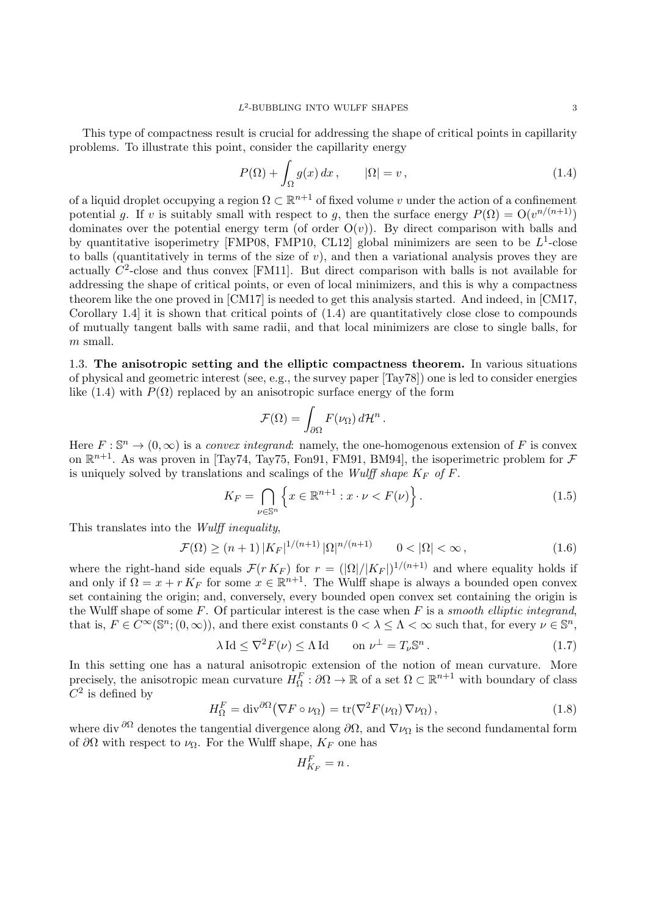This type of compactness result is crucial for addressing the shape of critical points in capillarity problems. To illustrate this point, consider the capillarity energy

$$P(\Omega) + \int_\Omega g(x)\,dx\,, \qquad |\Omega| = v\,, \tag{1.4}$$

of a liquid droplet occupying a region $\Omega \subset \mathbb{R}^{n+1}$ of fixed volume $v$ under the action of a confinement potential $g$. If $v$ is suitably small with respect to $g$, then the surface energy $P(\Omega) = \mathrm{O}(v^{n/(n+1)})$ dominates over the potential energy term (of order $\mathrm{O}(v)$). By direct comparison with balls and by quantitative isoperimetry [FMP08, FMP10, CL12] global minimizers are seen to be $L^1$-close to balls (quantitatively in terms of the size of $v$), and then a variational analysis proves they are actually $C^2$-close and thus convex [FM11]. But direct comparison with balls is not available for addressing the shape of critical points, or even of local minimizers, and this is why a compactness theorem like the one proved in [CM17] is needed to get this analysis started. And indeed, in [CM17, Corollary 1.4] it is shown that critical points of (1.4) are quantitatively close close to compounds of mutually tangent balls with same radii, and that local minimizers are close to single balls, for $m$ small.

1.3. **The anisotropic setting and the elliptic compactness theorem.** In various situations of physical and geometric interest (see, e.g., the survey paper [Tay78]) one is led to consider energies like (1.4) with $P(\Omega)$ replaced by an anisotropic surface energy of the form

$$\mathcal{F}(\Omega) = \int_{\partial\Omega} F(\nu_\Omega)\,d\mathcal{H}^n\,.$$

Here $F : \mathbb{S}^n \to (0,\infty)$ is a *convex integrand*: namely, the one-homogenous extension of $F$ is convex on $\mathbb{R}^{n+1}$. As was proven in [Tay74, Tay75, Fon91, FM91, BM94], the isoperimetric problem for $\mathcal{F}$ is uniquely solved by translations and scalings of the *Wulff shape* $K_F$ *of* $F$.

$$K_F = \bigcap_{\nu\in\mathbb{S}^n} \Big\{ x \in \mathbb{R}^{n+1} : x\cdot\nu < F(\nu) \Big\}\,. \tag{1.5}$$

This translates into the *Wulff inequality*,

$$\mathcal{F}(\Omega) \ge (n+1)\,|K_F|^{1/(n+1)}\,|\Omega|^{n/(n+1)} \qquad 0 < |\Omega| < \infty\,, \tag{1.6}$$

where the right-hand side equals $\mathcal{F}(r\,K_F)$ for $r = (|\Omega|/|K_F|)^{1/(n+1)}$ and where equality holds if and only if $\Omega = x + r\,K_F$ for some $x \in \mathbb{R}^{n+1}$. The Wulff shape is always a bounded open convex set containing the origin; and, conversely, every bounded open convex set containing the origin is the Wulff shape of some $F$. Of particular interest is the case when $F$ is a *smooth elliptic integrand*, that is, $F \in C^\infty(\mathbb{S}^n;(0,\infty))$, and there exist constants $0 < \lambda \le \Lambda < \infty$ such that, for every $\nu \in \mathbb{S}^n$,

$$\lambda\,\mathrm{Id} \le \nabla^2 F(\nu) \le \Lambda\,\mathrm{Id} \qquad \text{on } \nu^\perp = T_\nu\mathbb{S}^n\,. \tag{1.7}$$

In this setting one has a natural anisotropic extension of the notion of mean curvature. More precisely, the anisotropic mean curvature $H^F_\Omega : \partial\Omega \to \mathbb{R}$ of a set $\Omega \subset \mathbb{R}^{n+1}$ with boundary of class $C^2$ is defined by

$$H^F_\Omega = \mathrm{div}^{\partial\Omega}\big(\nabla F \circ \nu_\Omega\big) = \mathrm{tr}(\nabla^2 F(\nu_\Omega)\,\nabla\nu_\Omega)\,, \tag{1.8}$$

where $\mathrm{div}^{\,\partial\Omega}$ denotes the tangential divergence along $\partial\Omega$, and $\nabla\nu_\Omega$ is the second fundamental form of $\partial\Omega$ with respect to $\nu_\Omega$. For the Wulff shape, $K_F$ one has

$$H^F_{K_F} = n\,.$$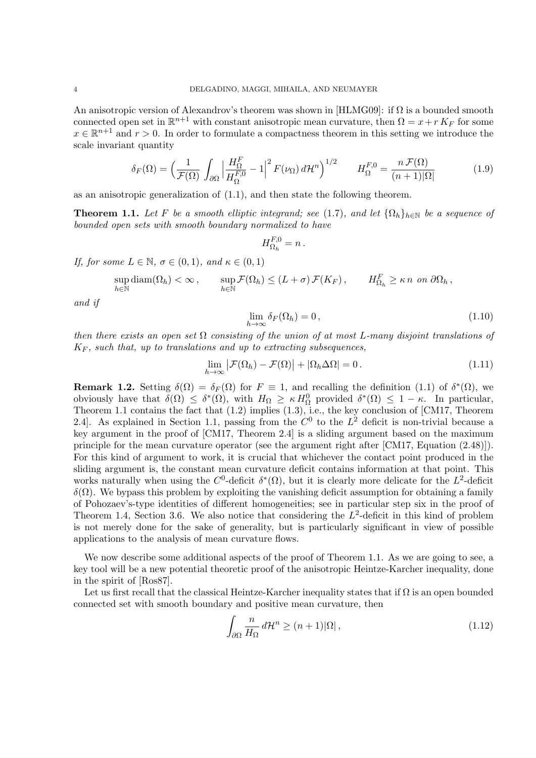An anisotropic version of Alexandrov's theorem was shown in [HLMG09]: if $\Omega$ is a bounded smooth connected open set in $\mathbb{R}^{n+1}$ with constant anisotropic mean curvature, then $\Omega = x + r\,K_F$ for some $x \in \mathbb{R}^{n+1}$ and $r > 0$. In order to formulate a compactness theorem in this setting we introduce the scale invariant quantity

$$\delta_F(\Omega) = \Big(\frac{1}{\mathcal{F}(\Omega)}\int_{\partial\Omega}\Big|\frac{H^F_\Omega}{H^{F,0}_\Omega} - 1\Big|^2 F(\nu_\Omega)\,d\mathcal{H}^n\Big)^{1/2} \qquad H^{F,0}_\Omega = \frac{n\,\mathcal{F}(\Omega)}{(n+1)|\Omega|} \tag{1.9}$$

as an anisotropic generalization of (1.1), and then state the following theorem.

**Theorem 1.1.** *Let $F$ be a smooth elliptic integrand; see (1.7), and let $\{\Omega_h\}_{h\in\mathbb{N}}$ be a sequence of bounded open sets with smooth boundary normalized to have*

$$H^{F,0}_{\Omega_h} = n\,.$$

*If, for some $L \in \mathbb{N}$, $\sigma \in (0,1)$, and $\kappa \in (0,1)$*

$$\sup_{h\in\mathbb{N}} \mathrm{diam}(\Omega_h) < \infty\,, \qquad \sup_{h\in\mathbb{N}} \mathcal{F}(\Omega_h) \le (L+\sigma)\,\mathcal{F}(K_F)\,, \qquad H^F_{\Omega_h} \ge \kappa\, n \text{ on } \partial\Omega_h\,,$$

*and if*

$$\lim_{h\to\infty} \delta_F(\Omega_h) = 0\,, \tag{1.10}$$

*then there exists an open set $\Omega$ consisting of the union of at most $L$-many disjoint translations of $K_F$, such that, up to translations and up to extracting subsequences,*

$$\lim_{h\to\infty} \big|\mathcal{F}(\Omega_h) - \mathcal{F}(\Omega)\big| + |\Omega_h \Delta \Omega| = 0\,. \tag{1.11}$$

**Remark 1.2.** Setting $\delta(\Omega) = \delta_F(\Omega)$ for $F \equiv 1$, and recalling the definition (1.1) of $\delta^*(\Omega)$, we obviously have that $\delta(\Omega) \le \delta^*(\Omega)$, with $H_\Omega \ge \kappa\, H^0_\Omega$ provided $\delta^*(\Omega) \le 1-\kappa$. In particular, Theorem 1.1 contains the fact that (1.2) implies (1.3), i.e., the key conclusion of [CM17, Theorem 2.4]. As explained in Section 1.1, passing from the $C^0$ to the $L^2$ deficit is non-trivial because a key argument in the proof of [CM17, Theorem 2.4] is a sliding argument based on the maximum principle for the mean curvature operator (see the argument right after [CM17, Equation (2.48)]). For this kind of argument to work, it is crucial that whichever the contact point produced in the sliding argument is, the constant mean curvature deficit contains information at that point. This works naturally when using the $C^0$-deficit $\delta^*(\Omega)$, but it is clearly more delicate for the $L^2$-deficit $\delta(\Omega)$. We bypass this problem by exploiting the vanishing deficit assumption for obtaining a family of Pohozaev's-type identities of different homogeneities; see in particular step six in the proof of Theorem 1.4, Section 3.6. We also notice that considering the $L^2$-deficit in this kind of problem is not merely done for the sake of generality, but is particularly significant in view of possible applications to the analysis of mean curvature flows.

We now describe some additional aspects of the proof of Theorem 1.1. As we are going to see, a key tool will be a new potential theoretic proof of the anisotropic Heintze-Karcher inequality, done in the spirit of [Ros87].

Let us first recall that the classical Heintze-Karcher inequality states that if $\Omega$ is an open bounded connected set with smooth boundary and positive mean curvature, then

$$\int_{\partial\Omega} \frac{n}{H_\Omega}\, d\mathcal{H}^n \ge (n+1)|\Omega|\,, \tag{1.12}$$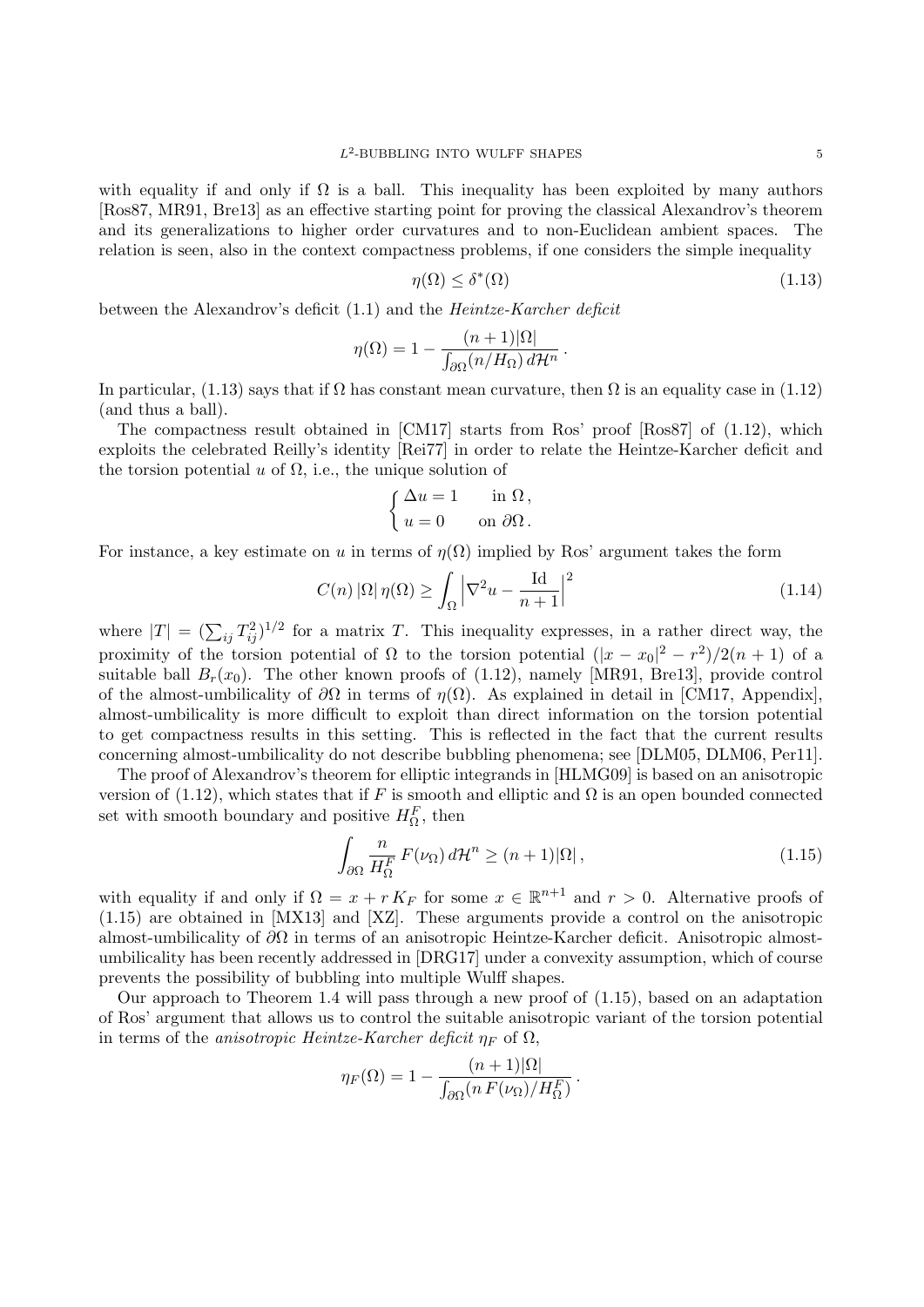with equality if and only if $\Omega$ is a ball. This inequality has been exploited by many authors [Ros87, MR91, Bre13] as an effective starting point for proving the classical Alexandrov's theorem and its generalizations to higher order curvatures and to non-Euclidean ambient spaces. The relation is seen, also in the context compactness problems, if one considers the simple inequality

$$\eta(\Omega) \le \delta^*(\Omega) \tag{1.13}$$

between the Alexandrov's deficit (1.1) and the *Heintze-Karcher deficit*

$$\eta(\Omega) = 1 - \frac{(n+1)|\Omega|}{\int_{\partial\Omega}(n/H_\Omega)\, d\mathcal{H}^n}\,.$$

In particular, (1.13) says that if $\Omega$ has constant mean curvature, then $\Omega$ is an equality case in (1.12) (and thus a ball).

The compactness result obtained in [CM17] starts from Ros' proof [Ros87] of (1.12), which exploits the celebrated Reilly's identity [Rei77] in order to relate the Heintze-Karcher deficit and the torsion potential $u$ of $\Omega$, i.e., the unique solution of

$$\begin{cases} \Delta u = 1 & \text{in } \Omega\,, \\ u = 0 & \text{on } \partial\Omega\,. \end{cases}$$

For instance, a key estimate on $u$ in terms of $\eta(\Omega)$ implied by Ros' argument takes the form

$$C(n)\,|\Omega|\,\eta(\Omega) \ge \int_\Omega \Big|\nabla^2 u - \frac{\mathrm{Id}}{n+1}\Big|^2 \tag{1.14}$$

where $|T| = (\sum_{ij} T_{ij}^2)^{1/2}$ for a matrix $T$. This inequality expresses, in a rather direct way, the proximity of the torsion potential of $\Omega$ to the torsion potential $(|x-x_0|^2 - r^2)/2(n+1)$ of a suitable ball $B_r(x_0)$. The other known proofs of (1.12), namely [MR91, Bre13], provide control of the almost-umbilicality of $\partial\Omega$ in terms of $\eta(\Omega)$. As explained in detail in [CM17, Appendix], almost-umbilicality is more difficult to exploit than direct information on the torsion potential to get compactness results in this setting. This is reflected in the fact that the current results concerning almost-umbilicality do not describe bubbling phenomena; see [DLM05, DLM06, Per11].

The proof of Alexandrov's theorem for elliptic integrands in [HLMG09] is based on an anisotropic version of (1.12), which states that if $F$ is smooth and elliptic and $\Omega$ is an open bounded connected set with smooth boundary and positive $H^F_\Omega$, then

$$\int_{\partial\Omega} \frac{n}{H^F_\Omega}\, F(\nu_\Omega)\, d\mathcal{H}^n \ge (n+1)|\Omega|\,, \tag{1.15}$$

with equality if and only if $\Omega = x + r\,K_F$ for some $x \in \mathbb{R}^{n+1}$ and $r > 0$. Alternative proofs of (1.15) are obtained in [MX13] and [XZ]. These arguments provide a control on the anisotropic almost-umbilicality of $\partial\Omega$ in terms of an anisotropic Heintze-Karcher deficit. Anisotropic almost-umbilicality has been recently addressed in [DRG17] under a convexity assumption, which of course prevents the possibility of bubbling into multiple Wulff shapes.

Our approach to Theorem 1.4 will pass through a new proof of (1.15), based on an adaptation of Ros' argument that allows us to control the suitable anisotropic variant of the torsion potential in terms of the *anisotropic Heintze-Karcher deficit* $\eta_F$ of $\Omega$,

$$\eta_F(\Omega) = 1 - \frac{(n+1)|\Omega|}{\int_{\partial\Omega}(n\,F(\nu_\Omega)/H^F_\Omega)}\,.$$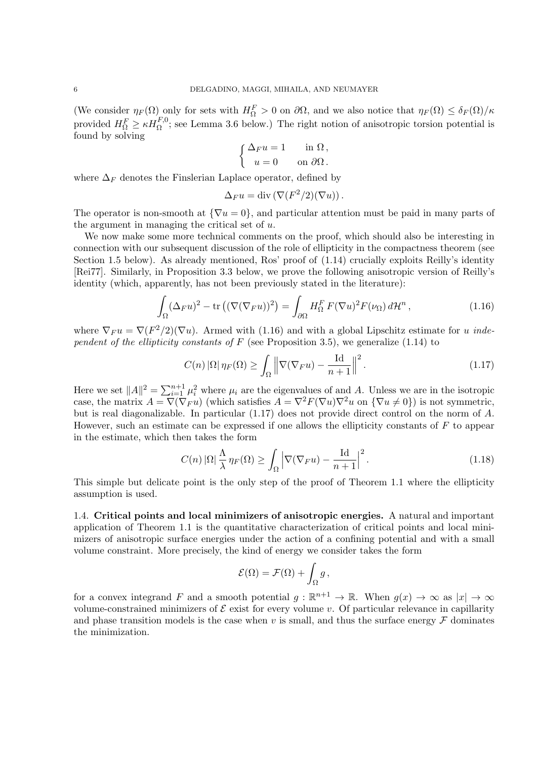(We consider $\eta_F(\Omega)$ only for sets with $H^F_\Omega > 0$ on $\partial\Omega$, and we also notice that $\eta_F(\Omega) \le \delta_F(\Omega)/\kappa$ provided $H^F_\Omega \ge \kappa H^{F,0}_\Omega$; see Lemma 3.6 below.) The right notion of anisotropic torsion potential is found by solving

$$\begin{cases} \Delta_F u = 1 & \text{in } \Omega\,, \\ u = 0 & \text{on } \partial\Omega\,. \end{cases}$$

where $\Delta_F$ denotes the Finslerian Laplace operator, defined by

$$\Delta_F u = \operatorname{div}\left(\nabla(F^2/2)(\nabla u)\right).$$

The operator is non-smooth at $\{\nabla u = 0\}$, and particular attention must be paid in many parts of the argument in managing the critical set of $u$.

We now make some more technical comments on the proof, which should also be interesting in connection with our subsequent discussion of the role of ellipticity in the compactness theorem (see Section 1.5 below). As already mentioned, Ros' proof of (1.14) crucially exploits Reilly's identity [Rei77]. Similarly, in Proposition 3.3 below, we prove the following anisotropic version of Reilly's identity (which, apparently, has not been previously stated in the literature):

$$\int_\Omega (\Delta_F u)^2 - \operatorname{tr}\left((\nabla(\nabla_F u))^2\right) = \int_{\partial\Omega} H^F_\Omega\, F(\nabla u)^2 F(\nu_\Omega)\, d\mathcal{H}^n\,, \tag{1.16}$$

where $\nabla_F u = \nabla(F^2/2)(\nabla u)$. Armed with (1.16) and with a global Lipschitz estimate for $u$ *independent of the ellipticity constants of* $F$ (see Proposition 3.5), we generalize (1.14) to

$$C(n)\,|\Omega|\,\eta_F(\Omega) \ge \int_\Omega \left\| \nabla(\nabla_F u) - \frac{\mathrm{Id}}{n+1} \right\|^2. \tag{1.17}$$

Here we set $\|A\|^2 = \sum_{i=1}^{n+1} \mu_i^2$ where $\mu_i$ are the eigenvalues of and $A$. Unless we are in the isotropic case, the matrix $A = \nabla(\nabla_F u)$ (which satisfies $A = \nabla^2 F(\nabla u)\nabla^2 u$ on $\{\nabla u \ne 0\}$) is not symmetric, but is real diagonalizable. In particular (1.17) does not provide direct control on the norm of $A$. However, such an estimate can be expressed if one allows the ellipticity constants of $F$ to appear in the estimate, which then takes the form

$$C(n)\,|\Omega|\,\frac{\Lambda}{\lambda}\,\eta_F(\Omega) \ge \int_\Omega \left| \nabla(\nabla_F u) - \frac{\mathrm{Id}}{n+1} \right|^2. \tag{1.18}$$

This simple but delicate point is the only step of the proof of Theorem 1.1 where the ellipticity assumption is used.

## 1.4. Critical points and local minimizers of anisotropic energies.

A natural and important application of Theorem 1.1 is the quantitative characterization of critical points and local minimizers of anisotropic surface energies under the action of a confining potential and with a small volume constraint. More precisely, the kind of energy we consider takes the form

$$\mathcal{E}(\Omega) = \mathcal{F}(\Omega) + \int_\Omega g\,,$$

for a convex integrand $F$ and a smooth potential $g : \mathbb{R}^{n+1} \to \mathbb{R}$. When $g(x) \to \infty$ as $|x| \to \infty$ volume-constrained minimizers of $\mathcal{E}$ exist for every volume $v$. Of particular relevance in capillarity and phase transition models is the case when $v$ is small, and thus the surface energy $\mathcal{F}$ dominates the minimization.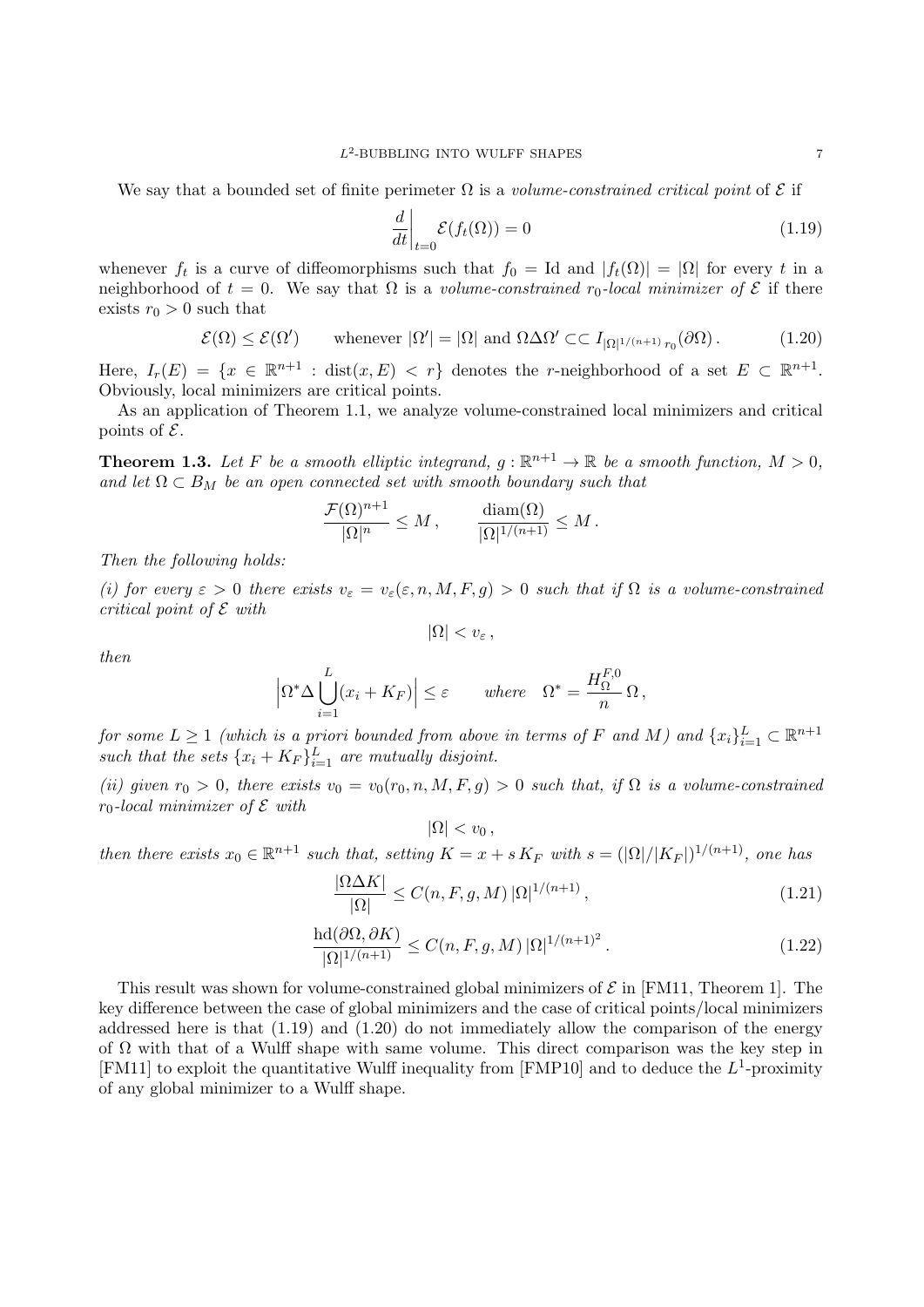We say that a bounded set of finite perimeter $\Omega$ is a *volume-constrained critical point* of $\mathcal{E}$ if

$$\frac{d}{dt}\bigg|_{t=0} \mathcal{E}(f_t(\Omega)) = 0 \tag{1.19}$$

whenever $f_t$ is a curve of diffeomorphisms such that $f_0 = \mathrm{Id}$ and $|f_t(\Omega)| = |\Omega|$ for every $t$ in a neighborhood of $t = 0$. We say that $\Omega$ is a *volume-constrained $r_0$-local minimizer of $\mathcal{E}$* if there exists $r_0 > 0$ such that

$$\mathcal{E}(\Omega) \leq \mathcal{E}(\Omega') \qquad \text{whenever } |\Omega'| = |\Omega| \text{ and } \Omega \Delta \Omega' \subset\subset I_{|\Omega|^{1/(n+1)}\, r_0}(\partial\Omega)\,. \tag{1.20}$$

Here, $I_r(E) = \{x \in \mathbb{R}^{n+1} : \mathrm{dist}(x, E) < r\}$ denotes the $r$-neighborhood of a set $E \subset \mathbb{R}^{n+1}$. Obviously, local minimizers are critical points.

As an application of Theorem 1.1, we analyze volume-constrained local minimizers and critical points of $\mathcal{E}$.

**Theorem 1.3.** *Let $F$ be a smooth elliptic integrand, $g : \mathbb{R}^{n+1} \to \mathbb{R}$ be a smooth function, $M > 0$, and let $\Omega \subset B_M$ be an open connected set with smooth boundary such that*

$$\frac{\mathcal{F}(\Omega)^{n+1}}{|\Omega|^n} \leq M\,, \qquad \frac{\mathrm{diam}(\Omega)}{|\Omega|^{1/(n+1)}} \leq M\,.$$

*Then the following holds:*

*(i) for every $\varepsilon > 0$ there exists $v_\varepsilon = v_\varepsilon(\varepsilon, n, M, F, g) > 0$ such that if $\Omega$ is a volume-constrained critical point of $\mathcal{E}$ with*

$$|\Omega| < v_\varepsilon\,,$$

*then*

$$\Big|\Omega^* \Delta \bigcup_{i=1}^{L}(x_i + K_F)\Big| \leq \varepsilon \qquad \textit{where} \quad \Omega^* = \frac{H^{F,0}_\Omega}{n}\,\Omega\,,$$

*for some $L \geq 1$ (which is a priori bounded from above in terms of $F$ and $M$) and $\{x_i\}_{i=1}^L \subset \mathbb{R}^{n+1}$ such that the sets $\{x_i + K_F\}_{i=1}^L$ are mutually disjoint.*

*(ii) given $r_0 > 0$, there exists $v_0 = v_0(r_0, n, M, F, g) > 0$ such that, if $\Omega$ is a volume-constrained $r_0$-local minimizer of $\mathcal{E}$ with*

$$|\Omega| < v_0\,,$$

*then there exists $x_0 \in \mathbb{R}^{n+1}$ such that, setting $K = x + s\,K_F$ with $s = (|\Omega|/|K_F|)^{1/(n+1)}$, one has*

$$\frac{|\Omega \Delta K|}{|\Omega|} \leq C(n, F, g, M)\,|\Omega|^{1/(n+1)}\,, \tag{1.21}$$

$$\frac{\mathrm{hd}(\partial\Omega, \partial K)}{|\Omega|^{1/(n+1)}} \leq C(n, F, g, M)\,|\Omega|^{1/(n+1)^2}\,. \tag{1.22}$$

This result was shown for volume-constrained global minimizers of $\mathcal{E}$ in [FM11, Theorem 1]. The key difference between the case of global minimizers and the case of critical points/local minimizers addressed here is that (1.19) and (1.20) do not immediately allow the comparison of the energy of $\Omega$ with that of a Wulff shape with same volume. This direct comparison was the key step in [FM11] to exploit the quantitative Wulff inequality from [FMP10] and to deduce the $L^1$-proximity of any global minimizer to a Wulff shape.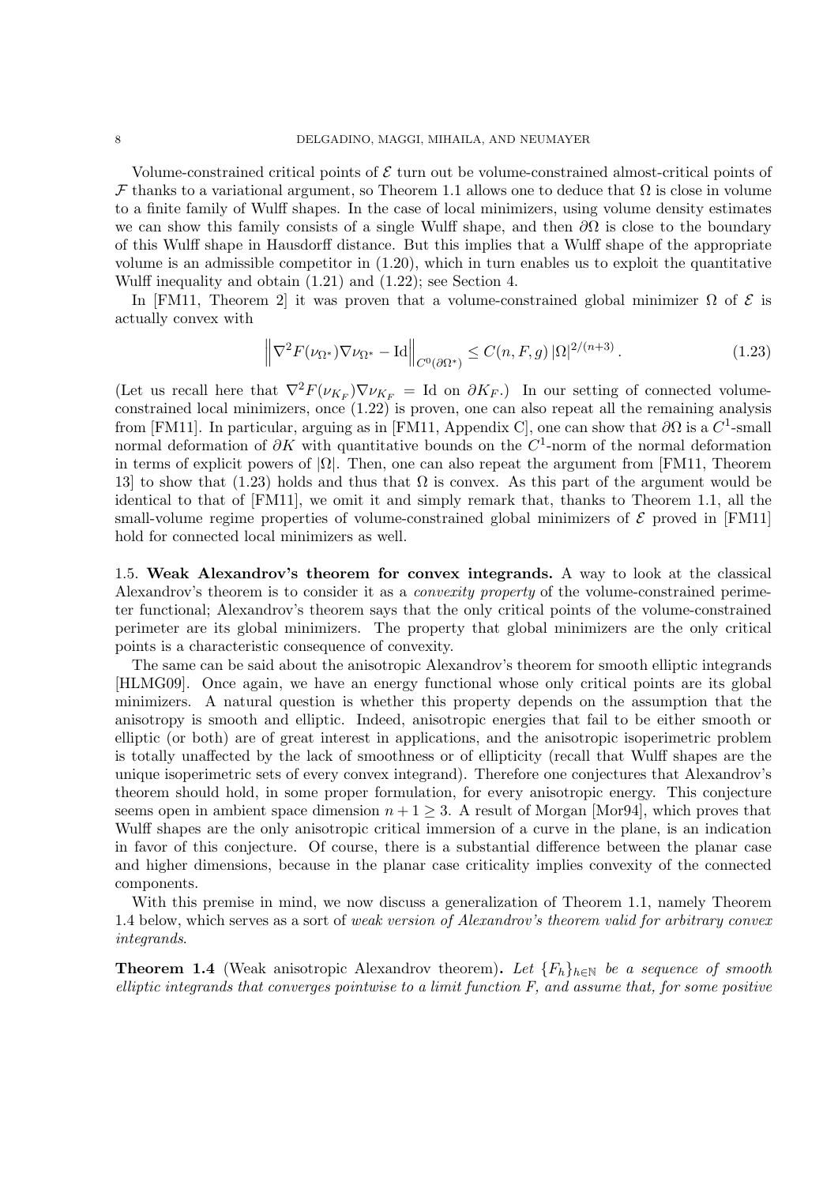Volume-constrained critical points of $\mathcal{E}$ turn out be volume-constrained almost-critical points of $\mathcal{F}$ thanks to a variational argument, so Theorem 1.1 allows one to deduce that $\Omega$ is close in volume to a finite family of Wulff shapes. In the case of local minimizers, using volume density estimates we can show this family consists of a single Wulff shape, and then $\partial\Omega$ is close to the boundary of this Wulff shape in Hausdorff distance. But this implies that a Wulff shape of the appropriate volume is an admissible competitor in (1.20), which in turn enables us to exploit the quantitative Wulff inequality and obtain (1.21) and (1.22); see Section 4.

In [FM11, Theorem 2] it was proven that a volume-constrained global minimizer $\Omega$ of $\mathcal{E}$ is actually convex with

$$
\left\| \nabla^2 F(\nu_{\Omega^*}) \nabla \nu_{\Omega^*} - \mathrm{Id} \right\|_{C^0(\partial\Omega^*)} \leq C(n, F, g)\, |\Omega|^{2/(n+3)} . \tag{1.23}
$$

(Let us recall here that $\nabla^2 F(\nu_{K_F}) \nabla \nu_{K_F} = \mathrm{Id}$ on $\partial K_F$.) In our setting of connected volume-constrained local minimizers, once (1.22) is proven, one can also repeat all the remaining analysis from [FM11]. In particular, arguing as in [FM11, Appendix C], one can show that $\partial\Omega$ is a $C^1$-small normal deformation of $\partial K$ with quantitative bounds on the $C^1$-norm of the normal deformation in terms of explicit powers of $|\Omega|$. Then, one can also repeat the argument from [FM11, Theorem 13] to show that (1.23) holds and thus that $\Omega$ is convex. As this part of the argument would be identical to that of [FM11], we omit it and simply remark that, thanks to Theorem 1.1, all the small-volume regime properties of volume-constrained global minimizers of $\mathcal{E}$ proved in [FM11] hold for connected local minimizers as well.

### 1.5. Weak Alexandrov's theorem for convex integrands.

A way to look at the classical Alexandrov's theorem is to consider it as a *convexity property* of the volume-constrained perimeter functional; Alexandrov's theorem says that the only critical points of the volume-constrained perimeter are its global minimizers. The property that global minimizers are the only critical points is a characteristic consequence of convexity.

The same can be said about the anisotropic Alexandrov's theorem for smooth elliptic integrands [HLMG09]. Once again, we have an energy functional whose only critical points are its global minimizers. A natural question is whether this property depends on the assumption that the anisotropy is smooth and elliptic. Indeed, anisotropic energies that fail to be either smooth or elliptic (or both) are of great interest in applications, and the anisotropic isoperimetric problem is totally unaffected by the lack of smoothness or of ellipticity (recall that Wulff shapes are the unique isoperimetric sets of every convex integrand). Therefore one conjectures that Alexandrov's theorem should hold, in some proper formulation, for every anisotropic energy. This conjecture seems open in ambient space dimension $n+1 \geq 3$. A result of Morgan [Mor94], which proves that Wulff shapes are the only anisotropic critical immersion of a curve in the plane, is an indication in favor of this conjecture. Of course, there is a substantial difference between the planar case and higher dimensions, because in the planar case criticality implies convexity of the connected components.

With this premise in mind, we now discuss a generalization of Theorem 1.1, namely Theorem 1.4 below, which serves as a sort of *weak version of Alexandrov's theorem valid for arbitrary convex integrands*.

**Theorem 1.4** (Weak anisotropic Alexandrov theorem)**.** *Let $\{F_h\}_{h\in\mathbb{N}}$ be a sequence of smooth elliptic integrands that converges pointwise to a limit function $F$, and assume that, for some positive*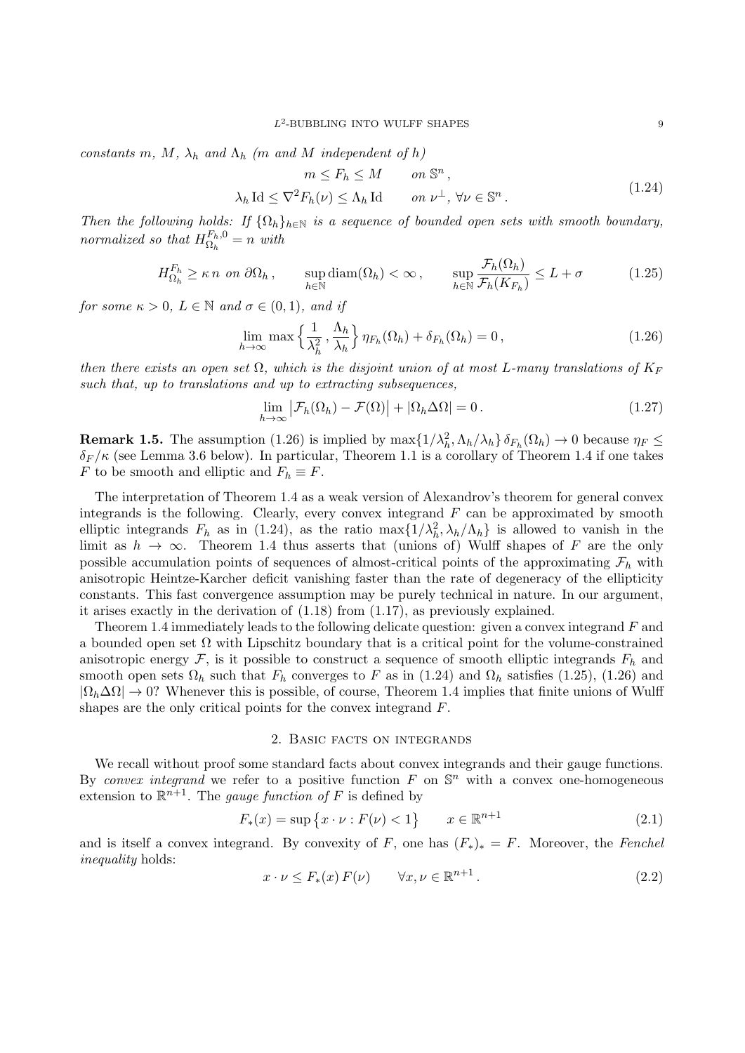*constants $m$, $M$, $\lambda_h$ and $\Lambda_h$ ($m$ and $M$ independent of $h$)*

$$
\begin{aligned}
m \le F_h \le M \qquad & \textit{on } \mathbb{S}^n\,, \\
\lambda_h \,\mathrm{Id} \le \nabla^2 F_h(\nu) \le \Lambda_h \,\mathrm{Id} \qquad & \textit{on } \nu^\perp,\ \forall \nu \in \mathbb{S}^n\,.
\end{aligned}
\tag{1.24}
$$

*Then the following holds: If $\{\Omega_h\}_{h\in\mathbb{N}}$ is a sequence of bounded open sets with smooth boundary, normalized so that $H^{F_h,0}_{\Omega_h} = n$ with*

$$
H^{F_h}_{\Omega_h} \ge \kappa\, n \ \textit{ on } \partial\Omega_h\,, \qquad \sup_{h\in\mathbb{N}} \mathrm{diam}(\Omega_h) < \infty\,, \qquad \sup_{h\in\mathbb{N}} \frac{\mathcal{F}_h(\Omega_h)}{\mathcal{F}_h(K_{F_h})} \le L + \sigma \tag{1.25}
$$

*for some $\kappa > 0$, $L \in \mathbb{N}$ and $\sigma \in (0,1)$, and if*

$$
\lim_{h\to\infty} \max\Big\{ \frac{1}{\lambda_h^2}\,, \frac{\Lambda_h}{\lambda_h} \Big\}\, \eta_{F_h}(\Omega_h) + \delta_{F_h}(\Omega_h) = 0\,, \tag{1.26}
$$

*then there exists an open set $\Omega$, which is the disjoint union of at most $L$-many translations of $K_F$ such that, up to translations and up to extracting subsequences,*

$$
\lim_{h\to\infty} \big|\mathcal{F}_h(\Omega_h) - \mathcal{F}(\Omega)\big| + |\Omega_h \Delta \Omega| = 0\,. \tag{1.27}
$$

**Remark 1.5.** The assumption (1.26) is implied by $\max\{1/\lambda_h^2, \Lambda_h/\lambda_h\}\,\delta_{F_h}(\Omega_h) \to 0$ because $\eta_F \le \delta_F/\kappa$ (see Lemma 3.6 below). In particular, Theorem 1.1 is a corollary of Theorem 1.4 if one takes $F$ to be smooth and elliptic and $F_h \equiv F$.

The interpretation of Theorem 1.4 as a weak version of Alexandrov's theorem for general convex integrands is the following. Clearly, every convex integrand $F$ can be approximated by smooth elliptic integrands $F_h$ as in (1.24), as the ratio $\max\{1/\lambda_h^2, \lambda_h/\Lambda_h\}$ is allowed to vanish in the limit as $h \to \infty$. Theorem 1.4 thus asserts that (unions of) Wulff shapes of $F$ are the only possible accumulation points of sequences of almost-critical points of the approximating $\mathcal{F}_h$ with anisotropic Heintze-Karcher deficit vanishing faster than the rate of degeneracy of the ellipticity constants. This fast convergence assumption may be purely technical in nature. In our argument, it arises exactly in the derivation of (1.18) from (1.17), as previously explained.

Theorem 1.4 immediately leads to the following delicate question: given a convex integrand $F$ and a bounded open set $\Omega$ with Lipschitz boundary that is a critical point for the volume-constrained anisotropic energy $\mathcal{F}$, is it possible to construct a sequence of smooth elliptic integrands $F_h$ and smooth open sets $\Omega_h$ such that $F_h$ converges to $F$ as in (1.24) and $\Omega_h$ satisfies (1.25), (1.26) and $|\Omega_h \Delta \Omega| \to 0$? Whenever this is possible, of course, Theorem 1.4 implies that finite unions of Wulff shapes are the only critical points for the convex integrand $F$.

## 2. Basic facts on integrands

We recall without proof some standard facts about convex integrands and their gauge functions. By *convex integrand* we refer to a positive function $F$ on $\mathbb{S}^n$ with a convex one-homogeneous extension to $\mathbb{R}^{n+1}$. The *gauge function of $F$* is defined by

$$
F_*(x) = \sup\big\{ x \cdot \nu : F(\nu) < 1 \big\} \qquad x \in \mathbb{R}^{n+1} \tag{2.1}
$$

and is itself a convex integrand. By convexity of $F$, one has $(F_*)_* = F$. Moreover, the *Fenchel inequality* holds:

$$
x \cdot \nu \le F_*(x)\, F(\nu) \qquad \forall x, \nu \in \mathbb{R}^{n+1}\,. \tag{2.2}
$$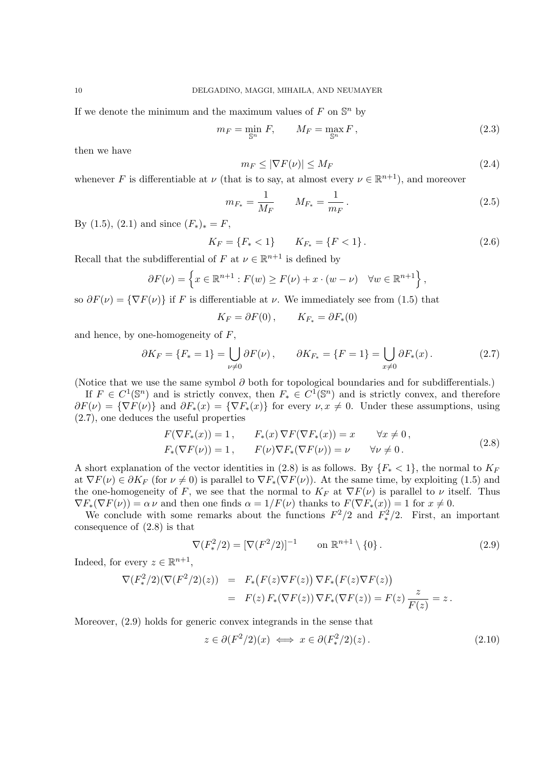If we denote the minimum and the maximum values of $F$ on $\mathbb{S}^n$ by

$$m_F = \min_{\mathbb{S}^n} F, \qquad M_F = \max_{\mathbb{S}^n} F\,, \tag{2.3}$$

then we have

$$m_F \le |\nabla F(\nu)| \le M_F \tag{2.4}$$

whenever $F$ is differentiable at $\nu$ (that is to say, at almost every $\nu \in \mathbb{R}^{n+1}$), and moreover

$$m_{F_*} = \frac{1}{M_F} \qquad M_{F_*} = \frac{1}{m_F}\,. \tag{2.5}$$

By (1.5), (2.1) and since $(F_*)_* = F$,

$$K_F = \{F_* < 1\} \qquad K_{F_*} = \{F < 1\}\,. \tag{2.6}$$

Recall that the subdifferential of $F$ at $\nu \in \mathbb{R}^{n+1}$ is defined by

$$\partial F(\nu) = \Big\{ x \in \mathbb{R}^{n+1} : F(w) \ge F(\nu) + x\cdot(w-\nu) \quad \forall w \in \mathbb{R}^{n+1} \Big\}\,,$$

so $\partial F(\nu) = \{\nabla F(\nu)\}$ if $F$ is differentiable at $\nu$. We immediately see from (1.5) that

$$K_F = \partial F(0)\,, \qquad K_{F_*} = \partial F_*(0)$$

and hence, by one-homogeneity of $F$,

$$\partial K_F = \{F_* = 1\} = \bigcup_{\nu\neq 0} \partial F(\nu)\,, \qquad \partial K_{F_*} = \{F = 1\} = \bigcup_{x \neq 0} \partial F_*(x)\,. \tag{2.7}$$

(Notice that we use the same symbol $\partial$ both for topological boundaries and for subdifferentials.)

If $F \in C^1(\mathbb{S}^n)$ and is strictly convex, then $F_* \in C^1(\mathbb{S}^n)$ and is strictly convex, and therefore $\partial F(\nu) = \{\nabla F(\nu)\}$ and $\partial F_*(x) = \{\nabla F_*(x)\}$ for every $\nu, x \neq 0$. Under these assumptions, using (2.7), one deduces the useful properties

$$\begin{aligned} F(\nabla F_*(x)) &= 1\,, \qquad F_*(x)\,\nabla F(\nabla F_*(x)) = x \qquad \forall x \neq 0\,,\\ F_*(\nabla F(\nu)) &= 1\,, \qquad F(\nu)\nabla F_*(\nabla F(\nu)) = \nu \qquad \forall \nu \neq 0\,. \end{aligned} \tag{2.8}$$

A short explanation of the vector identities in (2.8) is as follows. By $\{F_* < 1\}$, the normal to $K_F$ at $\nabla F(\nu) \in \partial K_F$ (for $\nu \neq 0$) is parallel to $\nabla F_*(\nabla F(\nu))$. At the same time, by exploiting (1.5) and the one-homogeneity of $F$, we see that the normal to $K_F$ at $\nabla F(\nu)$ is parallel to $\nu$ itself. Thus $\nabla F_*(\nabla F(\nu)) = \alpha\,\nu$ and then one finds $\alpha = 1/F(\nu)$ thanks to $F(\nabla F_*(x)) = 1$ for $x \neq 0$.

We conclude with some remarks about the functions $F^2/2$ and $F_*^2/2$. First, an important consequence of (2.8) is that

$$\nabla(F_*^2/2) = [\nabla(F^2/2)]^{-1} \qquad \text{on } \mathbb{R}^{n+1}\setminus\{0\}\,. \tag{2.9}$$

Indeed, for every $z \in \mathbb{R}^{n+1}$,

$$\begin{aligned} \nabla(F_*^2/2)(\nabla(F^2/2)(z)) &= F_*\big(F(z)\nabla F(z)\big)\,\nabla F_*\big(F(z)\nabla F(z)\big)\\ &= F(z)\,F_*(\nabla F(z))\,\nabla F_*(\nabla F(z)) = F(z)\,\frac{z}{F(z)} = z\,. \end{aligned}$$

Moreover, (2.9) holds for generic convex integrands in the sense that

$$z \in \partial(F^2/2)(x) \iff x \in \partial(F_*^2/2)(z)\,. \tag{2.10}$$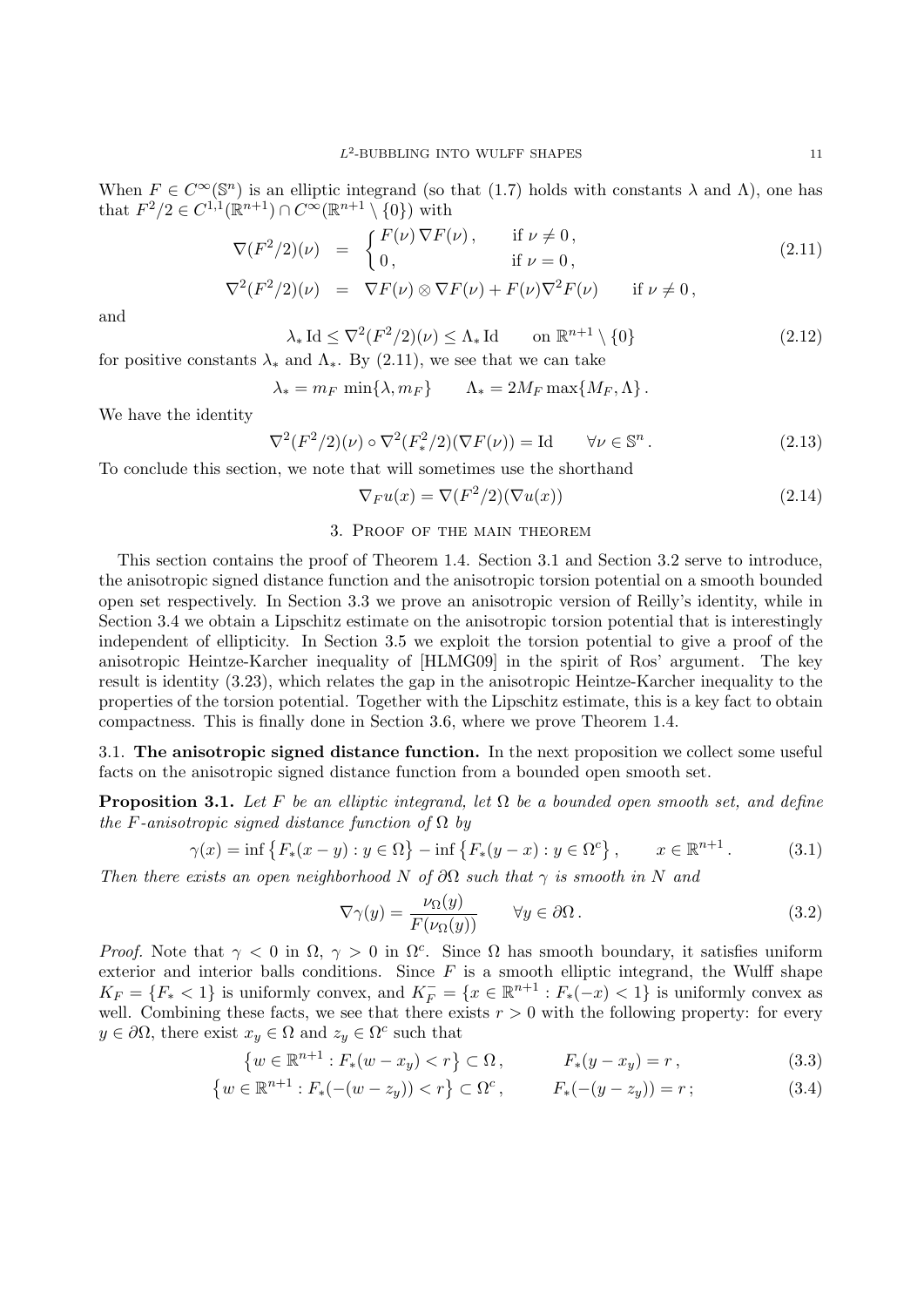When $F \in C^\infty(\mathbb{S}^n)$ is an elliptic integrand (so that (1.7) holds with constants $\lambda$ and $\Lambda$), one has that $F^2/2 \in C^{1,1}(\mathbb{R}^{n+1}) \cap C^\infty(\mathbb{R}^{n+1} \setminus \{0\})$ with

$$
\begin{aligned}
\nabla(F^2/2)(\nu) &= \begin{cases} F(\nu)\, \nabla F(\nu)\,, & \text{if } \nu \neq 0\,, \\ 0\,, & \text{if } \nu = 0\,, \end{cases} \\
\nabla^2(F^2/2)(\nu) &= \nabla F(\nu) \otimes \nabla F(\nu) + F(\nu) \nabla^2 F(\nu) \qquad \text{if } \nu \neq 0\,,
\end{aligned}
\tag{2.11}
$$

and

$$
\lambda_* \, \mathrm{Id} \leq \nabla^2(F^2/2)(\nu) \leq \Lambda_* \, \mathrm{Id} \qquad \text{on } \mathbb{R}^{n+1} \setminus \{0\} \tag{2.12}
$$

for positive constants $\lambda_*$ and $\Lambda_*$. By (2.11), we see that we can take

$$
\lambda_* = m_F \, \min\{\lambda, m_F\} \qquad \Lambda_* = 2 M_F \max\{M_F, \Lambda\}\,.
$$

We have the identity

$$
\nabla^2(F^2/2)(\nu) \circ \nabla^2(F_*^2/2)(\nabla F(\nu)) = \mathrm{Id} \qquad \forall \nu \in \mathbb{S}^n\,. \tag{2.13}
$$

To conclude this section, we note that will sometimes use the shorthand

$$
\nabla_F u(x) = \nabla(F^2/2)(\nabla u(x)) \tag{2.14}
$$

## 3. Proof of the main theorem

This section contains the proof of Theorem 1.4. Section 3.1 and Section 3.2 serve to introduce, the anisotropic signed distance function and the anisotropic torsion potential on a smooth bounded open set respectively. In Section 3.3 we prove an anisotropic version of Reilly's identity, while in Section 3.4 we obtain a Lipschitz estimate on the anisotropic torsion potential that is interestingly independent of ellipticity. In Section 3.5 we exploit the torsion potential to give a proof of the anisotropic Heintze-Karcher inequality of [HLMG09] in the spirit of Ros' argument. The key result is identity (3.23), which relates the gap in the anisotropic Heintze-Karcher inequality to the properties of the torsion potential. Together with the Lipschitz estimate, this is a key fact to obtain compactness. This is finally done in Section 3.6, where we prove Theorem 1.4.

### 3.1. The anisotropic signed distance function.

In the next proposition we collect some useful facts on the anisotropic signed distance function from a bounded open smooth set.

**Proposition 3.1.** *Let $F$ be an elliptic integrand, let $\Omega$ be a bounded open smooth set, and define the $F$-anisotropic signed distance function of $\Omega$ by*

$$
\gamma(x) = \inf\left\{F_*(x-y) : y \in \Omega\right\} - \inf\left\{F_*(y-x) : y \in \Omega^c\right\}, \qquad x \in \mathbb{R}^{n+1}\,. \tag{3.1}
$$

*Then there exists an open neighborhood $N$ of $\partial\Omega$ such that $\gamma$ is smooth in $N$ and*

$$
\nabla \gamma(y) = \frac{\nu_\Omega(y)}{F(\nu_\Omega(y))} \qquad \forall y \in \partial\Omega\,. \tag{3.2}
$$

*Proof.* Note that $\gamma < 0$ in $\Omega$, $\gamma > 0$ in $\Omega^c$. Since $\Omega$ has smooth boundary, it satisfies uniform exterior and interior balls conditions. Since $F$ is a smooth elliptic integrand, the Wulff shape $K_F = \{F_* < 1\}$ is uniformly convex, and $K_F^- = \{x \in \mathbb{R}^{n+1} : F_*(-x) < 1\}$ is uniformly convex as well. Combining these facts, we see that there exists $r > 0$ with the following property: for every $y \in \partial\Omega$, there exist $x_y \in \Omega$ and $z_y \in \Omega^c$ such that

$$
\left\{w \in \mathbb{R}^{n+1} : F_*(w - x_y) < r\right\} \subset \Omega\,, \qquad F_*(y - x_y) = r\,, \tag{3.3}
$$

$$
\left\{w \in \mathbb{R}^{n+1} : F_*(-(w - z_y)) < r\right\} \subset \Omega^c\,, \qquad F_*(-(y - z_y)) = r\,; \tag{3.4}
$$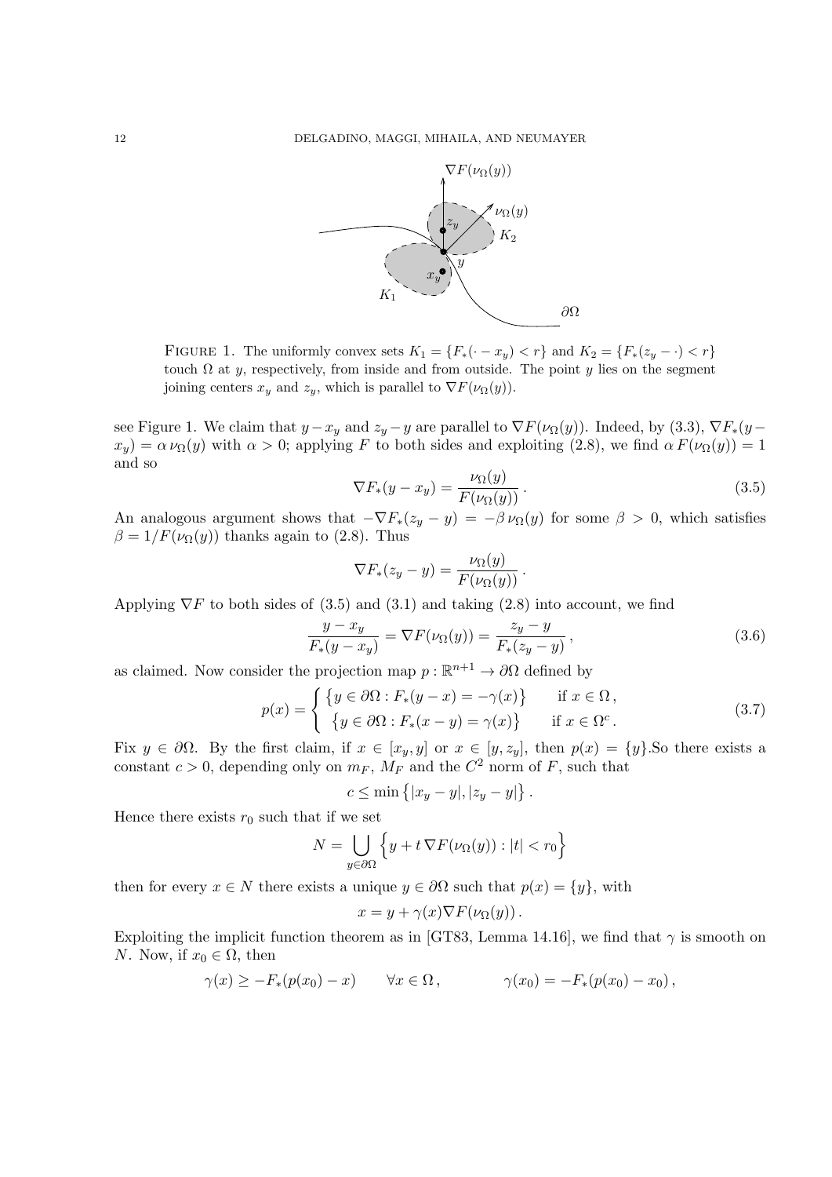FIGURE 1. The uniformly convex sets $K_1 = \{F_*(\cdot - x_y) < r\}$ and $K_2 = \{F_*(z_y - \cdot) < r\}$ touch $\Omega$ at $y$, respectively, from inside and from outside. The point $y$ lies on the segment joining centers $x_y$ and $z_y$, which is parallel to $\nabla F(\nu_\Omega(y))$.

see Figure 1. We claim that $y - x_y$ and $z_y - y$ are parallel to $\nabla F(\nu_\Omega(y))$. Indeed, by (3.3), $\nabla F_*(y - x_y) = \alpha\, \nu_\Omega(y)$ with $\alpha > 0$; applying $F$ to both sides and exploiting (2.8), we find $\alpha\, F(\nu_\Omega(y)) = 1$ and so

$$\nabla F_*(y - x_y) = \frac{\nu_\Omega(y)}{F(\nu_\Omega(y))}\,. \tag{3.5}$$

An analogous argument shows that $-\nabla F_*(z_y - y) = -\beta\, \nu_\Omega(y)$ for some $\beta > 0$, which satisfies $\beta = 1/F(\nu_\Omega(y))$ thanks again to (2.8). Thus

$$\nabla F_*(z_y - y) = \frac{\nu_\Omega(y)}{F(\nu_\Omega(y))}\,.$$

Applying $\nabla F$ to both sides of (3.5) and (3.1) and taking (2.8) into account, we find

$$\frac{y - x_y}{F_*(y - x_y)} = \nabla F(\nu_\Omega(y)) = \frac{z_y - y}{F_*(z_y - y)}\,, \tag{3.6}$$

as claimed. Now consider the projection map $p : \mathbb{R}^{n+1} \to \partial\Omega$ defined by

$$p(x) = \begin{cases} \big\{y \in \partial\Omega : F_*(y - x) = -\gamma(x)\big\} & \text{if } x \in \Omega\,, \\ \big\{y \in \partial\Omega : F_*(x - y) = \gamma(x)\big\} & \text{if } x \in \Omega^c\,. \end{cases} \tag{3.7}$$

Fix $y \in \partial\Omega$. By the first claim, if $x \in [x_y, y]$ or $x \in [y, z_y]$, then $p(x) = \{y\}$.So there exists a constant $c > 0$, depending only on $m_F$, $M_F$ and the $C^2$ norm of $F$, such that

$$c \le \min\big\{|x_y - y|, |z_y - y|\big\}\,.$$

Hence there exists $r_0$ such that if we set

$$N = \bigcup_{y\in\partial\Omega} \Big\{y + t\,\nabla F(\nu_\Omega(y)) : |t| < r_0\Big\}$$

then for every $x \in N$ there exists a unique $y \in \partial\Omega$ such that $p(x) = \{y\}$, with

$$x = y + \gamma(x)\nabla F(\nu_\Omega(y))\,.$$

Exploiting the implicit function theorem as in [GT83, Lemma 14.16], we find that $\gamma$ is smooth on $N$. Now, if $x_0 \in \Omega$, then

$$\gamma(x) \ge -F_*(p(x_0) - x) \qquad \forall x \in \Omega\,, \qquad\qquad \gamma(x_0) = -F_*(p(x_0) - x_0)\,,$$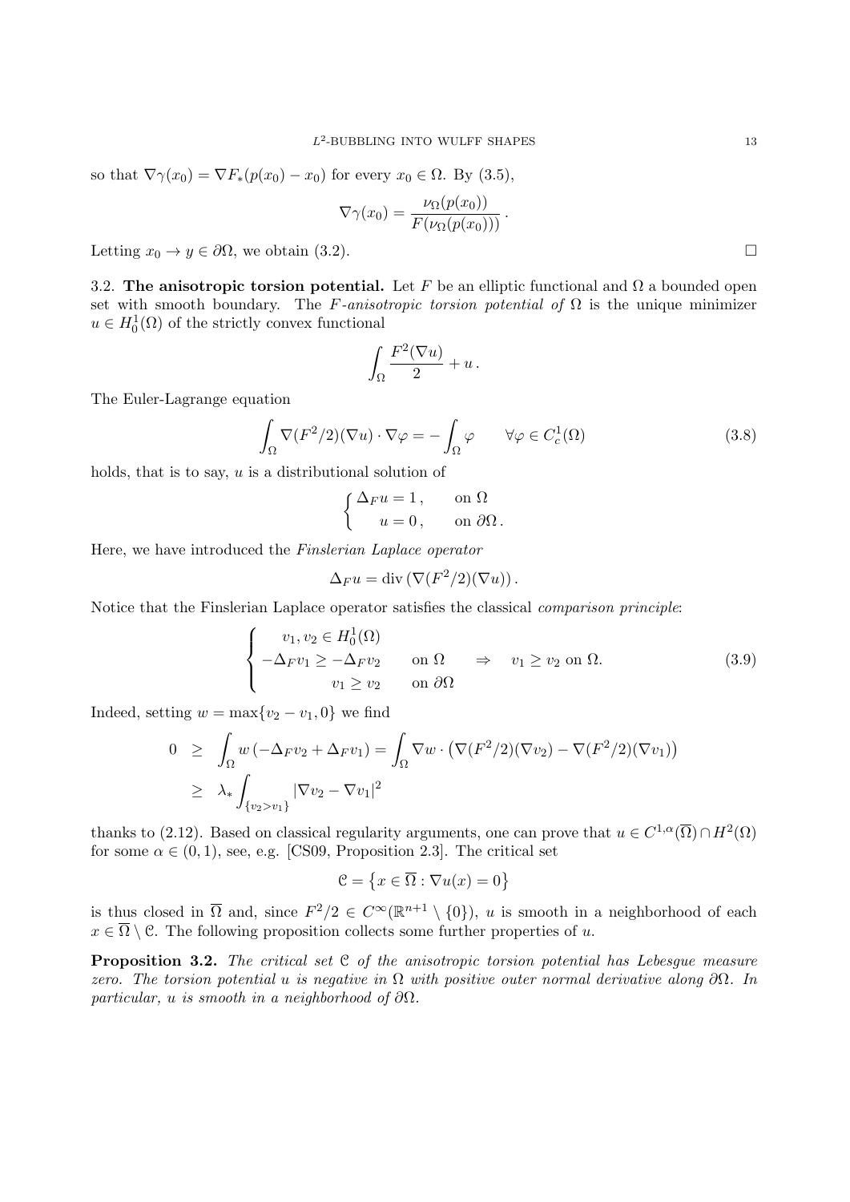so that $\nabla\gamma(x_0) = \nabla F_*(p(x_0) - x_0)$ for every $x_0 \in \Omega$. By (3.5),

$$\nabla\gamma(x_0) = \frac{\nu_\Omega(p(x_0))}{F(\nu_\Omega(p(x_0)))}\,.$$

Letting $x_0 \to y \in \partial\Omega$, we obtain (3.2). $\square$

**3.2. The anisotropic torsion potential.** Let $F$ be an elliptic functional and $\Omega$ a bounded open set with smooth boundary. The *$F$-anisotropic torsion potential of* $\Omega$ is the unique minimizer $u \in H^1_0(\Omega)$ of the strictly convex functional

$$\int_\Omega \frac{F^2(\nabla u)}{2} + u\,.$$

The Euler-Lagrange equation

$$\int_\Omega \nabla(F^2/2)(\nabla u)\cdot\nabla\varphi = -\int_\Omega \varphi \qquad \forall \varphi \in C^1_c(\Omega) \tag{3.8}$$

holds, that is to say, $u$ is a distributional solution of

$$\begin{cases} \Delta_F u = 1\,, & \text{on } \Omega \\ u = 0\,, & \text{on } \partial\Omega\,. \end{cases}$$

Here, we have introduced the *Finslerian Laplace operator*

$$\Delta_F u = \operatorname{div}\left(\nabla(F^2/2)(\nabla u)\right).$$

Notice that the Finslerian Laplace operator satisfies the classical *comparison principle*:

$$\begin{cases} v_1, v_2 \in H^1_0(\Omega) & \\ -\Delta_F v_1 \ge -\Delta_F v_2 & \text{on } \Omega \\ v_1 \ge v_2 & \text{on } \partial\Omega \end{cases} \quad\Rightarrow\quad v_1 \ge v_2 \text{ on } \Omega. \tag{3.9}$$

Indeed, setting $w = \max\{v_2 - v_1, 0\}$ we find

$$\begin{aligned} 0 \;&\ge\; \int_\Omega w\,(-\Delta_F v_2 + \Delta_F v_1) = \int_\Omega \nabla w \cdot \left(\nabla(F^2/2)(\nabla v_2) - \nabla(F^2/2)(\nabla v_1)\right) \\ &\ge\; \lambda_* \int_{\{v_2 > v_1\}} |\nabla v_2 - \nabla v_1|^2 \end{aligned}$$

thanks to (2.12). Based on classical regularity arguments, one can prove that $u \in C^{1,\alpha}(\overline{\Omega}) \cap H^2(\Omega)$ for some $\alpha \in (0,1)$, see, e.g. [CS09, Proposition 2.3]. The critical set

$$\mathcal{C} = \left\{x \in \overline{\Omega} : \nabla u(x) = 0\right\}$$

is thus closed in $\overline{\Omega}$ and, since $F^2/2 \in C^\infty(\mathbb{R}^{n+1}\setminus\{0\})$, $u$ is smooth in a neighborhood of each $x \in \overline{\Omega}\setminus\mathcal{C}$. The following proposition collects some further properties of $u$.

**Proposition 3.2.** *The critical set $\mathcal{C}$ of the anisotropic torsion potential has Lebesgue measure zero. The torsion potential $u$ is negative in $\Omega$ with positive outer normal derivative along $\partial\Omega$. In particular, $u$ is smooth in a neighborhood of $\partial\Omega$.*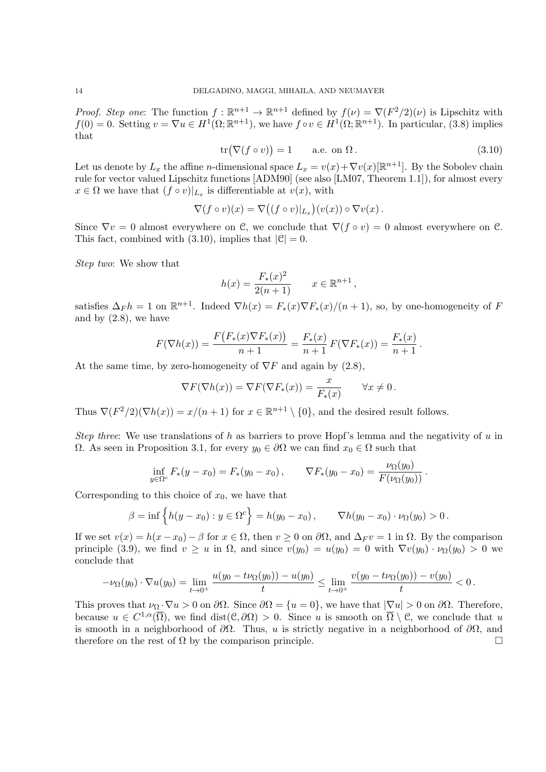*Proof. Step one*: The function $f : \mathbb{R}^{n+1} \to \mathbb{R}^{n+1}$ defined by $f(\nu) = \nabla(F^2/2)(\nu)$ is Lipschitz with $f(0) = 0$. Setting $v = \nabla u \in H^1(\Omega; \mathbb{R}^{n+1})$, we have $f \circ v \in H^1(\Omega; \mathbb{R}^{n+1})$. In particular, (3.8) implies that

$$\mathrm{tr}\big(\nabla(f \circ v)\big) = 1 \qquad \text{a.e. on } \Omega\,. \tag{3.10}$$

Let us denote by $L_x$ the affine $n$-dimensional space $L_x = v(x) + \nabla v(x)[\mathbb{R}^{n+1}]$. By the Sobolev chain rule for vector valued Lipschitz functions [ADM90] (see also [LM07, Theorem 1.1]), for almost every $x \in \Omega$ we have that $(f \circ v)|_{L_x}$ is differentiable at $v(x)$, with

$$\nabla(f \circ v)(x) = \nabla\big((f \circ v)|_{L_x}\big)(v(x)) \circ \nabla v(x)\,.$$

Since $\nabla v = 0$ almost everywhere on $\mathcal{C}$, we conclude that $\nabla(f \circ v) = 0$ almost everywhere on $\mathcal{C}$. This fact, combined with (3.10), implies that $|\mathcal{C}| = 0$.

*Step two*: We show that

$$h(x) = \frac{F_*(x)^2}{2(n+1)} \qquad x \in \mathbb{R}^{n+1}\,,$$

satisfies $\Delta_F h = 1$ on $\mathbb{R}^{n+1}$. Indeed $\nabla h(x) = F_*(x) \nabla F_*(x)/(n+1)$, so, by one-homogeneity of $F$ and by (2.8), we have

$$F(\nabla h(x)) = \frac{F\big(F_*(x)\nabla F_*(x)\big)}{n+1} = \frac{F_*(x)}{n+1}\, F(\nabla F_*(x)) = \frac{F_*(x)}{n+1}\,.$$

At the same time, by zero-homogeneity of $\nabla F$ and again by (2.8),

$$\nabla F(\nabla h(x)) = \nabla F(\nabla F_*(x)) = \frac{x}{F_*(x)} \qquad \forall x \neq 0\,.$$

Thus $\nabla(F^2/2)(\nabla h(x)) = x/(n+1)$ for $x \in \mathbb{R}^{n+1} \setminus \{0\}$, and the desired result follows.

*Step three*: We use translations of $h$ as barriers to prove Hopf's lemma and the negativity of $u$ in $\Omega$. As seen in Proposition 3.1, for every $y_0 \in \partial\Omega$ we can find $x_0 \in \Omega$ such that

$$\inf_{y \in \Omega^c} F_*(y - x_0) = F_*(y_0 - x_0)\,, \qquad \nabla F_*(y_0 - x_0) = \frac{\nu_\Omega(y_0)}{F(\nu_\Omega(y_0))}\,.$$

Corresponding to this choice of $x_0$, we have that

$$\beta = \inf\Big\{ h(y - x_0) : y \in \Omega^c \Big\} = h(y_0 - x_0)\,, \qquad \nabla h(y_0 - x_0) \cdot \nu_\Omega(y_0) > 0\,.$$

If we set $v(x) = h(x - x_0) - \beta$ for $x \in \Omega$, then $v \geq 0$ on $\partial\Omega$, and $\Delta_F v = 1$ in $\Omega$. By the comparison principle (3.9), we find $v \geq u$ in $\Omega$, and since $v(y_0) = u(y_0) = 0$ with $\nabla v(y_0) \cdot \nu_\Omega(y_0) > 0$ we conclude that

$$-\nu_\Omega(y_0) \cdot \nabla u(y_0) = \lim_{t \to 0^+} \frac{u(y_0 - t\nu_\Omega(y_0)) - u(y_0)}{t} \leq \lim_{t \to 0^+} \frac{v(y_0 - t\nu_\Omega(y_0)) - v(y_0)}{t} < 0\,.$$

This proves that $\nu_\Omega \cdot \nabla u > 0$ on $\partial\Omega$. Since $\partial\Omega = \{u = 0\}$, we have that $|\nabla u| > 0$ on $\partial\Omega$. Therefore, because $u \in C^{1,\alpha}(\overline{\Omega})$, we find $\mathrm{dist}(\mathcal{C}, \partial\Omega) > 0$. Since $u$ is smooth on $\overline{\Omega} \setminus \mathcal{C}$, we conclude that $u$ is smooth in a neighborhood of $\partial\Omega$. Thus, $u$ is strictly negative in a neighborhood of $\partial\Omega$, and therefore on the rest of $\Omega$ by the comparison principle. $\square$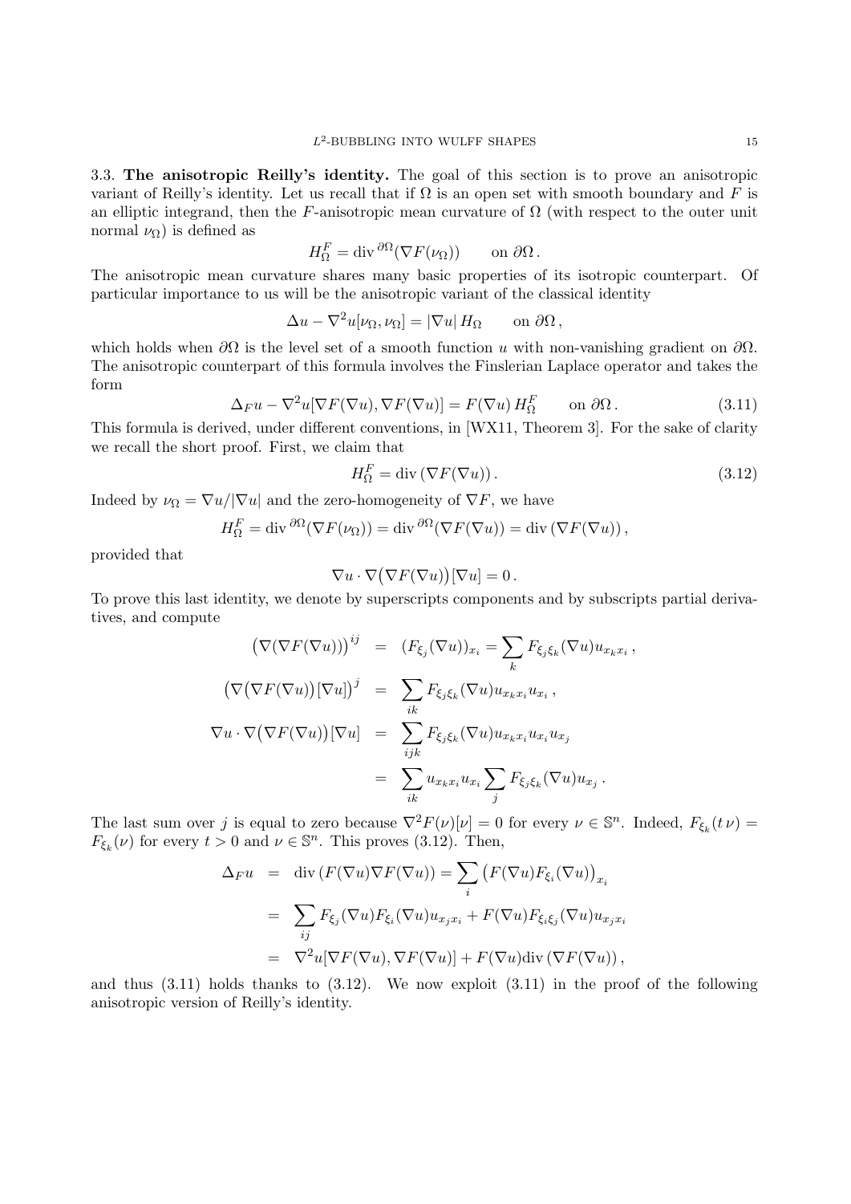3.3. **The anisotropic Reilly's identity.** The goal of this section is to prove an anisotropic variant of Reilly's identity. Let us recall that if $\Omega$ is an open set with smooth boundary and $F$ is an elliptic integrand, then the $F$-anisotropic mean curvature of $\Omega$ (with respect to the outer unit normal $\nu_\Omega$) is defined as

$$H^F_\Omega = \mathrm{div}^{\,\partial\Omega}(\nabla F(\nu_\Omega)) \qquad \text{on } \partial\Omega\,.$$

The anisotropic mean curvature shares many basic properties of its isotropic counterpart. Of particular importance to us will be the anisotropic variant of the classical identity

$$\Delta u - \nabla^2 u[\nu_\Omega, \nu_\Omega] = |\nabla u|\, H_\Omega \qquad \text{on } \partial\Omega\,,$$

which holds when $\partial\Omega$ is the level set of a smooth function $u$ with non-vanishing gradient on $\partial\Omega$. The anisotropic counterpart of this formula involves the Finslerian Laplace operator and takes the form

$$\Delta_F u - \nabla^2 u[\nabla F(\nabla u), \nabla F(\nabla u)] = F(\nabla u)\, H^F_\Omega \qquad \text{on } \partial\Omega\,. \tag{3.11}$$

This formula is derived, under different conventions, in [WX11, Theorem 3]. For the sake of clarity we recall the short proof. First, we claim that

$$H^F_\Omega = \mathrm{div}\,(\nabla F(\nabla u))\,. \tag{3.12}$$

Indeed by $\nu_\Omega = \nabla u/|\nabla u|$ and the zero-homogeneity of $\nabla F$, we have

$$H^F_\Omega = \mathrm{div}^{\,\partial\Omega}(\nabla F(\nu_\Omega)) = \mathrm{div}^{\,\partial\Omega}(\nabla F(\nabla u)) = \mathrm{div}\,(\nabla F(\nabla u))\,,$$

provided that

$$\nabla u \cdot \nabla\big(\nabla F(\nabla u)\big)[\nabla u] = 0\,.$$

To prove this last identity, we denote by superscripts components and by subscripts partial derivatives, and compute

$$\begin{aligned}
\big(\nabla(\nabla F(\nabla u))\big)^{ij} &= (F_{\xi_j}(\nabla u))_{x_i} = \sum_k F_{\xi_j\xi_k}(\nabla u) u_{x_k x_i}\,,\\
\big(\nabla\big(\nabla F(\nabla u)\big)[\nabla u]\big)^j &= \sum_{ik} F_{\xi_j\xi_k}(\nabla u) u_{x_k x_i} u_{x_i}\,,\\
\nabla u \cdot \nabla\big(\nabla F(\nabla u)\big)[\nabla u] &= \sum_{ijk} F_{\xi_j\xi_k}(\nabla u) u_{x_k x_i} u_{x_i} u_{x_j}\\
&= \sum_{ik} u_{x_k x_i} u_{x_i} \sum_j F_{\xi_j\xi_k}(\nabla u) u_{x_j}\,.
\end{aligned}$$

The last sum over $j$ is equal to zero because $\nabla^2 F(\nu)[\nu] = 0$ for every $\nu \in \mathbb{S}^n$. Indeed, $F_{\xi_k}(t\,\nu) = F_{\xi_k}(\nu)$ for every $t > 0$ and $\nu \in \mathbb{S}^n$. This proves (3.12). Then,

$$\begin{aligned}
\Delta_F u &= \mathrm{div}\,(F(\nabla u)\nabla F(\nabla u)) = \sum_i \big(F(\nabla u) F_{\xi_i}(\nabla u)\big)_{x_i}\\
&= \sum_{ij} F_{\xi_j}(\nabla u) F_{\xi_i}(\nabla u) u_{x_j x_i} + F(\nabla u) F_{\xi_i\xi_j}(\nabla u) u_{x_j x_i}\\
&= \nabla^2 u[\nabla F(\nabla u), \nabla F(\nabla u)] + F(\nabla u)\mathrm{div}\,(\nabla F(\nabla u))\,,
\end{aligned}$$

and thus (3.11) holds thanks to (3.12). We now exploit (3.11) in the proof of the following anisotropic version of Reilly's identity.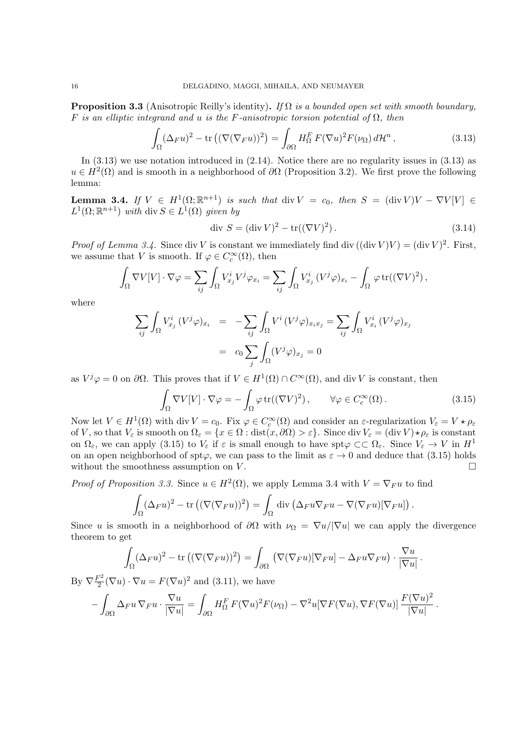**Proposition 3.3** (Anisotropic Reilly's identity)**.** *If $\Omega$ is a bounded open set with smooth boundary, $F$ is an elliptic integrand and $u$ is the $F$-anisotropic torsion potential of $\Omega$, then*

$$\int_\Omega (\Delta_F u)^2 - \mathrm{tr}\left((\nabla(\nabla_F u))^2\right) = \int_{\partial\Omega} H^F_\Omega\, F(\nabla u)^2 F(\nu_\Omega)\, d\mathcal{H}^n\,, \tag{3.13}$$

In (3.13) we use notation introduced in (2.14). Notice there are no regularity issues in (3.13) as $u \in H^2(\Omega)$ and is smooth in a neighborhood of $\partial\Omega$ (Proposition 3.2). We first prove the following lemma:

**Lemma 3.4.** *If $V \in H^1(\Omega;\mathbb{R}^{n+1})$ is such that $\mathrm{div}\, V = c_0$, then $S = (\mathrm{div}\, V)V - \nabla V[V] \in L^1(\Omega;\mathbb{R}^{n+1})$ with $\mathrm{div}\, S \in L^1(\Omega)$ given by*

$$\mathrm{div}\ S = (\mathrm{div}\, V)^2 - \mathrm{tr}((\nabla V)^2)\,. \tag{3.14}$$

*Proof of Lemma 3.4.* Since $\mathrm{div}\, V$ is constant we immediately find $\mathrm{div}\,((\mathrm{div}\, V)V) = (\mathrm{div}\, V)^2$. First, we assume that $V$ is smooth. If $\varphi \in C^\infty_c(\Omega)$, then

$$\int_\Omega \nabla V[V]\cdot\nabla\varphi = \sum_{ij}\int_\Omega V^i_{x_j} V^j \varphi_{x_i} = \sum_{ij}\int_\Omega V^i_{x_j}\,(V^j\varphi)_{x_i} - \int_\Omega \varphi\,\mathrm{tr}((\nabla V)^2)\,,$$

where

$$\begin{aligned}\sum_{ij}\int_\Omega V^i_{x_j}\,(V^j\varphi)_{x_i} &= -\sum_{ij}\int_\Omega V^i\,(V^j\varphi)_{x_i x_j} = \sum_{ij}\int_\Omega V^i_{x_i}\,(V^j\varphi)_{x_j}\\ &= c_0\sum_j\int_\Omega (V^j\varphi)_{x_j} = 0\end{aligned}$$

as $V^j\varphi = 0$ on $\partial\Omega$. This proves that if $V \in H^1(\Omega)\cap C^\infty(\Omega)$, and $\mathrm{div}\, V$ is constant, then

$$\int_\Omega \nabla V[V]\cdot\nabla\varphi = -\int_\Omega \varphi\,\mathrm{tr}((\nabla V)^2)\,, \qquad \forall\varphi\in C^\infty_c(\Omega)\,. \tag{3.15}$$

Now let $V \in H^1(\Omega)$ with $\mathrm{div}\, V = c_0$. Fix $\varphi \in C^\infty_c(\Omega)$ and consider an $\varepsilon$-regularization $V_\varepsilon = V \star \rho_\varepsilon$ of $V$, so that $V_\varepsilon$ is smooth on $\Omega_\varepsilon = \{x \in \Omega : \mathrm{dist}(x,\partial\Omega) > \varepsilon\}$. Since $\mathrm{div}\, V_\varepsilon = (\mathrm{div}\, V)\star\rho_\varepsilon$ is constant on $\Omega_\varepsilon$, we can apply (3.15) to $V_\varepsilon$ if $\varepsilon$ is small enough to have $\mathrm{spt}\varphi \subset\subset \Omega_\varepsilon$. Since $V_\varepsilon \to V$ in $H^1$ on an open neighborhood of $\mathrm{spt}\varphi$, we can pass to the limit as $\varepsilon \to 0$ and deduce that (3.15) holds without the smoothness assumption on $V$. $\square$

*Proof of Proposition 3.3.* Since $u \in H^2(\Omega)$, we apply Lemma 3.4 with $V = \nabla_F u$ to find

$$\int_\Omega (\Delta_F u)^2 - \mathrm{tr}\left((\nabla(\nabla_F u))^2\right) = \int_\Omega \mathrm{div}\left(\Delta_F u\nabla_F u - \nabla(\nabla_F u)[\nabla_F u]\right).$$

Since $u$ is smooth in a neighborhood of $\partial\Omega$ with $\nu_\Omega = \nabla u/|\nabla u|$ we can apply the divergence theorem to get

$$\int_\Omega (\Delta_F u)^2 - \mathrm{tr}\left((\nabla(\nabla_F u))^2\right) = \int_{\partial\Omega}\left(\nabla(\nabla_F u)[\nabla_F u] - \Delta_F u\nabla_F u\right)\cdot\frac{\nabla u}{|\nabla u|}\,.$$

By $\nabla\frac{F^2}{2}(\nabla u)\cdot\nabla u = F(\nabla u)^2$ and (3.11), we have

$$-\int_{\partial\Omega}\Delta_F u\,\nabla_F u\cdot\frac{\nabla u}{|\nabla u|} = \int_{\partial\Omega} H^F_\Omega\, F(\nabla u)^2 F(\nu_\Omega) - \nabla^2 u[\nabla F(\nabla u),\nabla F(\nabla u)]\,\frac{F(\nabla u)^2}{|\nabla u|}\,.$$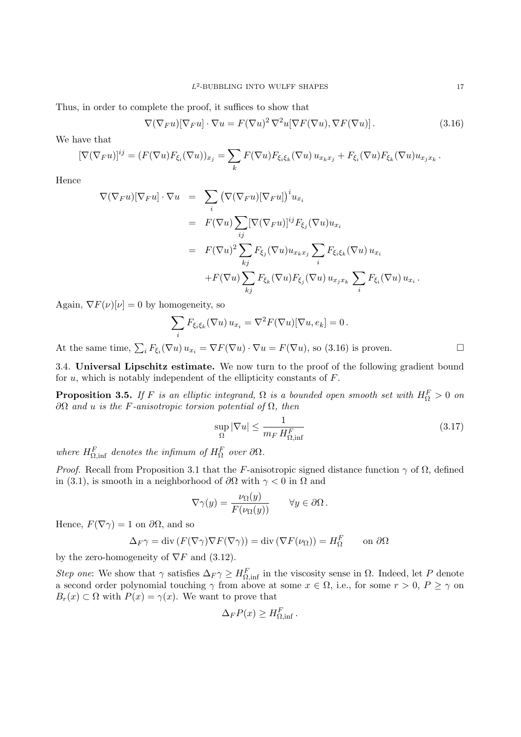Thus, in order to complete the proof, it suffices to show that

$$\nabla(\nabla_F u)[\nabla_F u] \cdot \nabla u = F(\nabla u)^2\, \nabla^2 u[\nabla F(\nabla u), \nabla F(\nabla u)]\,. \tag{3.16}$$

We have that

$$[\nabla(\nabla_F u)]^{ij} = (F(\nabla u) F_{\xi_i}(\nabla u))_{x_j} = \sum_k F(\nabla u) F_{\xi_i \xi_k}(\nabla u)\, u_{x_k x_j} + F_{\xi_i}(\nabla u) F_{\xi_k}(\nabla u) u_{x_j x_k}\,.$$

Hence

$$\begin{aligned}
\nabla(\nabla_F u)[\nabla_F u] \cdot \nabla u &= \sum_i \big(\nabla(\nabla_F u)[\nabla_F u]\big)^i u_{x_i} \\
&= F(\nabla u) \sum_{ij} [\nabla(\nabla_F u)]^{ij} F_{\xi_j}(\nabla u) u_{x_i} \\
&= F(\nabla u)^2 \sum_{kj} F_{\xi_j}(\nabla u) u_{x_k x_j} \sum_i F_{\xi_i \xi_k}(\nabla u)\, u_{x_i} \\
&\quad + F(\nabla u) \sum_{kj} F_{\xi_k}(\nabla u) F_{\xi_j}(\nabla u)\, u_{x_j x_k} \sum_i F_{\xi_i}(\nabla u)\, u_{x_i}\,.
\end{aligned}$$

Again, $\nabla F(\nu)[\nu] = 0$ by homogeneity, so

$$\sum_i F_{\xi_i \xi_k}(\nabla u)\, u_{x_i} = \nabla^2 F(\nabla u)[\nabla u, e_k] = 0\,.$$

At the same time, $\sum_i F_{\xi_i}(\nabla u)\, u_{x_i} = \nabla F(\nabla u) \cdot \nabla u = F(\nabla u)$, so (3.16) is proven. □

## 3.4. Universal Lipschitz estimate.

We now turn to the proof of the following gradient bound for $u$, which is notably independent of the ellipticity constants of $F$.

**Proposition 3.5.** *If $F$ is an elliptic integrand, $\Omega$ is a bounded open smooth set with $H^F_\Omega > 0$ on $\partial\Omega$ and $u$ is the $F$-anisotropic torsion potential of $\Omega$, then*

$$\sup_\Omega |\nabla u| \le \frac{1}{m_F\, H^F_{\Omega,\inf}} \tag{3.17}$$

*where $H^F_{\Omega,\inf}$ denotes the infimum of $H^F_\Omega$ over $\partial\Omega$.*

*Proof.* Recall from Proposition 3.1 that the $F$-anisotropic signed distance function $\gamma$ of $\Omega$, defined in (3.1), is smooth in a neighborhood of $\partial\Omega$ with $\gamma < 0$ in $\Omega$ and

$$\nabla\gamma(y) = \frac{\nu_\Omega(y)}{F(\nu_\Omega(y))} \qquad \forall y \in \partial\Omega\,.$$

Hence, $F(\nabla\gamma) = 1$ on $\partial\Omega$, and so

$$\Delta_F \gamma = \mathrm{div}\,(F(\nabla\gamma)\nabla F(\nabla\gamma)) = \mathrm{div}\,(\nabla F(\nu_\Omega)) = H^F_\Omega \qquad \text{on } \partial\Omega$$

by the zero-homogeneity of $\nabla F$ and (3.12).

*Step one*: We show that $\gamma$ satisfies $\Delta_F \gamma \ge H^F_{\Omega,\inf}$ in the viscosity sense in $\Omega$. Indeed, let $P$ denote a second order polynomial touching $\gamma$ from above at some $x \in \Omega$, i.e., for some $r > 0$, $P \ge \gamma$ on $B_r(x) \subset \Omega$ with $P(x) = \gamma(x)$. We want to prove that

$$\Delta_F P(x) \ge H^F_{\Omega,\inf}\,.$$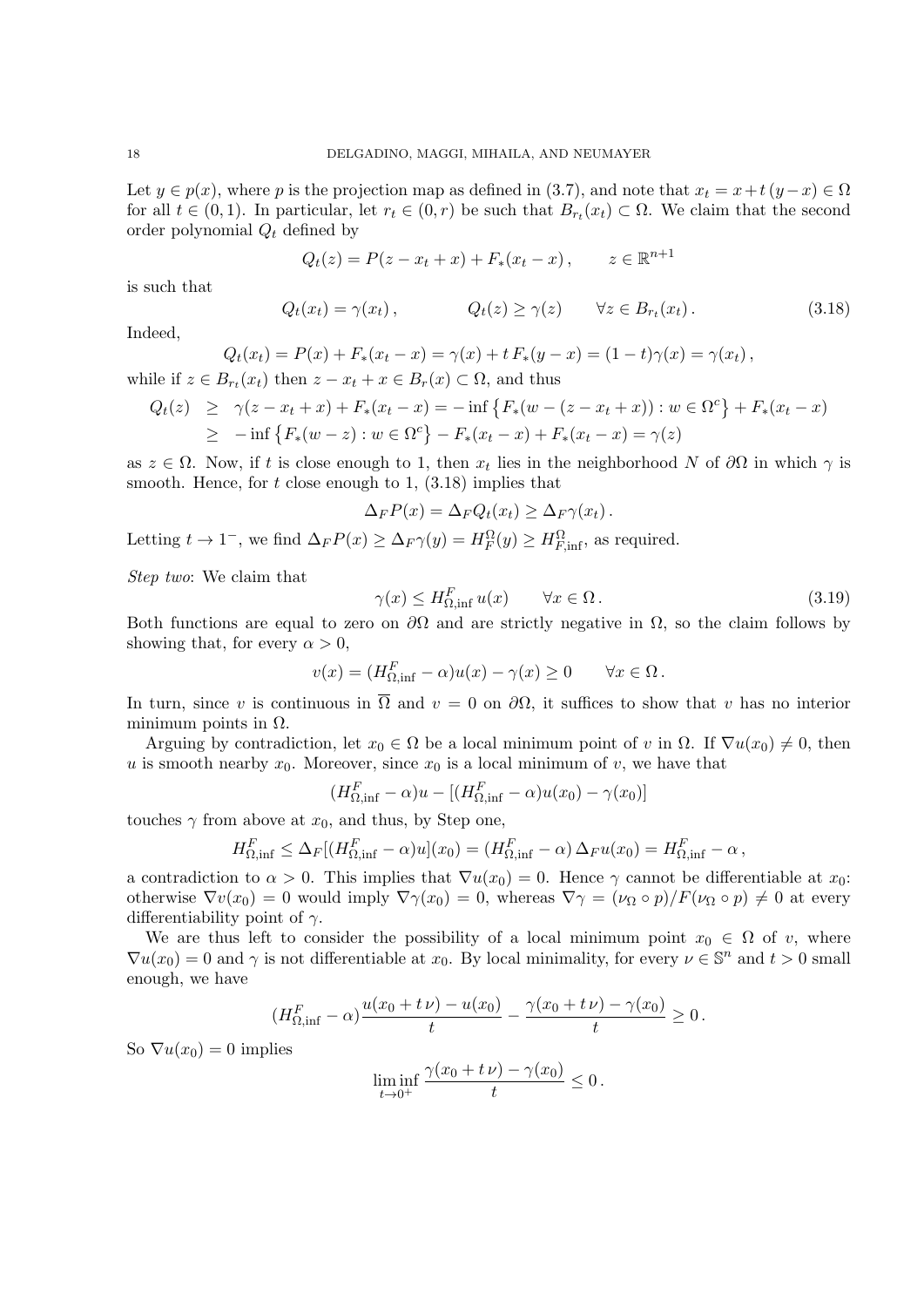Let $y \in p(x)$, where $p$ is the projection map as defined in (3.7), and note that $x_t = x + t\,(y - x) \in \Omega$ for all $t \in (0,1)$. In particular, let $r_t \in (0, r)$ be such that $B_{r_t}(x_t) \subset \Omega$. We claim that the second order polynomial $Q_t$ defined by

$$Q_t(z) = P(z - x_t + x) + F_*(x_t - x)\,, \qquad z \in \mathbb{R}^{n+1}$$

is such that

$$Q_t(x_t) = \gamma(x_t)\,, \qquad\qquad Q_t(z) \geq \gamma(z) \qquad \forall z \in B_{r_t}(x_t)\,. \tag{3.18}$$

Indeed,

$$Q_t(x_t) = P(x) + F_*(x_t - x) = \gamma(x) + t\,F_*(y - x) = (1-t)\gamma(x) = \gamma(x_t)\,,$$

while if $z \in B_{r_t}(x_t)$ then $z - x_t + x \in B_r(x) \subset \Omega$, and thus

$$\begin{aligned} Q_t(z) \ &\geq \ \gamma(z - x_t + x) + F_*(x_t - x) = -\inf\left\{F_*(w - (z - x_t + x)) : w \in \Omega^c\right\} + F_*(x_t - x) \\ &\geq \ -\inf\left\{F_*(w - z) : w \in \Omega^c\right\} - F_*(x_t - x) + F_*(x_t - x) = \gamma(z) \end{aligned}$$

as $z \in \Omega$. Now, if $t$ is close enough to 1, then $x_t$ lies in the neighborhood $N$ of $\partial\Omega$ in which $\gamma$ is smooth. Hence, for $t$ close enough to 1, (3.18) implies that

$$\Delta_F P(x) = \Delta_F Q_t(x_t) \geq \Delta_F \gamma(x_t)\,.$$

Letting $t \to 1^-$, we find $\Delta_F P(x) \geq \Delta_F \gamma(y) = H_F^\Omega(y) \geq H_{F,\inf}^\Omega$, as required.

*Step two*: We claim that

$$\gamma(x) \leq H_{\Omega,\inf}^F\, u(x) \qquad \forall x \in \Omega\,. \tag{3.19}$$

Both functions are equal to zero on $\partial\Omega$ and are strictly negative in $\Omega$, so the claim follows by showing that, for every $\alpha > 0$,

$$v(x) = (H_{\Omega,\inf}^F - \alpha)u(x) - \gamma(x) \geq 0 \qquad \forall x \in \Omega\,.$$

In turn, since $v$ is continuous in $\overline{\Omega}$ and $v = 0$ on $\partial\Omega$, it suffices to show that $v$ has no interior minimum points in $\Omega$.

Arguing by contradiction, let $x_0 \in \Omega$ be a local minimum point of $v$ in $\Omega$. If $\nabla u(x_0) \neq 0$, then $u$ is smooth nearby $x_0$. Moreover, since $x_0$ is a local minimum of $v$, we have that

$$(H_{\Omega,\inf}^F - \alpha)u - [(H_{\Omega,\inf}^F - \alpha)u(x_0) - \gamma(x_0)]$$

touches $\gamma$ from above at $x_0$, and thus, by Step one,

$$H_{\Omega,\inf}^F \leq \Delta_F[(H_{\Omega,\inf}^F - \alpha)u](x_0) = (H_{\Omega,\inf}^F - \alpha)\,\Delta_F u(x_0) = H_{\Omega,\inf}^F - \alpha\,,$$

a contradiction to $\alpha > 0$. This implies that $\nabla u(x_0) = 0$. Hence $\gamma$ cannot be differentiable at $x_0$: otherwise $\nabla v(x_0) = 0$ would imply $\nabla\gamma(x_0) = 0$, whereas $\nabla\gamma = (\nu_\Omega \circ p)/F(\nu_\Omega \circ p) \neq 0$ at every differentiability point of $\gamma$.

We are thus left to consider the possibility of a local minimum point $x_0 \in \Omega$ of $v$, where $\nabla u(x_0) = 0$ and $\gamma$ is not differentiable at $x_0$. By local minimality, for every $\nu \in \mathbb{S}^n$ and $t > 0$ small enough, we have

$$(H_{\Omega,\inf}^F - \alpha)\frac{u(x_0 + t\,\nu) - u(x_0)}{t} - \frac{\gamma(x_0 + t\,\nu) - \gamma(x_0)}{t} \geq 0\,.$$

So $\nabla u(x_0) = 0$ implies

$$\liminf_{t \to 0^+} \frac{\gamma(x_0 + t\,\nu) - \gamma(x_0)}{t} \leq 0\,.$$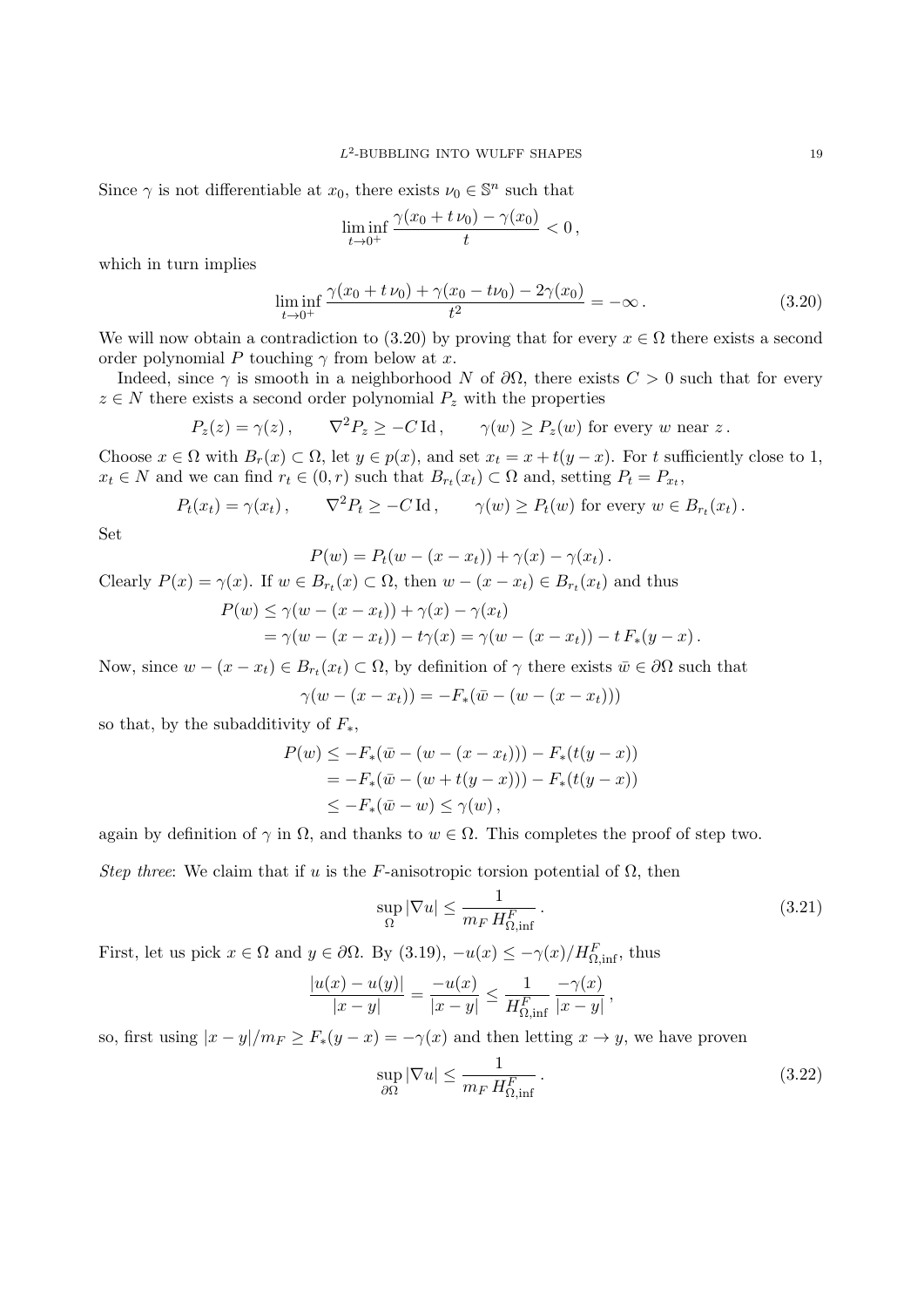Since $\gamma$ is not differentiable at $x_0$, there exists $\nu_0 \in \mathbb{S}^n$ such that

$$\liminf_{t\to 0^+} \frac{\gamma(x_0 + t\,\nu_0) - \gamma(x_0)}{t} < 0\,,$$

which in turn implies

$$\liminf_{t\to 0^+} \frac{\gamma(x_0 + t\,\nu_0) + \gamma(x_0 - t\nu_0) - 2\gamma(x_0)}{t^2} = -\infty\,. \tag{3.20}$$

We will now obtain a contradiction to (3.20) by proving that for every $x \in \Omega$ there exists a second order polynomial $P$ touching $\gamma$ from below at $x$.

Indeed, since $\gamma$ is smooth in a neighborhood $N$ of $\partial\Omega$, there exists $C > 0$ such that for every $z \in N$ there exists a second order polynomial $P_z$ with the properties

$$P_z(z) = \gamma(z)\,, \qquad \nabla^2 P_z \geq -C\,\mathrm{Id}\,, \qquad \gamma(w) \geq P_z(w) \text{ for every } w \text{ near } z\,.$$

Choose $x \in \Omega$ with $B_r(x) \subset \Omega$, let $y \in p(x)$, and set $x_t = x + t(y - x)$. For $t$ sufficiently close to 1, $x_t \in N$ and we can find $r_t \in (0, r)$ such that $B_{r_t}(x_t) \subset \Omega$ and, setting $P_t = P_{x_t}$,

$$P_t(x_t) = \gamma(x_t)\,, \qquad \nabla^2 P_t \geq -C\,\mathrm{Id}\,, \qquad \gamma(w) \geq P_t(w) \text{ for every } w \in B_{r_t}(x_t)\,.$$

Set

$$P(w) = P_t(w - (x - x_t)) + \gamma(x) - \gamma(x_t)\,.$$

Clearly $P(x) = \gamma(x)$. If $w \in B_{r_t}(x) \subset \Omega$, then $w - (x - x_t) \in B_{r_t}(x_t)$ and thus

$$\begin{aligned}
P(w) &\leq \gamma(w - (x - x_t)) + \gamma(x) - \gamma(x_t) \\
&= \gamma(w - (x - x_t)) - t\gamma(x) = \gamma(w - (x - x_t)) - t\,F_*(y - x)\,.
\end{aligned}$$

Now, since $w - (x - x_t) \in B_{r_t}(x_t) \subset \Omega$, by definition of $\gamma$ there exists $\bar{w} \in \partial\Omega$ such that

$$\gamma(w - (x - x_t)) = -F_*(\bar{w} - (w - (x - x_t)))$$

so that, by the subadditivity of $F_*$,

$$\begin{aligned}
P(w) &\leq -F_*(\bar{w} - (w - (x - x_t))) - F_*(t(y - x)) \\
&= -F_*(\bar{w} - (w + t(y - x))) - F_*(t(y - x)) \\
&\leq -F_*(\bar{w} - w) \leq \gamma(w)\,,
\end{aligned}$$

again by definition of $\gamma$ in $\Omega$, and thanks to $w \in \Omega$. This completes the proof of step two.

*Step three*: We claim that if $u$ is the $F$-anisotropic torsion potential of $\Omega$, then

$$\sup_{\Omega} |\nabla u| \leq \frac{1}{m_F\, H^F_{\Omega,\mathrm{inf}}}\,. \tag{3.21}$$

First, let us pick $x \in \Omega$ and $y \in \partial\Omega$. By (3.19), $-u(x) \leq -\gamma(x)/H^F_{\Omega,\mathrm{inf}}$, thus

$$\frac{|u(x) - u(y)|}{|x - y|} = \frac{-u(x)}{|x - y|} \leq \frac{1}{H^F_{\Omega,\mathrm{inf}}}\,\frac{-\gamma(x)}{|x - y|}\,,$$

so, first using $|x - y|/m_F \geq F_*(y - x) = -\gamma(x)$ and then letting $x \to y$, we have proven

$$\sup_{\partial\Omega} |\nabla u| \leq \frac{1}{m_F\, H^F_{\Omega,\mathrm{inf}}}\,. \tag{3.22}$$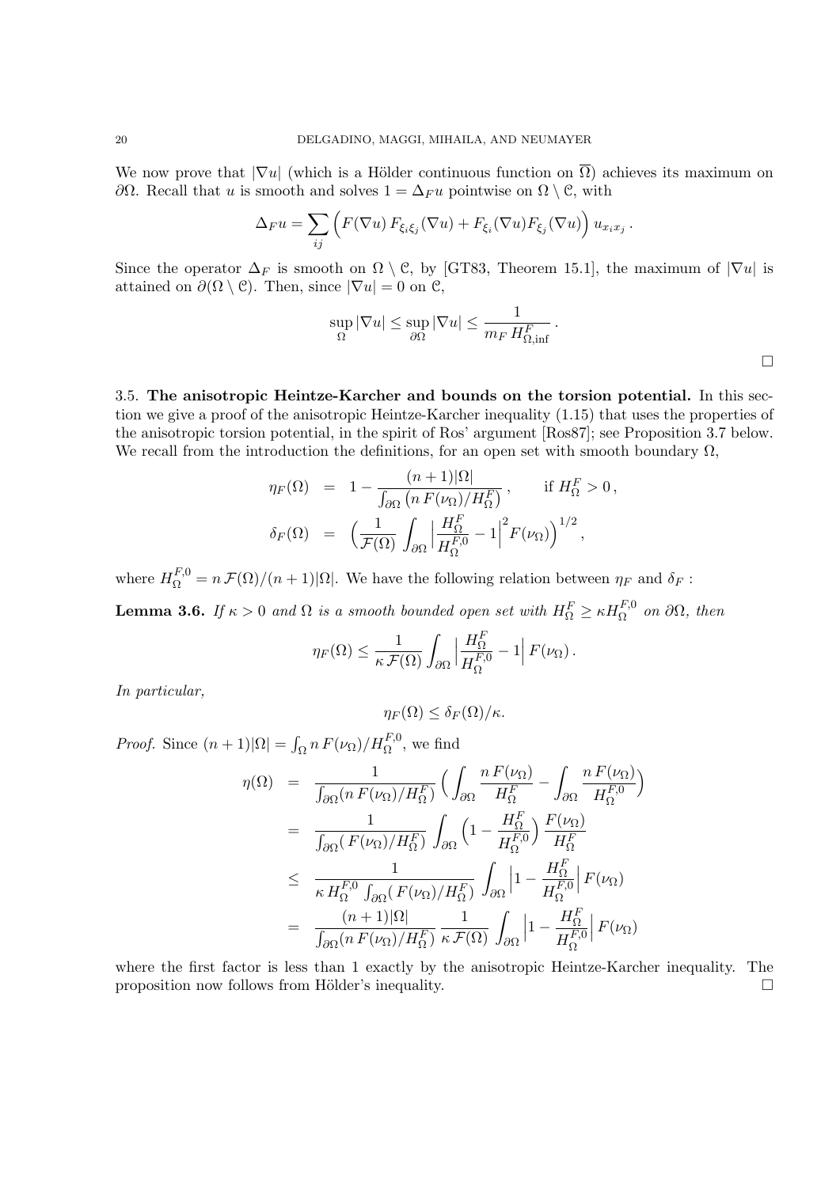We now prove that $|\nabla u|$ (which is a Hölder continuous function on $\overline{\Omega}$) achieves its maximum on $\partial\Omega$. Recall that $u$ is smooth and solves $1 = \Delta_F u$ pointwise on $\Omega \setminus \mathcal{C}$, with

$$
\Delta_F u = \sum_{ij} \Big( F(\nabla u)\, F_{\xi_i \xi_j}(\nabla u) + F_{\xi_i}(\nabla u) F_{\xi_j}(\nabla u) \Big)\, u_{x_i x_j}\,.
$$

Since the operator $\Delta_F$ is smooth on $\Omega \setminus \mathcal{C}$, by [GT83, Theorem 15.1], the maximum of $|\nabla u|$ is attained on $\partial(\Omega \setminus \mathcal{C})$. Then, since $|\nabla u| = 0$ on $\mathcal{C}$,

$$
\sup_{\Omega} |\nabla u| \le \sup_{\partial\Omega} |\nabla u| \le \frac{1}{m_F\, H^F_{\Omega,\inf}}\,.
$$

□

3.5. **The anisotropic Heintze-Karcher and bounds on the torsion potential.** In this section we give a proof of the anisotropic Heintze-Karcher inequality (1.15) that uses the properties of the anisotropic torsion potential, in the spirit of Ros' argument [Ros87]; see Proposition 3.7 below. We recall from the introduction the definitions, for an open set with smooth boundary $\Omega$,

$$
\begin{aligned}
\eta_F(\Omega) &= 1 - \frac{(n+1)|\Omega|}{\int_{\partial\Omega} \big(n\, F(\nu_\Omega)/H^F_\Omega\big)}\,, \qquad \text{if } H^F_\Omega > 0\,,\\
\delta_F(\Omega) &= \Big(\frac{1}{\mathcal{F}(\Omega)} \int_{\partial\Omega} \Big|\frac{H^F_\Omega}{H^{F,0}_\Omega} - 1\Big|^2 F(\nu_\Omega)\Big)^{1/2}\,,
\end{aligned}
$$

where $H^{F,0}_\Omega = n\,\mathcal{F}(\Omega)/(n+1)|\Omega|$. We have the following relation between $\eta_F$ and $\delta_F$ :

**Lemma 3.6.** *If $\kappa > 0$ and $\Omega$ is a smooth bounded open set with $H^F_\Omega \ge \kappa H^{F,0}_\Omega$ on $\partial\Omega$, then*

$$
\eta_F(\Omega) \le \frac{1}{\kappa\,\mathcal{F}(\Omega)} \int_{\partial\Omega} \Big|\frac{H^F_\Omega}{H^{F,0}_\Omega} - 1\Big|\, F(\nu_\Omega)\,.
$$

*In particular,*

$$
\eta_F(\Omega) \le \delta_F(\Omega)/\kappa.
$$

*Proof.* Since $(n+1)|\Omega| = \int_\Omega n\, F(\nu_\Omega)/H^{F,0}_\Omega$, we find

$$
\begin{aligned}
\eta(\Omega) &= \frac{1}{\int_{\partial\Omega} (n\, F(\nu_\Omega)/H^F_\Omega)} \Big( \int_{\partial\Omega} \frac{n\, F(\nu_\Omega)}{H^F_\Omega} - \int_{\partial\Omega} \frac{n\, F(\nu_\Omega)}{H^{F,0}_\Omega}\Big)\\
&= \frac{1}{\int_{\partial\Omega} (\, F(\nu_\Omega)/H^F_\Omega)} \int_{\partial\Omega} \Big(1 - \frac{H^F_\Omega}{H^{F,0}_\Omega}\Big) \frac{F(\nu_\Omega)}{H^F_\Omega}\\
&\le \frac{1}{\kappa\, H^{F,0}_\Omega \int_{\partial\Omega} (\, F(\nu_\Omega)/H^F_\Omega)} \int_{\partial\Omega} \Big|1 - \frac{H^F_\Omega}{H^{F,0}_\Omega}\Big|\, F(\nu_\Omega)\\
&= \frac{(n+1)|\Omega|}{\int_{\partial\Omega} (n\, F(\nu_\Omega)/H^F_\Omega)}\, \frac{1}{\kappa\,\mathcal{F}(\Omega)} \int_{\partial\Omega} \Big|1 - \frac{H^F_\Omega}{H^{F,0}_\Omega}\Big|\, F(\nu_\Omega)
\end{aligned}
$$

where the first factor is less than 1 exactly by the anisotropic Heintze-Karcher inequality. The proposition now follows from Hölder's inequality. □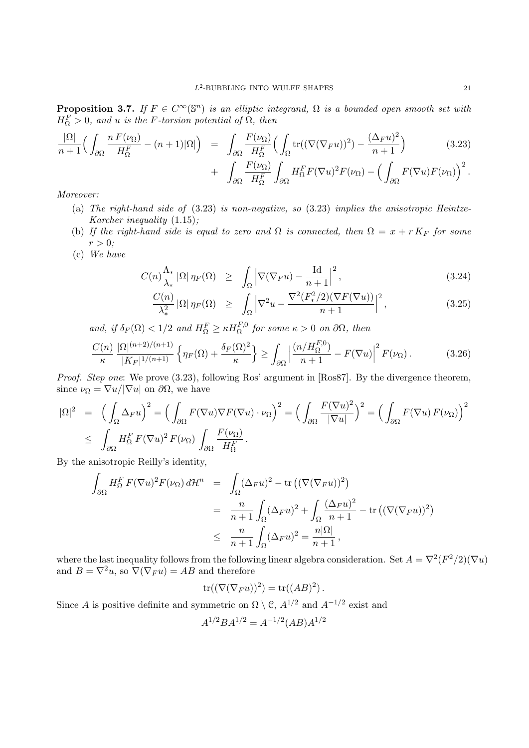**Proposition 3.7.** *If $F \in C^\infty(\mathbb{S}^n)$ is an elliptic integrand, $\Omega$ is a bounded open smooth set with $H^F_\Omega > 0$, and $u$ is the $F$-torsion potential of $\Omega$, then*

$$
\begin{aligned}
\frac{|\Omega|}{n+1}\Big(\int_{\partial\Omega}\frac{n\,F(\nu_\Omega)}{H^F_\Omega}-(n+1)|\Omega|\Big) &= \int_{\partial\Omega}\frac{F(\nu_\Omega)}{H^F_\Omega}\Big(\int_\Omega \operatorname{tr}((\nabla(\nabla_F u))^2)-\frac{(\Delta_F u)^2}{n+1}\Big) \qquad (3.23)\\
&+\int_{\partial\Omega}\frac{F(\nu_\Omega)}{H^F_\Omega}\int_{\partial\Omega}H^F_\Omega F(\nabla u)^2F(\nu_\Omega)-\Big(\int_{\partial\Omega}F(\nabla u)F(\nu_\Omega)\Big)^2.
\end{aligned}
$$

*Moreover:*

(a) *The right-hand side of (3.23) is non-negative, so (3.23) implies the anisotropic Heintze-Karcher inequality (1.15);*

(b) *If the right-hand side is equal to zero and $\Omega$ is connected, then $\Omega = x + r\,K_F$ for some $r > 0$;*

(c) *We have*

$$
C(n)\frac{\Lambda_*}{\lambda_*}\,|\Omega|\,\eta_F(\Omega) \;\ge\; \int_\Omega\Big|\nabla(\nabla_F u)-\frac{\mathrm{Id}}{n+1}\Big|^2, \qquad (3.24)
$$

$$
\frac{C(n)}{\lambda_*^2}\,|\Omega|\,\eta_F(\Omega) \;\ge\; \int_\Omega\Big|\nabla^2 u-\frac{\nabla^2(F_*^2/2)(\nabla F(\nabla u))}{n+1}\Big|^2, \qquad (3.25)
$$

*and, if $\delta_F(\Omega) < 1/2$ and $H^F_\Omega \ge \kappa H^{F,0}_\Omega$ for some $\kappa > 0$ on $\partial\Omega$, then*

$$
\frac{C(n)}{\kappa}\,\frac{|\Omega|^{(n+2)/(n+1)}}{|K_F|^{1/(n+1)}}\Big\{\eta_F(\Omega)+\frac{\delta_F(\Omega)^2}{\kappa}\Big\} \ge \int_{\partial\Omega}\Big|\frac{(n/H^{F,0}_\Omega)}{n+1}-F(\nabla u)\Big|^2F(\nu_\Omega). \qquad (3.26)
$$

*Proof. Step one*: We prove (3.23), following Ros' argument in [Ros87]. By the divergence theorem, since $\nu_\Omega = \nabla u/|\nabla u|$ on $\partial\Omega$, we have

$$
\begin{aligned}
|\Omega|^2 &= \Big(\int_\Omega \Delta_F u\Big)^2 = \Big(\int_{\partial\Omega}F(\nabla u)\nabla F(\nabla u)\cdot\nu_\Omega\Big)^2 = \Big(\int_{\partial\Omega}\frac{F(\nabla u)^2}{|\nabla u|}\Big)^2 = \Big(\int_{\partial\Omega}F(\nabla u)\,F(\nu_\Omega)\Big)^2\\
&\le \int_{\partial\Omega}H^F_\Omega\,F(\nabla u)^2\,F(\nu_\Omega)\int_{\partial\Omega}\frac{F(\nu_\Omega)}{H^F_\Omega}.
\end{aligned}
$$

By the anisotropic Reilly's identity,

$$
\begin{aligned}
\int_{\partial\Omega}H^F_\Omega\,F(\nabla u)^2F(\nu_\Omega)\,d\mathcal{H}^n &= \int_\Omega(\Delta_F u)^2-\operatorname{tr}\big((\nabla(\nabla_F u))^2\big)\\
&= \frac{n}{n+1}\int_\Omega(\Delta_F u)^2+\int_\Omega\frac{(\Delta_F u)^2}{n+1}-\operatorname{tr}\big((\nabla(\nabla_F u))^2\big)\\
&\le \frac{n}{n+1}\int_\Omega(\Delta_F u)^2=\frac{n|\Omega|}{n+1},
\end{aligned}
$$

where the last inequality follows from the following linear algebra consideration. Set $A = \nabla^2(F^2/2)(\nabla u)$ and $B = \nabla^2 u$, so $\nabla(\nabla_F u) = AB$ and therefore

$$
\operatorname{tr}((\nabla(\nabla_F u))^2) = \operatorname{tr}((AB)^2).
$$

Since $A$ is positive definite and symmetric on $\Omega \setminus \mathcal{C}$, $A^{1/2}$ and $A^{-1/2}$ exist and

$$
A^{1/2}BA^{1/2} = A^{-1/2}(AB)A^{1/2}
$$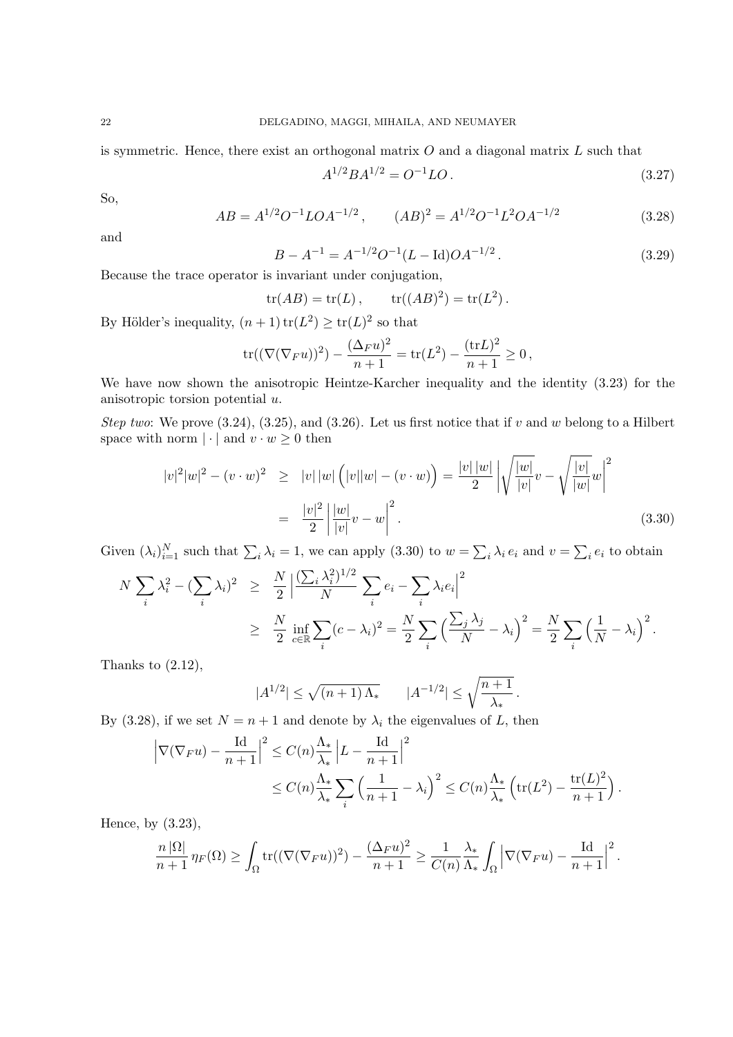is symmetric. Hence, there exist an orthogonal matrix $O$ and a diagonal matrix $L$ such that

$$A^{1/2}BA^{1/2} = O^{-1}LO\,. \tag{3.27}$$

So,

$$AB = A^{1/2}O^{-1}LOA^{-1/2}\,, \qquad (AB)^2 = A^{1/2}O^{-1}L^2OA^{-1/2} \tag{3.28}$$

and

$$B - A^{-1} = A^{-1/2}O^{-1}(L - \mathrm{Id})OA^{-1/2}\,. \tag{3.29}$$

Because the trace operator is invariant under conjugation,

$$\mathrm{tr}(AB) = \mathrm{tr}(L)\,, \qquad \mathrm{tr}((AB)^2) = \mathrm{tr}(L^2)\,.$$

By Hölder's inequality, $(n+1)\,\mathrm{tr}(L^2) \geq \mathrm{tr}(L)^2$ so that

$$\mathrm{tr}((\nabla(\nabla_F u))^2) - \frac{(\Delta_F u)^2}{n+1} = \mathrm{tr}(L^2) - \frac{(\mathrm{tr}L)^2}{n+1} \geq 0\,,$$

We have now shown the anisotropic Heintze-Karcher inequality and the identity (3.23) for the anisotropic torsion potential $u$.

*Step two*: We prove (3.24), (3.25), and (3.26). Let us first notice that if $v$ and $w$ belong to a Hilbert space with norm $|\cdot|$ and $v \cdot w \geq 0$ then

$$\begin{aligned} |v|^2|w|^2 - (v\cdot w)^2 &\geq |v|\,|w|\Big(|v||w| - (v\cdot w)\Big) = \frac{|v|\,|w|}{2}\left|\sqrt{\frac{|w|}{|v|}}v - \sqrt{\frac{|v|}{|w|}}w\right|^2 \\ &= \frac{|v|^2}{2}\left|\frac{|w|}{|v|}v - w\right|^2. \end{aligned} \tag{3.30}$$

Given $(\lambda_i)_{i=1}^N$ such that $\sum_i \lambda_i = 1$, we can apply (3.30) to $w = \sum_i \lambda_i e_i$ and $v = \sum_i e_i$ to obtain

$$\begin{aligned} N\sum_i \lambda_i^2 - (\sum_i \lambda_i)^2 &\geq \frac{N}{2}\Big|\frac{(\sum_i \lambda_i^2)^{1/2}}{N}\sum_i e_i - \sum_i \lambda_i e_i\Big|^2 \\ &\geq \frac{N}{2}\inf_{c\in\mathbb{R}}\sum_i (c - \lambda_i)^2 = \frac{N}{2}\sum_i\Big(\frac{\sum_j \lambda_j}{N} - \lambda_i\Big)^2 = \frac{N}{2}\sum_i\Big(\frac{1}{N} - \lambda_i\Big)^2. \end{aligned}$$

Thanks to (2.12),

$$|A^{1/2}| \leq \sqrt{(n+1)\,\Lambda_*} \qquad |A^{-1/2}| \leq \sqrt{\frac{n+1}{\lambda_*}}\,.$$

By (3.28), if we set $N = n+1$ and denote by $\lambda_i$ the eigenvalues of $L$, then

$$\begin{aligned} \Big|\nabla(\nabla_F u) - \frac{\mathrm{Id}}{n+1}\Big|^2 &\leq C(n)\frac{\Lambda_*}{\lambda_*}\Big|L - \frac{\mathrm{Id}}{n+1}\Big|^2 \\ &\leq C(n)\frac{\Lambda_*}{\lambda_*}\sum_i\Big(\frac{1}{n+1} - \lambda_i\Big)^2 \leq C(n)\frac{\Lambda_*}{\lambda_*}\Big(\mathrm{tr}(L^2) - \frac{\mathrm{tr}(L)^2}{n+1}\Big)\,. \end{aligned}$$

Hence, by (3.23),

$$\frac{n\,|\Omega|}{n+1}\,\eta_F(\Omega) \geq \int_\Omega \mathrm{tr}((\nabla(\nabla_F u))^2) - \frac{(\Delta_F u)^2}{n+1} \geq \frac{1}{C(n)}\frac{\lambda_*}{\Lambda_*}\int_\Omega\Big|\nabla(\nabla_F u) - \frac{\mathrm{Id}}{n+1}\Big|^2.$$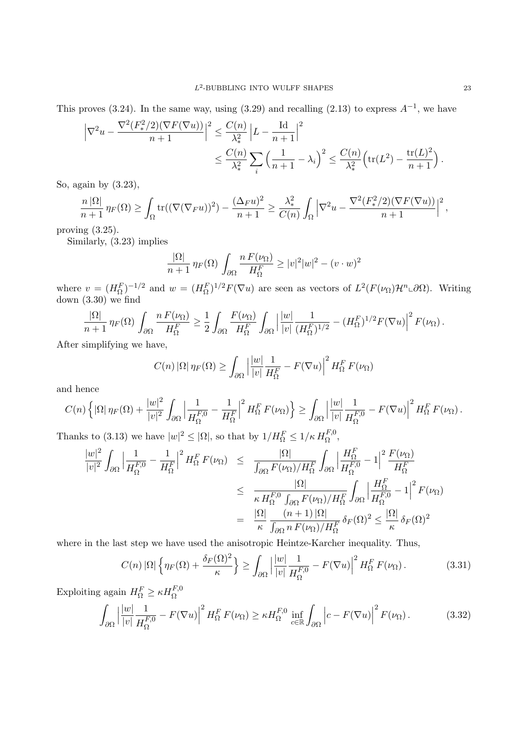This proves (3.24). In the same way, using (3.29) and recalling (2.13) to express $A^{-1}$, we have

$$
\begin{aligned}
\Big|\nabla^2 u - \frac{\nabla^2(F_*^2/2)(\nabla F(\nabla u))}{n+1}\Big|^2 &\le \frac{C(n)}{\lambda_*^2}\Big|L - \frac{\mathrm{Id}}{n+1}\Big|^2 \\
&\le \frac{C(n)}{\lambda_*^2}\sum_i \Big(\frac{1}{n+1} - \lambda_i\Big)^2 \le \frac{C(n)}{\lambda_*^2}\Big(\mathrm{tr}(L^2) - \frac{\mathrm{tr}(L)^2}{n+1}\Big).
\end{aligned}
$$

So, again by (3.23),

$$
\frac{n\,|\Omega|}{n+1}\,\eta_F(\Omega) \ge \int_\Omega \mathrm{tr}((\nabla(\nabla_F u))^2) - \frac{(\Delta_F u)^2}{n+1} \ge \frac{\lambda_*^2}{C(n)}\int_\Omega \Big|\nabla^2 u - \frac{\nabla^2(F_*^2/2)(\nabla F(\nabla u))}{n+1}\Big|^2,
$$

proving (3.25).

Similarly, (3.23) implies

$$
\frac{|\Omega|}{n+1}\,\eta_F(\Omega)\int_{\partial\Omega}\frac{n\,F(\nu_\Omega)}{H_\Omega^F} \ge |v|^2|w|^2 - (v\cdot w)^2
$$

where $v = (H_\Omega^F)^{-1/2}$ and $w = (H_\Omega^F)^{1/2}F(\nabla u)$ are seen as vectors of $L^2(F(\nu_\Omega)\mathcal{H}^n \llcorner \partial\Omega)$. Writing down (3.30) we find

$$
\frac{|\Omega|}{n+1}\,\eta_F(\Omega)\int_{\partial\Omega}\frac{n\,F(\nu_\Omega)}{H_\Omega^F} \ge \frac{1}{2}\int_{\partial\Omega}\frac{F(\nu_\Omega)}{H_\Omega^F}\int_{\partial\Omega}\Big|\frac{|w|}{|v|}\frac{1}{(H_\Omega^F)^{1/2}} - (H_\Omega^F)^{1/2}F(\nabla u)\Big|^2 F(\nu_\Omega)\,.
$$

After simplifying we have,

$$
C(n)\,|\Omega|\,\eta_F(\Omega) \ge \int_{\partial\Omega}\Big|\frac{|w|}{|v|}\frac{1}{H_\Omega^F} - F(\nabla u)\Big|^2 H_\Omega^F\,F(\nu_\Omega)
$$

and hence

$$
C(n)\Big\{|\Omega|\,\eta_F(\Omega) + \frac{|w|^2}{|v|^2}\int_{\partial\Omega}\Big|\frac{1}{H_\Omega^{F,0}} - \frac{1}{H_\Omega^F}\Big|^2 H_\Omega^F\,F(\nu_\Omega)\Big\} \ge \int_{\partial\Omega}\Big|\frac{|w|}{|v|}\frac{1}{H_\Omega^{F,0}} - F(\nabla u)\Big|^2 H_\Omega^F\,F(\nu_\Omega)\,.
$$

Thanks to (3.13) we have $|w|^2 \le |\Omega|$, so that by $1/H_\Omega^F \le 1/\kappa\,H_\Omega^{F,0}$,

$$
\begin{aligned}
\frac{|w|^2}{|v|^2}\int_{\partial\Omega}\Big|\frac{1}{H_\Omega^{F,0}} - \frac{1}{H_\Omega^F}\Big|^2 H_\Omega^F\,F(\nu_\Omega) &\le \frac{|\Omega|}{\int_{\partial\Omega}F(\nu_\Omega)/H_\Omega^F}\int_{\partial\Omega}\Big|\frac{H_\Omega^F}{H_\Omega^{F,0}} - 1\Big|^2\frac{F(\nu_\Omega)}{H_\Omega^F} \\
&\le \frac{|\Omega|}{\kappa\,H_\Omega^{F,0}\int_{\partial\Omega}F(\nu_\Omega)/H_\Omega^F}\int_{\partial\Omega}\Big|\frac{H_\Omega^F}{H_\Omega^{F,0}} - 1\Big|^2 F(\nu_\Omega) \\
&= \frac{|\Omega|}{\kappa}\,\frac{(n+1)\,|\Omega|}{\int_{\partial\Omega}n\,F(\nu_\Omega)/H_\Omega^F}\,\delta_F(\Omega)^2 \le \frac{|\Omega|}{\kappa}\,\delta_F(\Omega)^2
\end{aligned}
$$

where in the last step we have used the anisotropic Heintze-Karcher inequality. Thus,

$$
C(n)\,|\Omega|\Big\{\eta_F(\Omega) + \frac{\delta_F(\Omega)^2}{\kappa}\Big\} \ge \int_{\partial\Omega}\Big|\frac{|w|}{|v|}\frac{1}{H_\Omega^{F,0}} - F(\nabla u)\Big|^2 H_\Omega^F\,F(\nu_\Omega)\,. \tag{3.31}
$$

Exploiting again $H_\Omega^F \ge \kappa H_\Omega^{F,0}$

$$
\int_{\partial\Omega}\Big|\frac{|w|}{|v|}\frac{1}{H_\Omega^{F,0}} - F(\nabla u)\Big|^2 H_\Omega^F\,F(\nu_\Omega) \ge \kappa H_\Omega^{F,0}\inf_{c\in\mathbb{R}}\int_{\partial\Omega}\Big|c - F(\nabla u)\Big|^2 F(\nu_\Omega)\,. \tag{3.32}
$$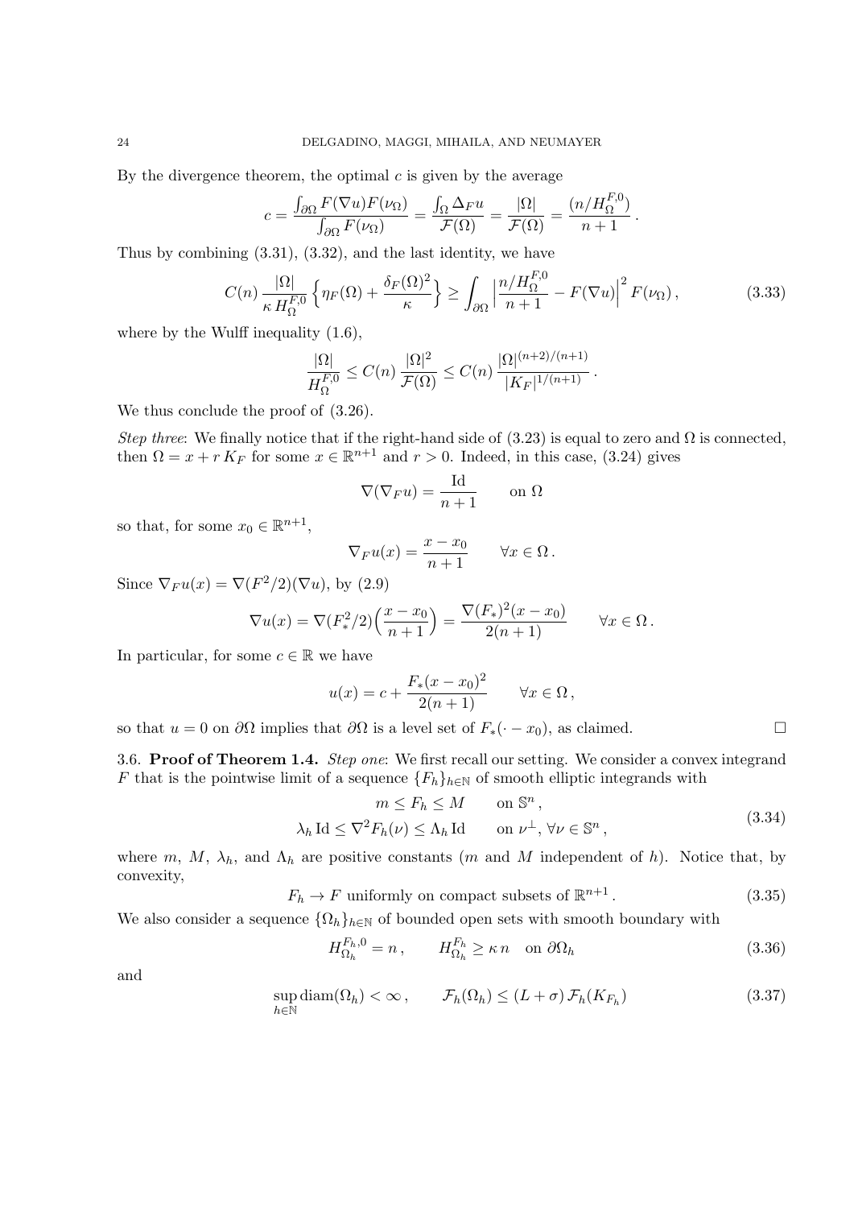By the divergence theorem, the optimal $c$ is given by the average

$$c = \frac{\int_{\partial\Omega} F(\nabla u) F(\nu_\Omega)}{\int_{\partial\Omega} F(\nu_\Omega)} = \frac{\int_\Omega \Delta_F u}{\mathcal{F}(\Omega)} = \frac{|\Omega|}{\mathcal{F}(\Omega)} = \frac{(n/H_\Omega^{F,0})}{n+1}\,.$$

Thus by combining (3.31), (3.32), and the last identity, we have

$$C(n)\,\frac{|\Omega|}{\kappa\, H_\Omega^{F,0}}\,\Big\{\eta_F(\Omega) + \frac{\delta_F(\Omega)^2}{\kappa}\Big\} \ge \int_{\partial\Omega} \Big|\frac{n/H_\Omega^{F,0}}{n+1} - F(\nabla u)\Big|^2 F(\nu_\Omega)\,, \tag{3.33}$$

where by the Wulff inequality (1.6),

$$\frac{|\Omega|}{H_\Omega^{F,0}} \le C(n)\,\frac{|\Omega|^2}{\mathcal{F}(\Omega)} \le C(n)\,\frac{|\Omega|^{(n+2)/(n+1)}}{|K_F|^{1/(n+1)}}\,.$$

We thus conclude the proof of (3.26).

*Step three*: We finally notice that if the right-hand side of (3.23) is equal to zero and $\Omega$ is connected, then $\Omega = x + r\,K_F$ for some $x \in \mathbb{R}^{n+1}$ and $r > 0$. Indeed, in this case, (3.24) gives

$$\nabla(\nabla_F u) = \frac{\mathrm{Id}}{n+1} \qquad \text{on } \Omega$$

so that, for some $x_0 \in \mathbb{R}^{n+1}$,

$$\nabla_F u(x) = \frac{x - x_0}{n+1} \qquad \forall x \in \Omega\,.$$

Since $\nabla_F u(x) = \nabla(F^2/2)(\nabla u)$, by (2.9)

$$\nabla u(x) = \nabla(F_*^2/2)\Big(\frac{x-x_0}{n+1}\Big) = \frac{\nabla(F_*)^2(x-x_0)}{2(n+1)} \qquad \forall x \in \Omega\,.$$

In particular, for some $c \in \mathbb{R}$ we have

$$u(x) = c + \frac{F_*(x-x_0)^2}{2(n+1)} \qquad \forall x \in \Omega\,,$$

so that $u = 0$ on $\partial\Omega$ implies that $\partial\Omega$ is a level set of $F_*(\cdot - x_0)$, as claimed. $\square$

3.6. **Proof of Theorem 1.4.** *Step one*: We first recall our setting. We consider a convex integrand $F$ that is the pointwise limit of a sequence $\{F_h\}_{h\in\mathbb{N}}$ of smooth elliptic integrands with

$$\begin{aligned} m \le F_h \le M \qquad &\text{on } \mathbb{S}^n\,,\\ \lambda_h\,\mathrm{Id} \le \nabla^2 F_h(\nu) \le \Lambda_h\,\mathrm{Id} \qquad &\text{on } \nu^\perp,\ \forall \nu \in \mathbb{S}^n\,, \end{aligned} \tag{3.34}$$

where $m$, $M$, $\lambda_h$, and $\Lambda_h$ are positive constants ($m$ and $M$ independent of $h$). Notice that, by convexity,

$$F_h \to F \text{ uniformly on compact subsets of } \mathbb{R}^{n+1}\,. \tag{3.35}$$

We also consider a sequence $\{\Omega_h\}_{h\in\mathbb{N}}$ of bounded open sets with smooth boundary with

$$H_{\Omega_h}^{F_h,0} = n\,, \qquad H_{\Omega_h}^{F_h} \ge \kappa\, n \quad \text{on } \partial\Omega_h \tag{3.36}$$

and

$$\sup_{h\in\mathbb{N}} \mathrm{diam}(\Omega_h) < \infty\,, \qquad \mathcal{F}_h(\Omega_h) \le (L + \sigma)\,\mathcal{F}_h(K_{F_h}) \tag{3.37}$$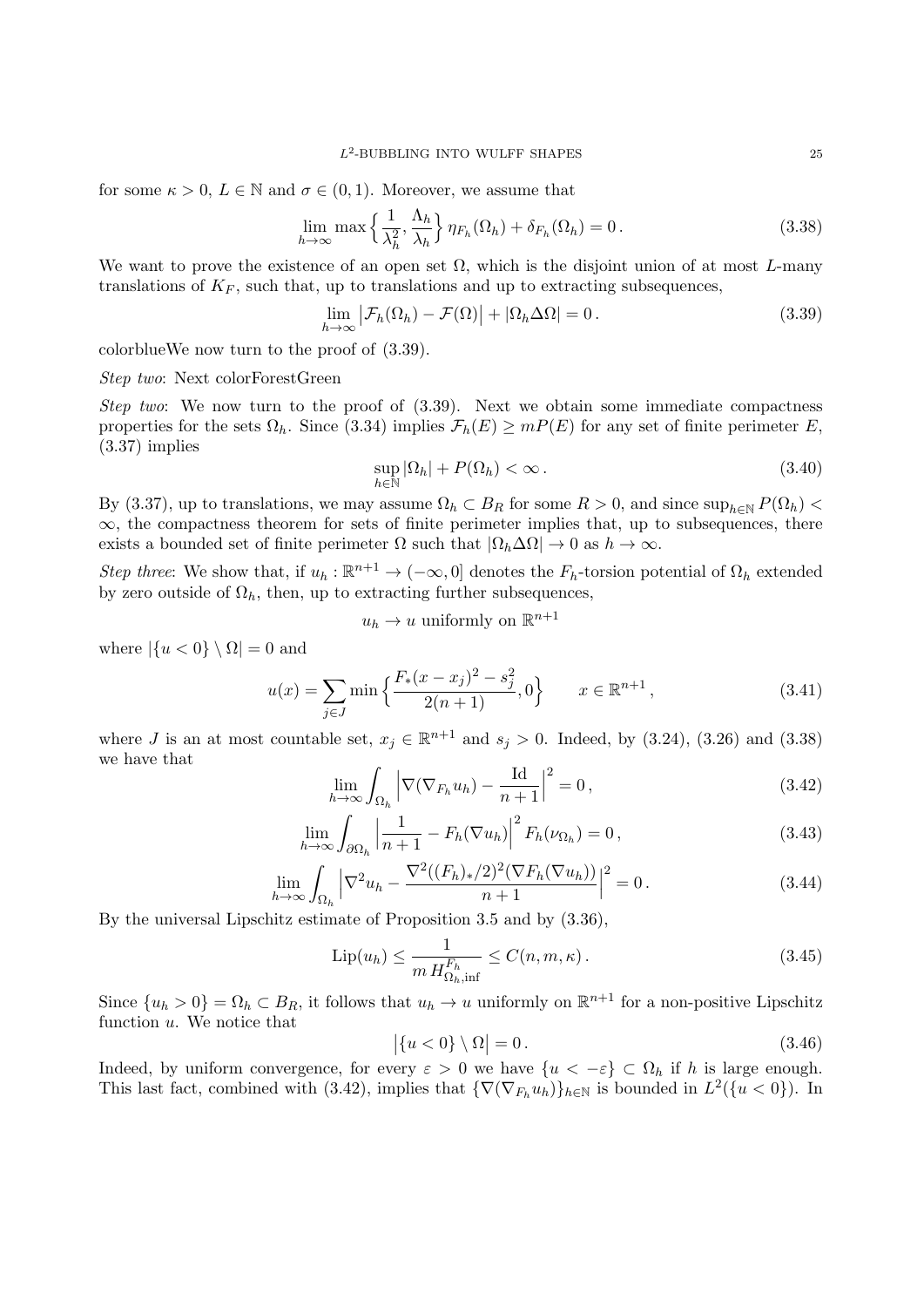for some $\kappa > 0$, $L \in \mathbb{N}$ and $\sigma \in (0,1)$. Moreover, we assume that

$$\lim_{h\to\infty} \max\Big\{\frac{1}{\lambda_h^2}, \frac{\Lambda_h}{\lambda_h}\Big\}\, \eta_{F_h}(\Omega_h) + \delta_{F_h}(\Omega_h) = 0\,. \tag{3.38}$$

We want to prove the existence of an open set $\Omega$, which is the disjoint union of at most $L$-many translations of $K_F$, such that, up to translations and up to extracting subsequences,

$$\lim_{h\to\infty} \big|\mathcal{F}_h(\Omega_h) - \mathcal{F}(\Omega)\big| + |\Omega_h \Delta \Omega| = 0\,. \tag{3.39}$$

colorblueWe now turn to the proof of (3.39).

*Step two*: Next colorForestGreen

*Step two*: We now turn to the proof of (3.39). Next we obtain some immediate compactness properties for the sets $\Omega_h$. Since (3.34) implies $\mathcal{F}_h(E) \ge m P(E)$ for any set of finite perimeter $E$, (3.37) implies

$$\sup_{h\in\mathbb{N}} |\Omega_h| + P(\Omega_h) < \infty\,. \tag{3.40}$$

By (3.37), up to translations, we may assume $\Omega_h \subset B_R$ for some $R > 0$, and since $\sup_{h\in\mathbb{N}} P(\Omega_h) < \infty$, the compactness theorem for sets of finite perimeter implies that, up to subsequences, there exists a bounded set of finite perimeter $\Omega$ such that $|\Omega_h \Delta \Omega| \to 0$ as $h \to \infty$.

*Step three*: We show that, if $u_h : \mathbb{R}^{n+1} \to (-\infty, 0]$ denotes the $F_h$-torsion potential of $\Omega_h$ extended by zero outside of $\Omega_h$, then, up to extracting further subsequences,

$$u_h \to u \text{ uniformly on } \mathbb{R}^{n+1}$$

where $|\{u < 0\} \setminus \Omega| = 0$ and

$$u(x) = \sum_{j\in J} \min\Big\{\frac{F_*(x - x_j)^2 - s_j^2}{2(n+1)}, 0\Big\} \qquad x \in \mathbb{R}^{n+1}\,, \tag{3.41}$$

where $J$ is an at most countable set, $x_j \in \mathbb{R}^{n+1}$ and $s_j > 0$. Indeed, by (3.24), (3.26) and (3.38) we have that

$$\lim_{h\to\infty} \int_{\Omega_h} \Big|\nabla(\nabla_{F_h} u_h) - \frac{\mathrm{Id}}{n+1}\Big|^2 = 0\,, \tag{3.42}$$

$$\lim_{h\to\infty} \int_{\partial\Omega_h} \Big|\frac{1}{n+1} - F_h(\nabla u_h)\Big|^2 F_h(\nu_{\Omega_h}) = 0\,, \tag{3.43}$$

$$\lim_{h\to\infty} \int_{\Omega_h} \Big|\nabla^2 u_h - \frac{\nabla^2((F_h)_*/2)^2(\nabla F_h(\nabla u_h))}{n+1}\Big|^2 = 0\,. \tag{3.44}$$

By the universal Lipschitz estimate of Proposition 3.5 and by (3.36),

$$\mathrm{Lip}(u_h) \le \frac{1}{m\, H^{F_h}_{\Omega_h,\inf}} \le C(n, m, \kappa)\,. \tag{3.45}$$

Since $\{u_h > 0\} = \Omega_h \subset B_R$, it follows that $u_h \to u$ uniformly on $\mathbb{R}^{n+1}$ for a non-positive Lipschitz function $u$. We notice that

$$\big|\{u < 0\} \setminus \Omega\big| = 0\,. \tag{3.46}$$

Indeed, by uniform convergence, for every $\varepsilon > 0$ we have $\{u < -\varepsilon\} \subset \Omega_h$ if $h$ is large enough. This last fact, combined with (3.42), implies that $\{\nabla(\nabla_{F_h} u_h)\}_{h\in\mathbb{N}}$ is bounded in $L^2(\{u < 0\})$. In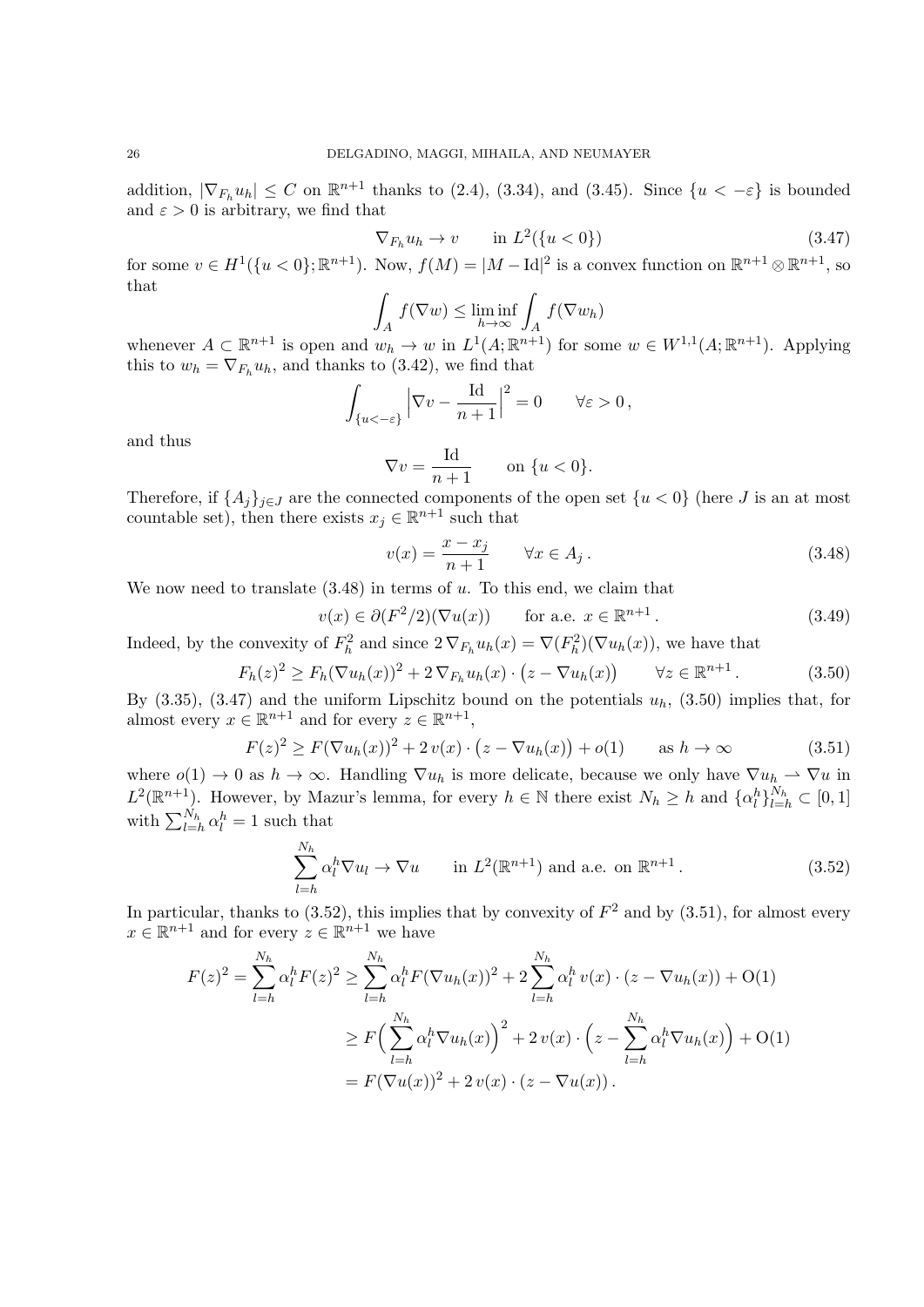addition, $|\nabla_{F_h} u_h| \le C$ on $\mathbb{R}^{n+1}$ thanks to (2.4), (3.34), and (3.45). Since $\{u < -\varepsilon\}$ is bounded and $\varepsilon > 0$ is arbitrary, we find that

$$
\nabla_{F_h} u_h \to v \qquad \text{in } L^2(\{u<0\}) \tag{3.47}
$$

for some $v \in H^1(\{u<0\};\mathbb{R}^{n+1})$. Now, $f(M) = |M - \mathrm{Id}|^2$ is a convex function on $\mathbb{R}^{n+1}\otimes\mathbb{R}^{n+1}$, so that

$$
\int_A f(\nabla w) \le \liminf_{h\to\infty} \int_A f(\nabla w_h)
$$

whenever $A \subset \mathbb{R}^{n+1}$ is open and $w_h \to w$ in $L^1(A;\mathbb{R}^{n+1})$ for some $w \in W^{1,1}(A;\mathbb{R}^{n+1})$. Applying this to $w_h = \nabla_{F_h} u_h$, and thanks to (3.42), we find that

$$
\int_{\{u<-\varepsilon\}} \Big|\nabla v - \frac{\mathrm{Id}}{n+1}\Big|^2 = 0 \qquad \forall \varepsilon > 0\,,
$$

and thus

$$
\nabla v = \frac{\mathrm{Id}}{n+1} \qquad \text{on } \{u<0\}.
$$

Therefore, if $\{A_j\}_{j\in J}$ are the connected components of the open set $\{u<0\}$ (here $J$ is an at most countable set), then there exists $x_j \in \mathbb{R}^{n+1}$ such that

$$
v(x) = \frac{x - x_j}{n+1} \qquad \forall x \in A_j\,. \tag{3.48}
$$

We now need to translate (3.48) in terms of $u$. To this end, we claim that

$$
v(x) \in \partial(F^2/2)(\nabla u(x)) \qquad \text{for a.e. } x \in \mathbb{R}^{n+1}\,. \tag{3.49}
$$

Indeed, by the convexity of $F_h^2$ and since $2\,\nabla_{F_h} u_h(x) = \nabla(F_h^2)(\nabla u_h(x))$, we have that

$$
F_h(z)^2 \ge F_h(\nabla u_h(x))^2 + 2\,\nabla_{F_h} u_h(x)\cdot\big(z - \nabla u_h(x)\big) \qquad \forall z \in \mathbb{R}^{n+1}\,. \tag{3.50}
$$

By (3.35), (3.47) and the uniform Lipschitz bound on the potentials $u_h$, (3.50) implies that, for almost every $x \in \mathbb{R}^{n+1}$ and for every $z \in \mathbb{R}^{n+1}$,

$$
F(z)^2 \ge F(\nabla u_h(x))^2 + 2\,v(x)\cdot\big(z - \nabla u_h(x)\big) + o(1) \qquad \text{as } h\to\infty \tag{3.51}
$$

where $o(1) \to 0$ as $h \to \infty$. Handling $\nabla u_h$ is more delicate, because we only have $\nabla u_h \rightharpoonup \nabla u$ in $L^2(\mathbb{R}^{n+1})$. However, by Mazur's lemma, for every $h \in \mathbb{N}$ there exist $N_h \ge h$ and $\{\alpha_l^h\}_{l=h}^{N_h} \subset [0,1]$ with $\sum_{l=h}^{N_h} \alpha_l^h = 1$ such that

$$
\sum_{l=h}^{N_h} \alpha_l^h \nabla u_l \to \nabla u \qquad \text{in } L^2(\mathbb{R}^{n+1}) \text{ and a.e. on } \mathbb{R}^{n+1}\,. \tag{3.52}
$$

In particular, thanks to (3.52), this implies that by convexity of $F^2$ and by (3.51), for almost every $x \in \mathbb{R}^{n+1}$ and for every $z \in \mathbb{R}^{n+1}$ we have

$$
\begin{aligned}
F(z)^2 = \sum_{l=h}^{N_h} \alpha_l^h F(z)^2 &\ge \sum_{l=h}^{N_h} \alpha_l^h F(\nabla u_h(x))^2 + 2\sum_{l=h}^{N_h} \alpha_l^h\, v(x)\cdot(z - \nabla u_h(x)) + \mathrm{O}(1) \\
&\ge F\Big(\sum_{l=h}^{N_h} \alpha_l^h \nabla u_h(x)\Big)^2 + 2\,v(x)\cdot\Big(z - \sum_{l=h}^{N_h} \alpha_l^h \nabla u_h(x)\Big) + \mathrm{O}(1) \\
&= F(\nabla u(x))^2 + 2\,v(x)\cdot(z - \nabla u(x))\,.
\end{aligned}
$$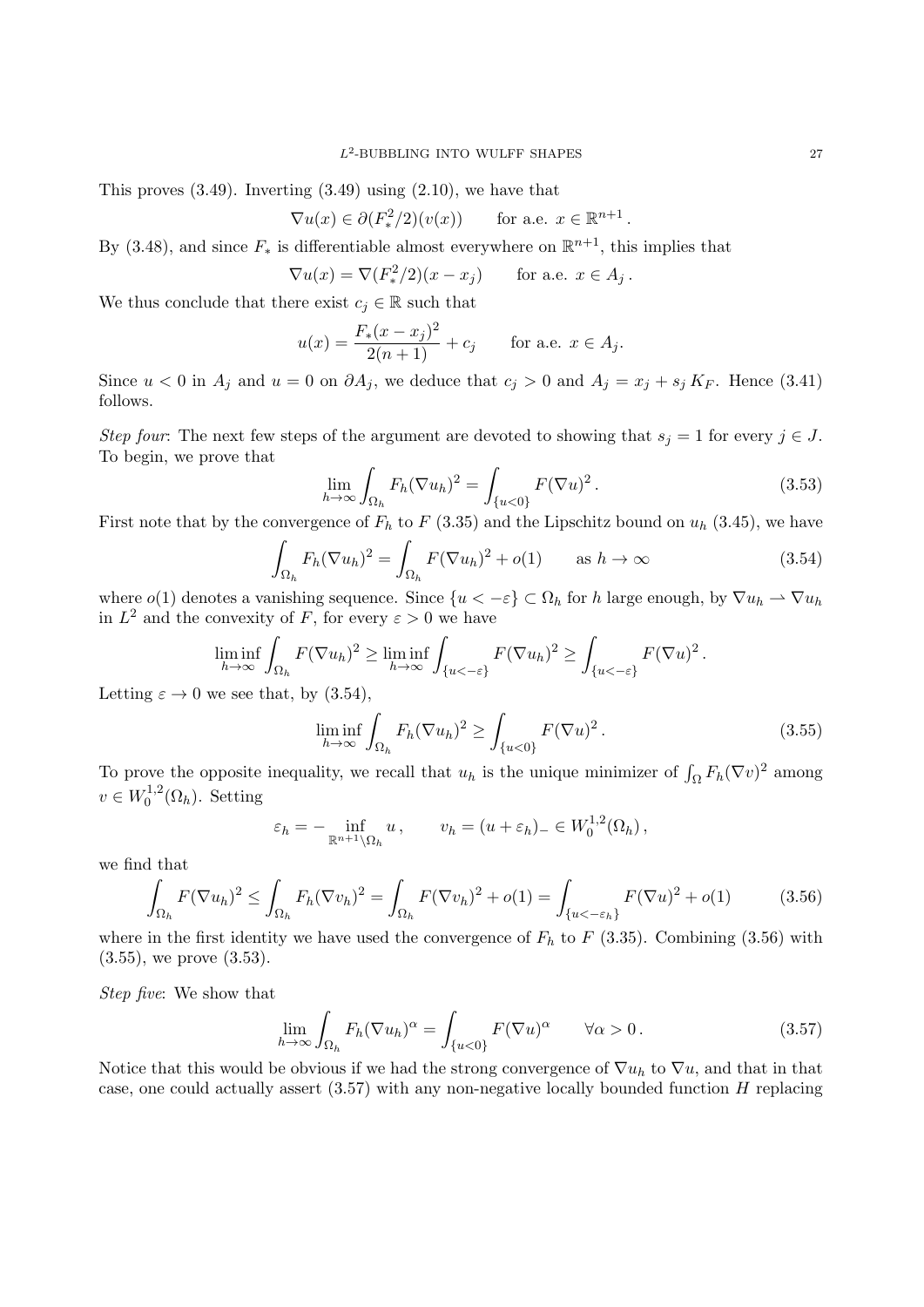This proves (3.49). Inverting (3.49) using (2.10), we have that

$$\nabla u(x) \in \partial(F_*^2/2)(v(x)) \qquad \text{for a.e. } x \in \mathbb{R}^{n+1}\,.$$

By (3.48), and since $F_*$ is differentiable almost everywhere on $\mathbb{R}^{n+1}$, this implies that

$$\nabla u(x) = \nabla(F_*^2/2)(x - x_j) \qquad \text{for a.e. } x \in A_j\,.$$

We thus conclude that there exist $c_j \in \mathbb{R}$ such that

$$u(x) = \frac{F_*(x-x_j)^2}{2(n+1)} + c_j \qquad \text{for a.e. } x \in A_j.$$

Since $u < 0$ in $A_j$ and $u = 0$ on $\partial A_j$, we deduce that $c_j > 0$ and $A_j = x_j + s_j\, K_F$. Hence (3.41) follows.

*Step four*: The next few steps of the argument are devoted to showing that $s_j = 1$ for every $j \in J$. To begin, we prove that

$$\lim_{h\to\infty} \int_{\Omega_h} F_h(\nabla u_h)^2 = \int_{\{u<0\}} F(\nabla u)^2\,. \tag{3.53}$$

First note that by the convergence of $F_h$ to $F$ (3.35) and the Lipschitz bound on $u_h$ (3.45), we have

$$\int_{\Omega_h} F_h(\nabla u_h)^2 = \int_{\Omega_h} F(\nabla u_h)^2 + o(1) \qquad \text{as } h \to \infty \tag{3.54}$$

where $o(1)$ denotes a vanishing sequence. Since $\{u < -\varepsilon\} \subset \Omega_h$ for $h$ large enough, by $\nabla u_h \rightharpoonup \nabla u$ in $L^2$ and the convexity of $F$, for every $\varepsilon > 0$ we have

$$\liminf_{h\to\infty} \int_{\Omega_h} F(\nabla u_h)^2 \ge \liminf_{h\to\infty} \int_{\{u<-\varepsilon\}} F(\nabla u_h)^2 \ge \int_{\{u<-\varepsilon\}} F(\nabla u)^2\,.$$

Letting $\varepsilon \to 0$ we see that, by (3.54),

$$\liminf_{h\to\infty} \int_{\Omega_h} F_h(\nabla u_h)^2 \ge \int_{\{u<0\}} F(\nabla u)^2\,. \tag{3.55}$$

To prove the opposite inequality, we recall that $u_h$ is the unique minimizer of $\int_\Omega F_h(\nabla v)^2$ among $v \in W_0^{1,2}(\Omega_h)$. Setting

$$\varepsilon_h = -\inf_{\mathbb{R}^{n+1}\setminus\Omega_h} u\,, \qquad v_h = (u+\varepsilon_h)_- \in W_0^{1,2}(\Omega_h)\,,$$

we find that

$$\int_{\Omega_h} F(\nabla u_h)^2 \le \int_{\Omega_h} F_h(\nabla v_h)^2 = \int_{\Omega_h} F(\nabla v_h)^2 + o(1) = \int_{\{u<-\varepsilon_h\}} F(\nabla u)^2 + o(1) \tag{3.56}$$

where in the first identity we have used the convergence of $F_h$ to $F$ (3.35). Combining (3.56) with (3.55), we prove (3.53).

*Step five*: We show that

$$\lim_{h\to\infty} \int_{\Omega_h} F_h(\nabla u_h)^\alpha = \int_{\{u<0\}} F(\nabla u)^\alpha \qquad \forall \alpha > 0\,. \tag{3.57}$$

Notice that this would be obvious if we had the strong convergence of $\nabla u_h$ to $\nabla u$, and that in that case, one could actually assert (3.57) with any non-negative locally bounded function $H$ replacing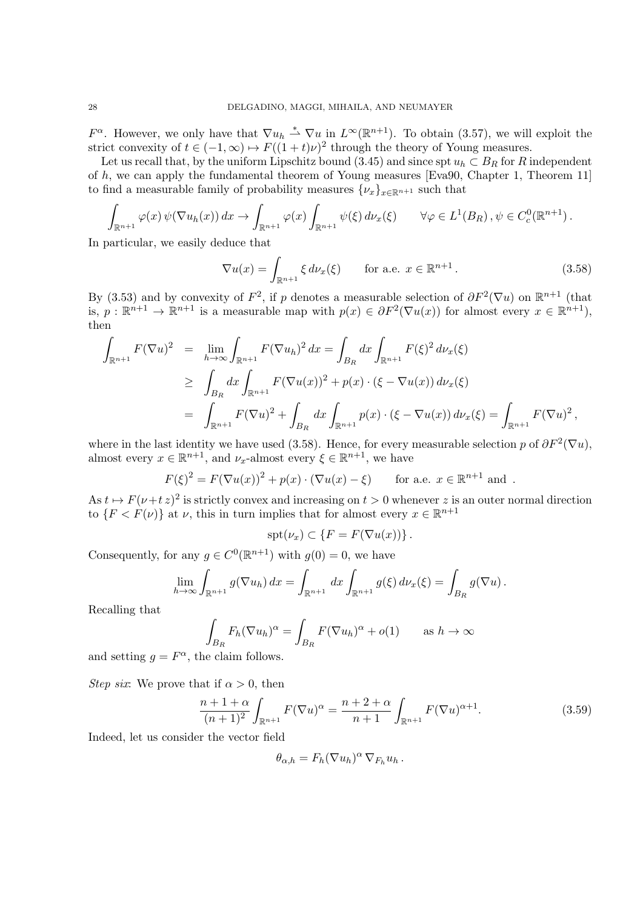$F^\alpha$. However, we only have that $\nabla u_h \overset{*}{\rightharpoonup} \nabla u$ in $L^\infty(\mathbb{R}^{n+1})$. To obtain (3.57), we will exploit the strict convexity of $t \in (-1,\infty) \mapsto F((1+t)\nu)^2$ through the theory of Young measures.

Let us recall that, by the uniform Lipschitz bound (3.45) and since $\operatorname{spt} u_h \subset B_R$ for $R$ independent of $h$, we can apply the fundamental theorem of Young measures [Eva90, Chapter 1, Theorem 11] to find a measurable family of probability measures $\{\nu_x\}_{x\in\mathbb{R}^{n+1}}$ such that

$$\int_{\mathbb{R}^{n+1}} \varphi(x)\,\psi(\nabla u_h(x))\,dx \to \int_{\mathbb{R}^{n+1}} \varphi(x) \int_{\mathbb{R}^{n+1}} \psi(\xi)\,d\nu_x(\xi) \qquad \forall \varphi \in L^1(B_R)\,, \psi \in C^0_c(\mathbb{R}^{n+1})\,.$$

In particular, we easily deduce that

$$\nabla u(x) = \int_{\mathbb{R}^{n+1}} \xi\,d\nu_x(\xi) \qquad \text{for a.e. } x \in \mathbb{R}^{n+1}\,. \tag{3.58}$$

By (3.53) and by convexity of $F^2$, if $p$ denotes a measurable selection of $\partial F^2(\nabla u)$ on $\mathbb{R}^{n+1}$ (that is, $p : \mathbb{R}^{n+1} \to \mathbb{R}^{n+1}$ is a measurable map with $p(x) \in \partial F^2(\nabla u(x))$ for almost every $x \in \mathbb{R}^{n+1}$), then

$$\begin{aligned}
\int_{\mathbb{R}^{n+1}} F(\nabla u)^2 &= \lim_{h\to\infty} \int_{\mathbb{R}^{n+1}} F(\nabla u_h)^2\,dx = \int_{B_R} dx \int_{\mathbb{R}^{n+1}} F(\xi)^2\,d\nu_x(\xi) \\
&\geq \int_{B_R} dx \int_{\mathbb{R}^{n+1}} F(\nabla u(x))^2 + p(x)\cdot(\xi - \nabla u(x))\,d\nu_x(\xi) \\
&= \int_{\mathbb{R}^{n+1}} F(\nabla u)^2 + \int_{B_R} dx \int_{\mathbb{R}^{n+1}} p(x)\cdot(\xi - \nabla u(x))\,d\nu_x(\xi) = \int_{\mathbb{R}^{n+1}} F(\nabla u)^2\,,
\end{aligned}$$

where in the last identity we have used (3.58). Hence, for every measurable selection $p$ of $\partial F^2(\nabla u)$, almost every $x \in \mathbb{R}^{n+1}$, and $\nu_x$-almost every $\xi \in \mathbb{R}^{n+1}$, we have

$$F(\xi)^2 = F(\nabla u(x))^2 + p(x)\cdot(\nabla u(x) - \xi) \qquad \text{for a.e. } x \in \mathbb{R}^{n+1} \text{ and }\ .$$

As $t \mapsto F(\nu + t\,z)^2$ is strictly convex and increasing on $t > 0$ whenever $z$ is an outer normal direction to $\{F < F(\nu)\}$ at $\nu$, this in turn implies that for almost every $x \in \mathbb{R}^{n+1}$

$$\operatorname{spt}(\nu_x) \subset \{F = F(\nabla u(x))\}\,.$$

Consequently, for any $g \in C^0(\mathbb{R}^{n+1})$ with $g(0) = 0$, we have

$$\lim_{h\to\infty} \int_{\mathbb{R}^{n+1}} g(\nabla u_h)\,dx = \int_{\mathbb{R}^{n+1}} dx \int_{\mathbb{R}^{n+1}} g(\xi)\,d\nu_x(\xi) = \int_{B_R} g(\nabla u)\,.$$

Recalling that

$$\int_{B_R} F_h(\nabla u_h)^\alpha = \int_{B_R} F(\nabla u_h)^\alpha + o(1) \qquad \text{as } h \to \infty$$

and setting $g = F^\alpha$, the claim follows.

*Step six*: We prove that if $\alpha > 0$, then

$$\frac{n+1+\alpha}{(n+1)^2} \int_{\mathbb{R}^{n+1}} F(\nabla u)^\alpha = \frac{n+2+\alpha}{n+1} \int_{\mathbb{R}^{n+1}} F(\nabla u)^{\alpha+1}. \tag{3.59}$$

Indeed, let us consider the vector field

$$\theta_{\alpha,h} = F_h(\nabla u_h)^\alpha\,\nabla_{F_h} u_h\,.$$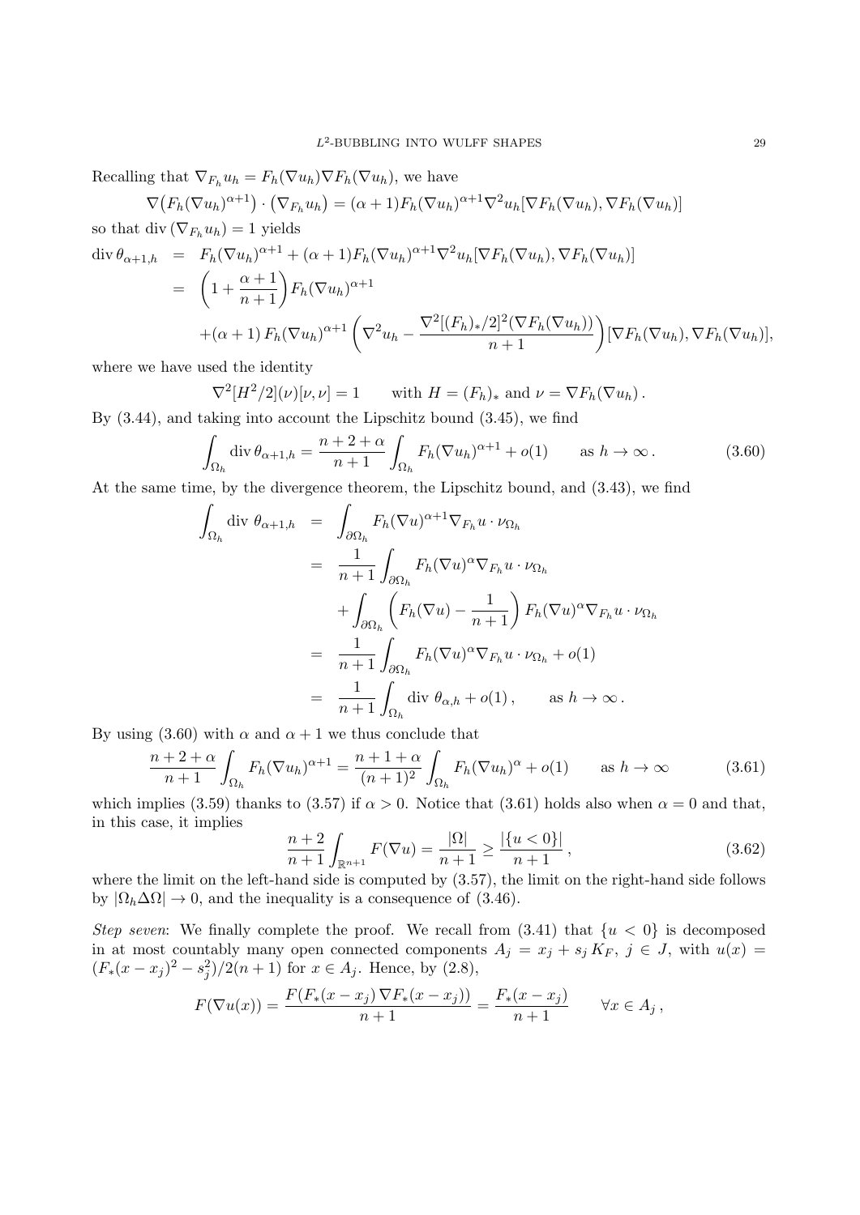Recalling that $\nabla_{F_h} u_h = F_h(\nabla u_h)\nabla F_h(\nabla u_h)$, we have

$$\nabla\big(F_h(\nabla u_h)^{\alpha+1}\big)\cdot\big(\nabla_{F_h} u_h\big) = (\alpha+1)F_h(\nabla u_h)^{\alpha+1}\nabla^2 u_h[\nabla F_h(\nabla u_h),\nabla F_h(\nabla u_h)]$$

so that $\mathrm{div}\,(\nabla_{F_h} u_h) = 1$ yields

$$\begin{aligned}
\mathrm{div}\,\theta_{\alpha+1,h} &= F_h(\nabla u_h)^{\alpha+1} + (\alpha+1)F_h(\nabla u_h)^{\alpha+1}\nabla^2 u_h[\nabla F_h(\nabla u_h),\nabla F_h(\nabla u_h)] \\
&= \Big(1+\frac{\alpha+1}{n+1}\Big)F_h(\nabla u_h)^{\alpha+1} \\
&\quad +(\alpha+1)\,F_h(\nabla u_h)^{\alpha+1}\left(\nabla^2 u_h - \frac{\nabla^2[(F_h)_*/2]^2(\nabla F_h(\nabla u_h))}{n+1}\right)[\nabla F_h(\nabla u_h),\nabla F_h(\nabla u_h)],
\end{aligned}$$

where we have used the identity

$$\nabla^2[H^2/2](\nu)[\nu,\nu] = 1 \qquad \text{with } H=(F_h)_* \text{ and } \nu = \nabla F_h(\nabla u_h)\,.$$

By (3.44), and taking into account the Lipschitz bound (3.45), we find

$$\int_{\Omega_h}\mathrm{div}\,\theta_{\alpha+1,h} = \frac{n+2+\alpha}{n+1}\int_{\Omega_h}F_h(\nabla u_h)^{\alpha+1} + o(1) \qquad \text{as } h\to\infty\,. \tag{3.60}$$

At the same time, by the divergence theorem, the Lipschitz bound, and (3.43), we find

$$\begin{aligned}
\int_{\Omega_h}\mathrm{div}\ \theta_{\alpha+1,h} &= \int_{\partial\Omega_h}F_h(\nabla u)^{\alpha+1}\nabla_{F_h}u\cdot\nu_{\Omega_h} \\
&= \frac{1}{n+1}\int_{\partial\Omega_h}F_h(\nabla u)^{\alpha}\nabla_{F_h}u\cdot\nu_{\Omega_h} \\
&\quad + \int_{\partial\Omega_h}\Big(F_h(\nabla u)-\frac{1}{n+1}\Big)F_h(\nabla u)^{\alpha}\nabla_{F_h}u\cdot\nu_{\Omega_h} \\
&= \frac{1}{n+1}\int_{\partial\Omega_h}F_h(\nabla u)^{\alpha}\nabla_{F_h}u\cdot\nu_{\Omega_h} + o(1) \\
&= \frac{1}{n+1}\int_{\Omega_h}\mathrm{div}\ \theta_{\alpha,h} + o(1)\,, \qquad \text{as } h\to\infty\,.
\end{aligned}$$

By using (3.60) with $\alpha$ and $\alpha+1$ we thus conclude that

$$\frac{n+2+\alpha}{n+1}\int_{\Omega_h}F_h(\nabla u_h)^{\alpha+1} = \frac{n+1+\alpha}{(n+1)^2}\int_{\Omega_h}F_h(\nabla u_h)^{\alpha} + o(1) \qquad \text{as } h\to\infty \tag{3.61}$$

which implies (3.59) thanks to (3.57) if $\alpha>0$. Notice that (3.61) holds also when $\alpha=0$ and that, in this case, it implies

$$\frac{n+2}{n+1}\int_{\mathbb{R}^{n+1}}F(\nabla u) = \frac{|\Omega|}{n+1} \geq \frac{|\{u<0\}|}{n+1}\,, \tag{3.62}$$

where the limit on the left-hand side is computed by (3.57), the limit on the right-hand side follows by $|\Omega_h\Delta\Omega|\to 0$, and the inequality is a consequence of (3.46).

*Step seven*: We finally complete the proof. We recall from (3.41) that $\{u<0\}$ is decomposed in at most countably many open connected components $A_j = x_j + s_j\,K_F$, $j\in J$, with $u(x) = (F_*(x-x_j)^2 - s_j^2)/2(n+1)$ for $x\in A_j$. Hence, by (2.8),

$$F(\nabla u(x)) = \frac{F(F_*(x-x_j)\,\nabla F_*(x-x_j))}{n+1} = \frac{F_*(x-x_j)}{n+1} \qquad \forall x\in A_j\,,$$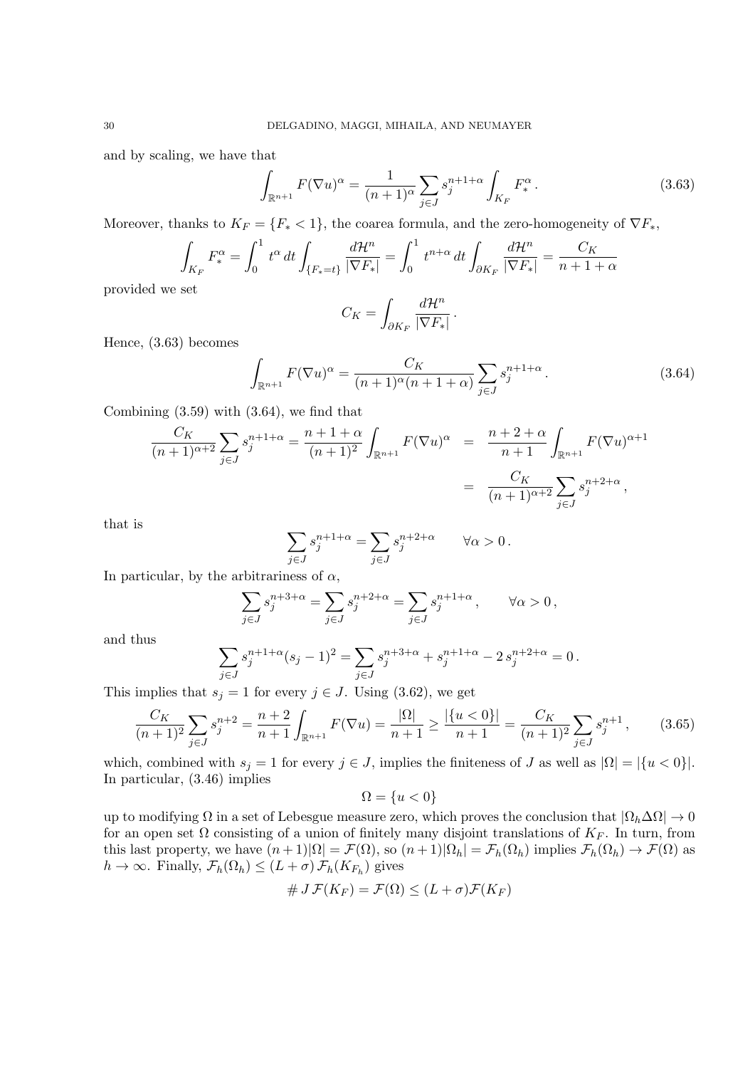and by scaling, we have that

$$\int_{\mathbb{R}^{n+1}} F(\nabla u)^\alpha = \frac{1}{(n+1)^\alpha}\sum_{j\in J} s_j^{n+1+\alpha}\int_{K_F} F_*^\alpha\,. \tag{3.63}$$

Moreover, thanks to $K_F = \{F_* < 1\}$, the coarea formula, and the zero-homogeneity of $\nabla F_*$,

$$\int_{K_F} F_*^\alpha = \int_0^1 t^\alpha\,dt\int_{\{F_*=t\}}\frac{d\mathcal{H}^n}{|\nabla F_*|} = \int_0^1 t^{n+\alpha}\,dt\int_{\partial K_F}\frac{d\mathcal{H}^n}{|\nabla F_*|} = \frac{C_K}{n+1+\alpha}$$

provided we set

$$C_K = \int_{\partial K_F}\frac{d\mathcal{H}^n}{|\nabla F_*|}\,.$$

Hence, (3.63) becomes

$$\int_{\mathbb{R}^{n+1}} F(\nabla u)^\alpha = \frac{C_K}{(n+1)^\alpha(n+1+\alpha)}\sum_{j\in J} s_j^{n+1+\alpha}\,. \tag{3.64}$$

Combining (3.59) with (3.64), we find that

$$\begin{aligned}
\frac{C_K}{(n+1)^{\alpha+2}}\sum_{j\in J} s_j^{n+1+\alpha} = \frac{n+1+\alpha}{(n+1)^2}\int_{\mathbb{R}^{n+1}} F(\nabla u)^\alpha &= \frac{n+2+\alpha}{n+1}\int_{\mathbb{R}^{n+1}} F(\nabla u)^{\alpha+1}\\
&= \frac{C_K}{(n+1)^{\alpha+2}}\sum_{j\in J} s_j^{n+2+\alpha}\,,
\end{aligned}$$

that is

$$\sum_{j\in J} s_j^{n+1+\alpha} = \sum_{j\in J} s_j^{n+2+\alpha}\qquad\forall\alpha>0\,.$$

In particular, by the arbitrariness of $\alpha$,

$$\sum_{j\in J} s_j^{n+3+\alpha} = \sum_{j\in J} s_j^{n+2+\alpha} = \sum_{j\in J} s_j^{n+1+\alpha}\,,\qquad\forall\alpha>0\,,$$

and thus

$$\sum_{j\in J} s_j^{n+1+\alpha}(s_j-1)^2 = \sum_{j\in J} s_j^{n+3+\alpha} + s_j^{n+1+\alpha} - 2\,s_j^{n+2+\alpha} = 0\,.$$

This implies that $s_j = 1$ for every $j\in J$. Using (3.62), we get

$$\frac{C_K}{(n+1)^2}\sum_{j\in J} s_j^{n+2} = \frac{n+2}{n+1}\int_{\mathbb{R}^{n+1}} F(\nabla u) = \frac{|\Omega|}{n+1} \geq \frac{|\{u<0\}|}{n+1} = \frac{C_K}{(n+1)^2}\sum_{j\in J} s_j^{n+1}\,, \tag{3.65}$$

which, combined with $s_j = 1$ for every $j\in J$, implies the finiteness of $J$ as well as $|\Omega| = |\{u<0\}|$. In particular, (3.46) implies

$$\Omega = \{u<0\}$$

up to modifying $\Omega$ in a set of Lebesgue measure zero, which proves the conclusion that $|\Omega_h\Delta\Omega|\to 0$ for an open set $\Omega$ consisting of a union of finitely many disjoint translations of $K_F$. In turn, from this last property, we have $(n+1)|\Omega| = \mathcal{F}(\Omega)$, so $(n+1)|\Omega_h| = \mathcal{F}_h(\Omega_h)$ implies $\mathcal{F}_h(\Omega_h)\to\mathcal{F}(\Omega)$ as $h\to\infty$. Finally, $\mathcal{F}_h(\Omega_h) \leq (L+\sigma)\,\mathcal{F}_h(K_{F_h})$ gives

$$\#\,J\,\mathcal{F}(K_F) = \mathcal{F}(\Omega) \leq (L+\sigma)\mathcal{F}(K_F)$$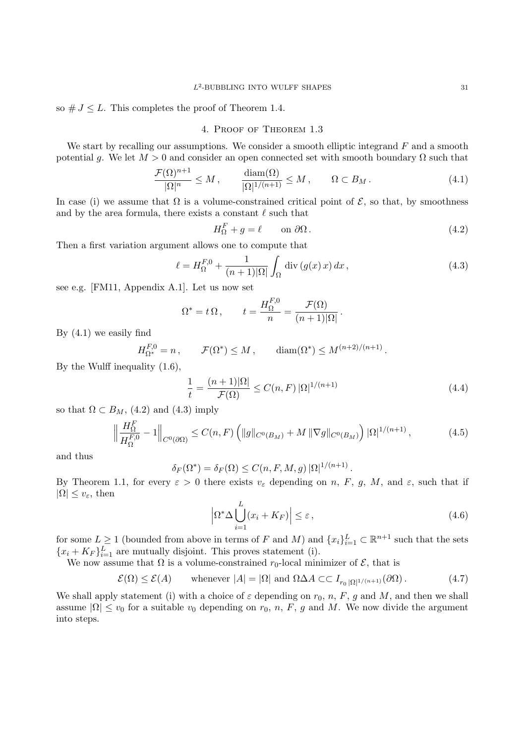so $\# J \le L$. This completes the proof of Theorem 1.4.

## 4. Proof of Theorem 1.3

We start by recalling our assumptions. We consider a smooth elliptic integrand $F$ and a smooth potential $g$. We let $M > 0$ and consider an open connected set with smooth boundary $\Omega$ such that

$$\frac{\mathcal{F}(\Omega)^{n+1}}{|\Omega|^n} \le M\,, \qquad \frac{\mathrm{diam}(\Omega)}{|\Omega|^{1/(n+1)}} \le M\,, \qquad \Omega \subset B_M\,. \tag{4.1}$$

In case (i) we assume that $\Omega$ is a volume-constrained critical point of $\mathcal{E}$, so that, by smoothness and by the area formula, there exists a constant $\ell$ such that

$$H^F_\Omega + g = \ell \qquad \text{on } \partial\Omega\,. \tag{4.2}$$

Then a first variation argument allows one to compute that

$$\ell = H^{F,0}_\Omega + \frac{1}{(n+1)|\Omega|}\int_\Omega \mathrm{div}\,(g(x)\,x)\,dx\,, \tag{4.3}$$

see e.g. [FM11, Appendix A.1]. Let us now set

$$\Omega^* = t\,\Omega\,, \qquad t = \frac{H^{F,0}_\Omega}{n} = \frac{\mathcal{F}(\Omega)}{(n+1)|\Omega|}\,.$$

By (4.1) we easily find

$$H^{F,0}_{\Omega^*} = n\,, \qquad \mathcal{F}(\Omega^*) \le M\,, \qquad \mathrm{diam}(\Omega^*) \le M^{(n+2)/(n+1)}\,.$$

By the Wulff inequality (1.6),

$$\frac{1}{t} = \frac{(n+1)|\Omega|}{\mathcal{F}(\Omega)} \le C(n,F)\,|\Omega|^{1/(n+1)} \tag{4.4}$$

so that $\Omega \subset B_M$, (4.2) and (4.3) imply

$$\Big\|\frac{H^F_\Omega}{H^{F,0}_\Omega} - 1\Big\|_{C^0(\partial\Omega)} \le C(n,F)\Big(\|g\|_{C^0(B_M)} + M\,\|\nabla g\|_{C^0(B_M)}\Big)\,|\Omega|^{1/(n+1)}\,, \tag{4.5}$$

and thus

$$\delta_F(\Omega^*) = \delta_F(\Omega) \le C(n,F,M,g)\,|\Omega|^{1/(n+1)}\,.$$

By Theorem 1.1, for every $\varepsilon > 0$ there exists $v_\varepsilon$ depending on $n$, $F$, $g$, $M$, and $\varepsilon$, such that if $|\Omega| \le v_\varepsilon$, then

$$\Big|\Omega^* \Delta \bigcup_{i=1}^L (x_i + K_F)\Big| \le \varepsilon\,, \tag{4.6}$$

for some $L \ge 1$ (bounded from above in terms of $F$ and $M$) and $\{x_i\}_{i=1}^L \subset \mathbb{R}^{n+1}$ such that the sets $\{x_i + K_F\}_{i=1}^L$ are mutually disjoint. This proves statement (i).

We now assume that $\Omega$ is a volume-constrained $r_0$-local minimizer of $\mathcal{E}$, that is

$$\mathcal{E}(\Omega) \le \mathcal{E}(A) \qquad \text{whenever } |A| = |\Omega| \text{ and } \Omega\Delta A \subset\subset I_{r_0\,|\Omega|^{1/(n+1)}}(\partial\Omega)\,. \tag{4.7}$$

We shall apply statement (i) with a choice of $\varepsilon$ depending on $r_0$, $n$, $F$, $g$ and $M$, and then we shall assume $|\Omega| \le v_0$ for a suitable $v_0$ depending on $r_0$, $n$, $F$, $g$ and $M$. We now divide the argument into steps.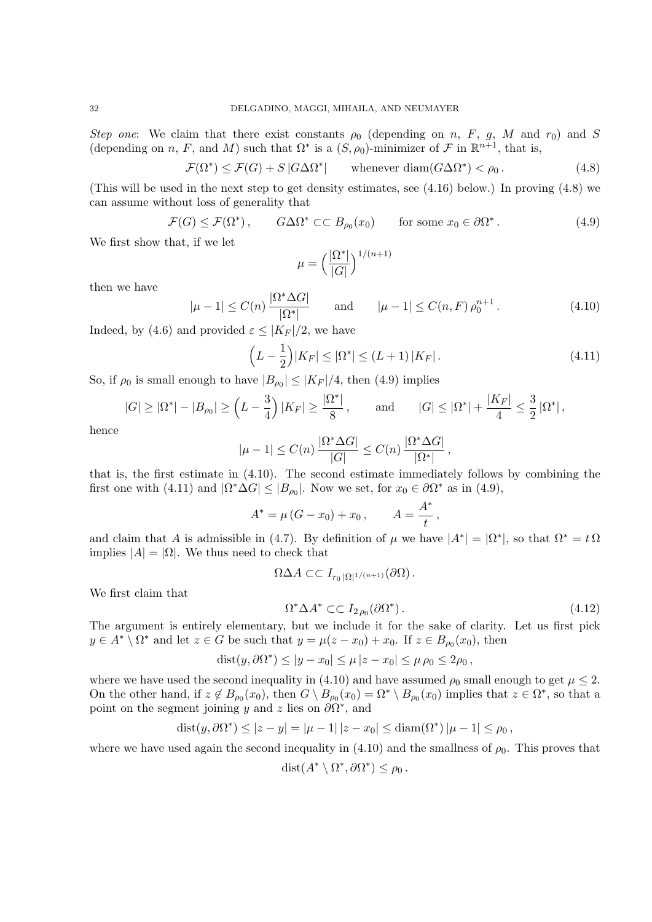*Step one*: We claim that there exist constants $\rho_0$ (depending on $n$, $F$, $g$, $M$ and $r_0$) and $S$ (depending on $n$, $F$, and $M$) such that $\Omega^*$ is a $(S,\rho_0)$-minimizer of $\mathcal{F}$ in $\mathbb{R}^{n+1}$, that is,

$$
\mathcal{F}(\Omega^*) \le \mathcal{F}(G) + S\,|G\Delta\Omega^*| \qquad \text{whenever } \operatorname{diam}(G\Delta\Omega^*) < \rho_0\,. \tag{4.8}
$$

(This will be used in the next step to get density estimates, see (4.16) below.) In proving (4.8) we can assume without loss of generality that

$$
\mathcal{F}(G) \le \mathcal{F}(\Omega^*)\,, \qquad G\Delta\Omega^* \subset\subset B_{\rho_0}(x_0) \qquad \text{for some } x_0 \in \partial\Omega^*\,. \tag{4.9}
$$

We first show that, if we let

$$
\mu = \Big(\frac{|\Omega^*|}{|G|}\Big)^{1/(n+1)}
$$

then we have

$$
|\mu - 1| \le C(n)\,\frac{|\Omega^*\Delta G|}{|\Omega^*|} \qquad \text{and} \qquad |\mu-1| \le C(n,F)\,\rho_0^{n+1}\,. \tag{4.10}
$$

Indeed, by (4.6) and provided $\varepsilon \le |K_F|/2$, we have

$$
\Big(L - \frac{1}{2}\Big)|K_F| \le |\Omega^*| \le (L+1)\,|K_F|\,. \tag{4.11}
$$

So, if $\rho_0$ is small enough to have $|B_{\rho_0}| \le |K_F|/4$, then (4.9) implies

$$
|G| \ge |\Omega^*| - |B_{\rho_0}| \ge \Big(L - \frac{3}{4}\Big)\,|K_F| \ge \frac{|\Omega^*|}{8}\,, \qquad \text{and} \qquad |G| \le |\Omega^*| + \frac{|K_F|}{4} \le \frac{3}{2}\,|\Omega^*|\,,
$$

hence

$$
|\mu - 1| \le C(n)\,\frac{|\Omega^*\Delta G|}{|G|} \le C(n)\,\frac{|\Omega^*\Delta G|}{|\Omega^*|}\,,
$$

that is, the first estimate in (4.10). The second estimate immediately follows by combining the first one with (4.11) and $|\Omega^*\Delta G| \le |B_{\rho_0}|$. Now we set, for $x_0 \in \partial\Omega^*$ as in (4.9),

$$
A^* = \mu\,(G - x_0) + x_0\,, \qquad A = \frac{A^*}{t}\,,
$$

and claim that $A$ is admissible in (4.7). By definition of $\mu$ we have $|A^*| = |\Omega^*|$, so that $\Omega^* = t\,\Omega$ implies $|A| = |\Omega|$. We thus need to check that

$$
\Omega\Delta A \subset\subset I_{r_0\,|\Omega|^{1/(n+1)}}(\partial\Omega)\,.
$$

We first claim that

$$
\Omega^*\Delta A^* \subset\subset I_{2\,\rho_0}(\partial\Omega^*)\,. \tag{4.12}
$$

The argument is entirely elementary, but we include it for the sake of clarity. Let us first pick $y \in A^* \setminus \Omega^*$ and let $z \in G$ be such that $y = \mu(z - x_0) + x_0$. If $z \in B_{\rho_0}(x_0)$, then

$$
\operatorname{dist}(y,\partial\Omega^*) \le |y - x_0| \le \mu\,|z - x_0| \le \mu\,\rho_0 \le 2\rho_0\,,
$$

where we have used the second inequality in (4.10) and have assumed $\rho_0$ small enough to get $\mu \le 2$. On the other hand, if $z \notin B_{\rho_0}(x_0)$, then $G \setminus B_{\rho_0}(x_0) = \Omega^* \setminus B_{\rho_0}(x_0)$ implies that $z \in \Omega^*$, so that a point on the segment joining $y$ and $z$ lies on $\partial\Omega^*$, and

$$
\operatorname{dist}(y,\partial\Omega^*) \le |z - y| = |\mu - 1|\,|z - x_0| \le \operatorname{diam}(\Omega^*)\,|\mu - 1| \le \rho_0\,,
$$

where we have used again the second inequality in (4.10) and the smallness of $\rho_0$. This proves that

$$
\operatorname{dist}(A^* \setminus \Omega^*, \partial\Omega^*) \le \rho_0\,.
$$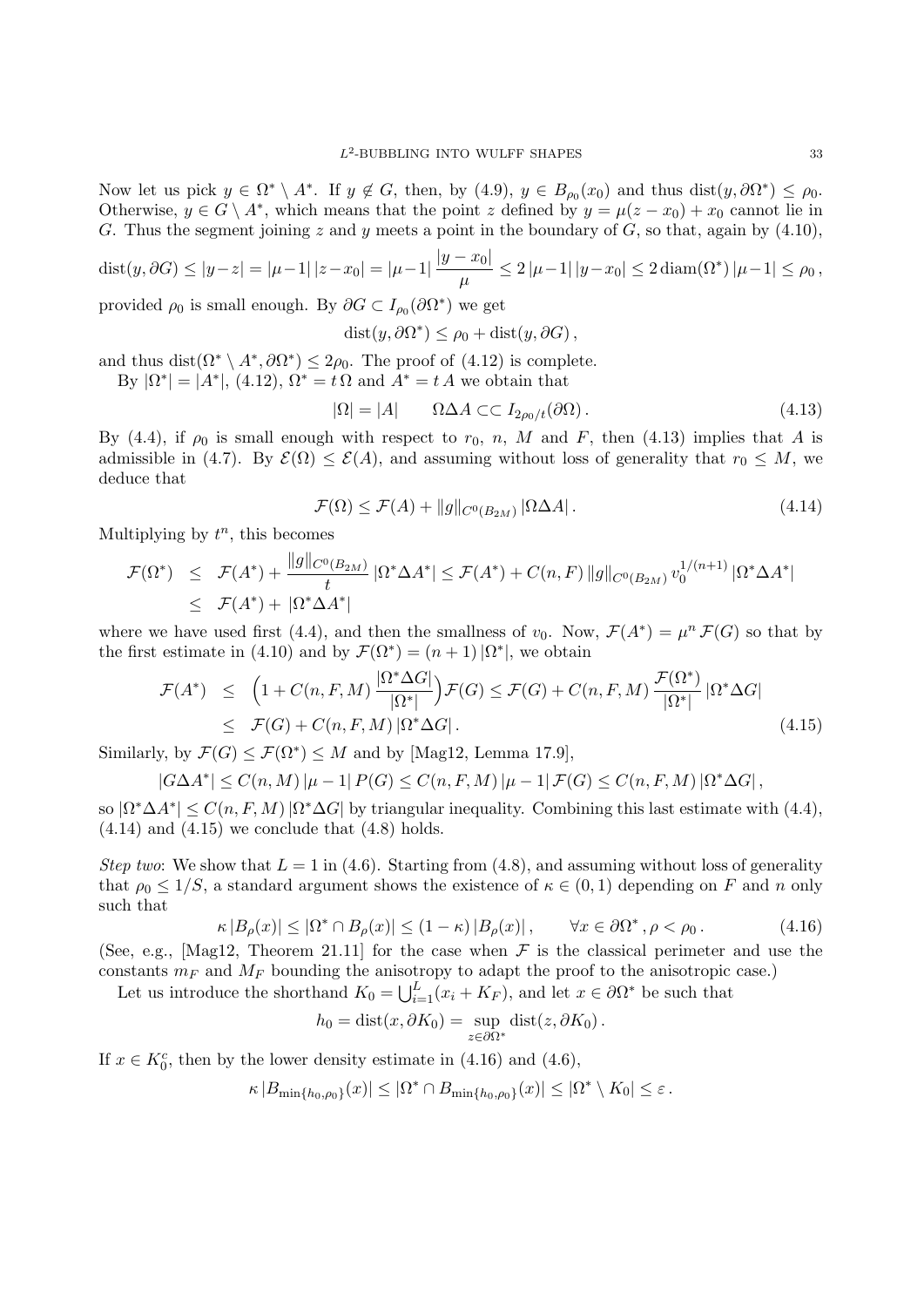Now let us pick $y \in \Omega^* \setminus A^*$. If $y \notin G$, then, by (4.9), $y \in B_{\rho_0}(x_0)$ and thus $\mathrm{dist}(y, \partial\Omega^*) \le \rho_0$. Otherwise, $y \in G \setminus A^*$, which means that the point $z$ defined by $y = \mu(z - x_0) + x_0$ cannot lie in $G$. Thus the segment joining $z$ and $y$ meets a point in the boundary of $G$, so that, again by (4.10),

$$
\mathrm{dist}(y, \partial G) \le |y-z| = |\mu-1|\,|z-x_0| = |\mu-1|\,\frac{|y-x_0|}{\mu} \le 2\,|\mu-1|\,|y-x_0| \le 2\,\mathrm{diam}(\Omega^*)\,|\mu-1| \le \rho_0\,,
$$

provided $\rho_0$ is small enough. By $\partial G \subset I_{\rho_0}(\partial\Omega^*)$ we get

$$
\mathrm{dist}(y, \partial\Omega^*) \le \rho_0 + \mathrm{dist}(y, \partial G)\,,
$$

and thus $\mathrm{dist}(\Omega^* \setminus A^*, \partial\Omega^*) \le 2\rho_0$. The proof of (4.12) is complete.

By $|\Omega^*| = |A^*|$, (4.12), $\Omega^* = t\,\Omega$ and $A^* = t\,A$ we obtain that

$$
|\Omega| = |A| \qquad \Omega\Delta A \subset\subset I_{2\rho_0/t}(\partial\Omega)\,. \tag{4.13}
$$

By (4.4), if $\rho_0$ is small enough with respect to $r_0$, $n$, $M$ and $F$, then (4.13) implies that $A$ is admissible in (4.7). By $\mathcal{E}(\Omega) \le \mathcal{E}(A)$, and assuming without loss of generality that $r_0 \le M$, we deduce that

$$
\mathcal{F}(\Omega) \le \mathcal{F}(A) + \|g\|_{C^0(B_{2M})}\,|\Omega\Delta A|\,. \tag{4.14}
$$

Multiplying by $t^n$, this becomes

$$
\begin{aligned}
\mathcal{F}(\Omega^*) \ &\le\ \mathcal{F}(A^*) + \frac{\|g\|_{C^0(B_{2M})}}{t}\,|\Omega^*\Delta A^*| \le \mathcal{F}(A^*) + C(n,F)\,\|g\|_{C^0(B_{2M})}\,v_0^{1/(n+1)}\,|\Omega^*\Delta A^*| \\
&\le\ \mathcal{F}(A^*) + |\Omega^*\Delta A^*|
\end{aligned}
$$

where we have used first (4.4), and then the smallness of $v_0$. Now, $\mathcal{F}(A^*) = \mu^n\,\mathcal{F}(G)$ so that by the first estimate in (4.10) and by $\mathcal{F}(\Omega^*) = (n+1)\,|\Omega^*|$, we obtain

$$
\begin{aligned}
\mathcal{F}(A^*) \ &\le\ \Big(1 + C(n,F,M)\,\frac{|\Omega^*\Delta G|}{|\Omega^*|}\Big)\mathcal{F}(G) \le \mathcal{F}(G) + C(n,F,M)\,\frac{\mathcal{F}(\Omega^*)}{|\Omega^*|}\,|\Omega^*\Delta G| \\
&\le\ \mathcal{F}(G) + C(n,F,M)\,|\Omega^*\Delta G|\,.
\end{aligned} \tag{4.15}
$$

Similarly, by $\mathcal{F}(G) \le \mathcal{F}(\Omega^*) \le M$ and by [Mag12, Lemma 17.9],

$$
|G\Delta A^*| \le C(n,M)\,|\mu-1|\,P(G) \le C(n,F,M)\,|\mu-1|\,\mathcal{F}(G) \le C(n,F,M)\,|\Omega^*\Delta G|\,,
$$

so $|\Omega^*\Delta A^*| \le C(n,F,M)\,|\Omega^*\Delta G|$ by triangular inequality. Combining this last estimate with (4.4), (4.14) and (4.15) we conclude that (4.8) holds.

*Step two*: We show that $L = 1$ in (4.6). Starting from (4.8), and assuming without loss of generality that $\rho_0 \le 1/S$, a standard argument shows the existence of $\kappa \in (0,1)$ depending on $F$ and $n$ only such that

$$
\kappa\,|B_\rho(x)| \le |\Omega^* \cap B_\rho(x)| \le (1-\kappa)\,|B_\rho(x)|\,, \qquad \forall x \in \partial\Omega^*\,, \rho < \rho_0\,. \tag{4.16}
$$

(See, e.g., [Mag12, Theorem 21.11] for the case when $\mathcal{F}$ is the classical perimeter and use the constants $m_F$ and $M_F$ bounding the anisotropy to adapt the proof to the anisotropic case.)

Let us introduce the shorthand $K_0 = \bigcup_{i=1}^L (x_i + K_F)$, and let $x \in \partial\Omega^*$ be such that

$$
h_0 = \mathrm{dist}(x, \partial K_0) = \sup_{z\in\partial\Omega^*} \mathrm{dist}(z, \partial K_0)\,.
$$

If $x \in K_0^c$, then by the lower density estimate in (4.16) and (4.6),

$$
\kappa\,|B_{\min\{h_0,\rho_0\}}(x)| \le |\Omega^* \cap B_{\min\{h_0,\rho_0\}}(x)| \le |\Omega^* \setminus K_0| \le \varepsilon\,.
$$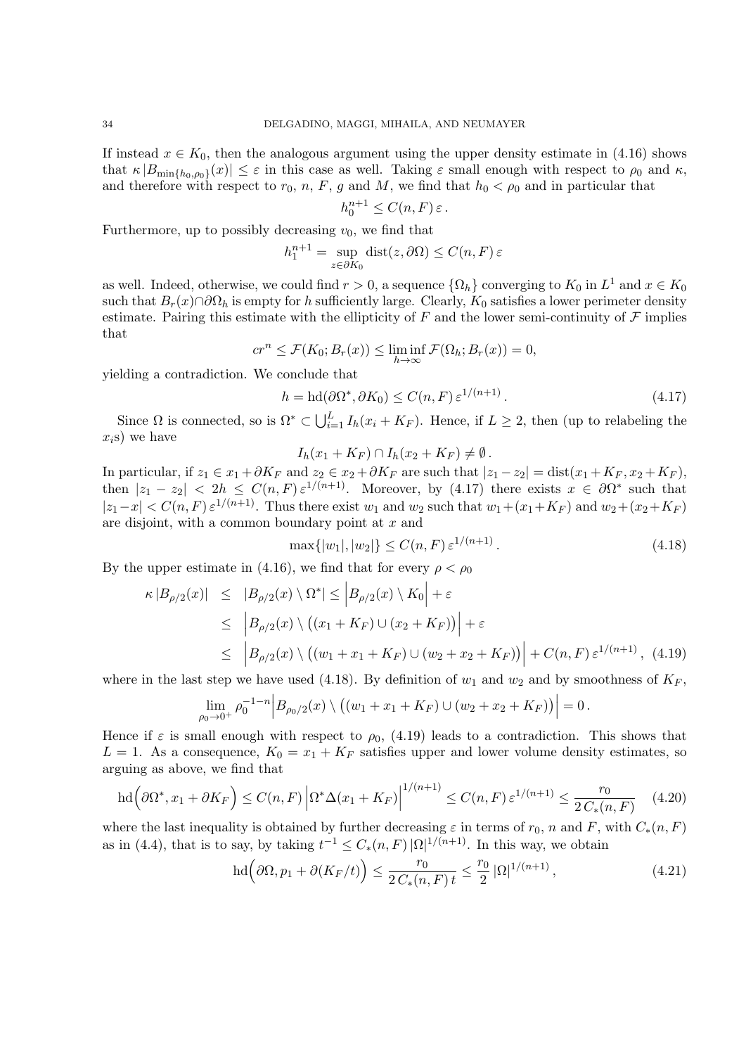If instead $x \in K_0$, then the analogous argument using the upper density estimate in (4.16) shows that $\kappa\,|B_{\min\{h_0,\rho_0\}}(x)| \le \varepsilon$ in this case as well. Taking $\varepsilon$ small enough with respect to $\rho_0$ and $\kappa$, and therefore with respect to $r_0$, $n$, $F$, $g$ and $M$, we find that $h_0 < \rho_0$ and in particular that

$$h_0^{n+1} \le C(n,F)\,\varepsilon\,.$$

Furthermore, up to possibly decreasing $v_0$, we find that

$$h_1^{n+1} = \sup_{z\in\partial K_0} \mathrm{dist}(z,\partial\Omega) \le C(n,F)\,\varepsilon$$

as well. Indeed, otherwise, we could find $r>0$, a sequence $\{\Omega_h\}$ converging to $K_0$ in $L^1$ and $x \in K_0$ such that $B_r(x)\cap\partial\Omega_h$ is empty for $h$ sufficiently large. Clearly, $K_0$ satisfies a lower perimeter density estimate. Pairing this estimate with the ellipticity of $F$ and the lower semi-continuity of $\mathcal{F}$ implies that

$$cr^n \le \mathcal{F}(K_0;B_r(x)) \le \liminf_{h\to\infty} \mathcal{F}(\Omega_h;B_r(x)) = 0,$$

yielding a contradiction. We conclude that

$$h = \mathrm{hd}(\partial\Omega^*,\partial K_0) \le C(n,F)\,\varepsilon^{1/(n+1)}\,. \tag{4.17}$$

Since $\Omega$ is connected, so is $\Omega^* \subset \bigcup_{i=1}^L I_h(x_i + K_F)$. Hence, if $L\ge 2$, then (up to relabeling the $x_i$s) we have

$$I_h(x_1+K_F)\cap I_h(x_2+K_F) \ne \emptyset\,.$$

In particular, if $z_1 \in x_1 + \partial K_F$ and $z_2 \in x_2 + \partial K_F$ are such that $|z_1 - z_2| = \mathrm{dist}(x_1+K_F, x_2+K_F)$, then $|z_1 - z_2| < 2h \le C(n,F)\,\varepsilon^{1/(n+1)}$. Moreover, by (4.17) there exists $x \in \partial\Omega^*$ such that $|z_1 - x| < C(n,F)\,\varepsilon^{1/(n+1)}$. Thus there exist $w_1$ and $w_2$ such that $w_1 + (x_1+K_F)$ and $w_2+(x_2+K_F)$ are disjoint, with a common boundary point at $x$ and

$$\max\{|w_1|,|w_2|\} \le C(n,F)\,\varepsilon^{1/(n+1)}\,. \tag{4.18}$$

By the upper estimate in (4.16), we find that for every $\rho<\rho_0$

$$\begin{aligned}
\kappa\,|B_{\rho/2}(x)| &\le |B_{\rho/2}(x)\setminus\Omega^*| \le \Big|B_{\rho/2}(x)\setminus K_0\Big| + \varepsilon \\
&\le \Big|B_{\rho/2}(x)\setminus\big((x_1+K_F)\cup(x_2+K_F)\big)\Big| + \varepsilon \\
&\le \Big|B_{\rho/2}(x)\setminus\big((w_1+x_1+K_F)\cup(w_2+x_2+K_F)\big)\Big| + C(n,F)\,\varepsilon^{1/(n+1)}\,, \quad (4.19)
\end{aligned}$$

where in the last step we have used (4.18). By definition of $w_1$ and $w_2$ and by smoothness of $K_F$,

$$\lim_{\rho_0\to 0^+} \rho_0^{-1-n}\Big|B_{\rho_0/2}(x)\setminus\big((w_1+x_1+K_F)\cup(w_2+x_2+K_F)\big)\Big| = 0\,.$$

Hence if $\varepsilon$ is small enough with respect to $\rho_0$, (4.19) leads to a contradiction. This shows that $L=1$. As a consequence, $K_0 = x_1 + K_F$ satisfies upper and lower volume density estimates, so arguing as above, we find that

$$\mathrm{hd}\Big(\partial\Omega^*, x_1+\partial K_F\Big) \le C(n,F)\,\Big|\Omega^*\Delta(x_1+K_F)\Big|^{1/(n+1)} \le C(n,F)\,\varepsilon^{1/(n+1)} \le \frac{r_0}{2\,C_*(n,F)} \tag{4.20}$$

where the last inequality is obtained by further decreasing $\varepsilon$ in terms of $r_0$, $n$ and $F$, with $C_*(n,F)$ as in (4.4), that is to say, by taking $t^{-1} \le C_*(n,F)\,|\Omega|^{1/(n+1)}$. In this way, we obtain

$$\mathrm{hd}\Big(\partial\Omega, p_1 + \partial(K_F/t)\Big) \le \frac{r_0}{2\,C_*(n,F)\,t} \le \frac{r_0}{2}\,|\Omega|^{1/(n+1)}\,, \tag{4.21}$$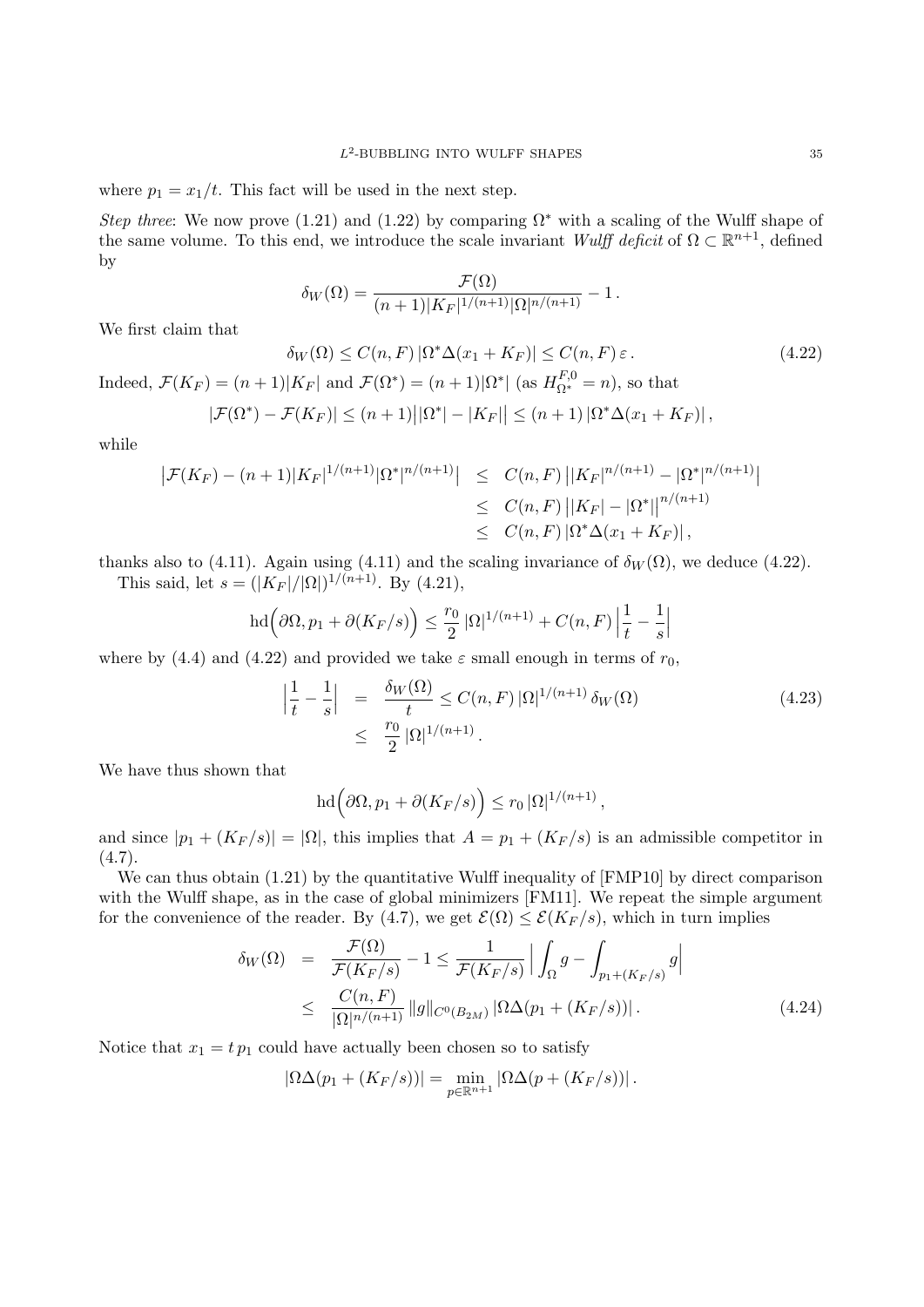where $p_1 = x_1/t$. This fact will be used in the next step.

*Step three*: We now prove (1.21) and (1.22) by comparing $\Omega^*$ with a scaling of the Wulff shape of the same volume. To this end, we introduce the scale invariant *Wulff deficit* of $\Omega \subset \mathbb{R}^{n+1}$, defined by

$$
\delta_W(\Omega) = \frac{\mathcal{F}(\Omega)}{(n+1)|K_F|^{1/(n+1)}|\Omega|^{n/(n+1)}} - 1\,.
$$

We first claim that

$$
\delta_W(\Omega) \le C(n,F)\,|\Omega^*\Delta(x_1+K_F)| \le C(n,F)\,\varepsilon\,. \tag{4.22}
$$

Indeed, $\mathcal{F}(K_F) = (n+1)|K_F|$ and $\mathcal{F}(\Omega^*) = (n+1)|\Omega^*|$ (as $H^{F,0}_{\Omega^*} = n$), so that

$$
|\mathcal{F}(\Omega^*) - \mathcal{F}(K_F)| \le (n+1)\big||\Omega^*| - |K_F|\big| \le (n+1)\,|\Omega^*\Delta(x_1+K_F)|\,,
$$

while

$$
\begin{aligned}
\big|\mathcal{F}(K_F) - (n+1)|K_F|^{1/(n+1)}|\Omega^*|^{n/(n+1)}\big| &\le C(n,F)\,\big||K_F|^{n/(n+1)} - |\Omega^*|^{n/(n+1)}\big| \\
&\le C(n,F)\,\big||K_F| - |\Omega^*|\big|^{n/(n+1)} \\
&\le C(n,F)\,|\Omega^*\Delta(x_1+K_F)|\,,
\end{aligned}
$$

thanks also to (4.11). Again using (4.11) and the scaling invariance of $\delta_W(\Omega)$, we deduce (4.22).

This said, let $s = (|K_F|/|\Omega|)^{1/(n+1)}$. By (4.21),

$$
\mathrm{hd}\Big(\partial\Omega, p_1 + \partial(K_F/s)\Big) \le \frac{r_0}{2}\,|\Omega|^{1/(n+1)} + C(n,F)\,\Big|\frac{1}{t} - \frac{1}{s}\Big|
$$

where by (4.4) and (4.22) and provided we take $\varepsilon$ small enough in terms of $r_0$,

$$
\begin{aligned}
\Big|\frac{1}{t} - \frac{1}{s}\Big| &= \frac{\delta_W(\Omega)}{t} \le C(n,F)\,|\Omega|^{1/(n+1)}\,\delta_W(\Omega) \\
&\le \frac{r_0}{2}\,|\Omega|^{1/(n+1)}\,.
\end{aligned} \tag{4.23}
$$

We have thus shown that

$$
\mathrm{hd}\Big(\partial\Omega, p_1 + \partial(K_F/s)\Big) \le r_0\,|\Omega|^{1/(n+1)}\,,
$$

and since $|p_1 + (K_F/s)| = |\Omega|$, this implies that $A = p_1 + (K_F/s)$ is an admissible competitor in (4.7).

We can thus obtain (1.21) by the quantitative Wulff inequality of [FMP10] by direct comparison with the Wulff shape, as in the case of global minimizers [FM11]. We repeat the simple argument for the convenience of the reader. By (4.7), we get $\mathcal{E}(\Omega) \le \mathcal{E}(K_F/s)$, which in turn implies

$$
\begin{aligned}
\delta_W(\Omega) &= \frac{\mathcal{F}(\Omega)}{\mathcal{F}(K_F/s)} - 1 \le \frac{1}{\mathcal{F}(K_F/s)}\,\Big|\int_\Omega g - \int_{p_1+(K_F/s)} g\Big| \\
&\le \frac{C(n,F)}{|\Omega|^{n/(n+1)}}\,\|g\|_{C^0(B_{2M})}\,|\Omega\Delta(p_1 + (K_F/s))|\,.
\end{aligned} \tag{4.24}
$$

Notice that $x_1 = t\,p_1$ could have actually been chosen so to satisfy

$$
|\Omega\Delta(p_1 + (K_F/s))| = \min_{p\in\mathbb{R}^{n+1}} |\Omega\Delta(p + (K_F/s))|\,.
$$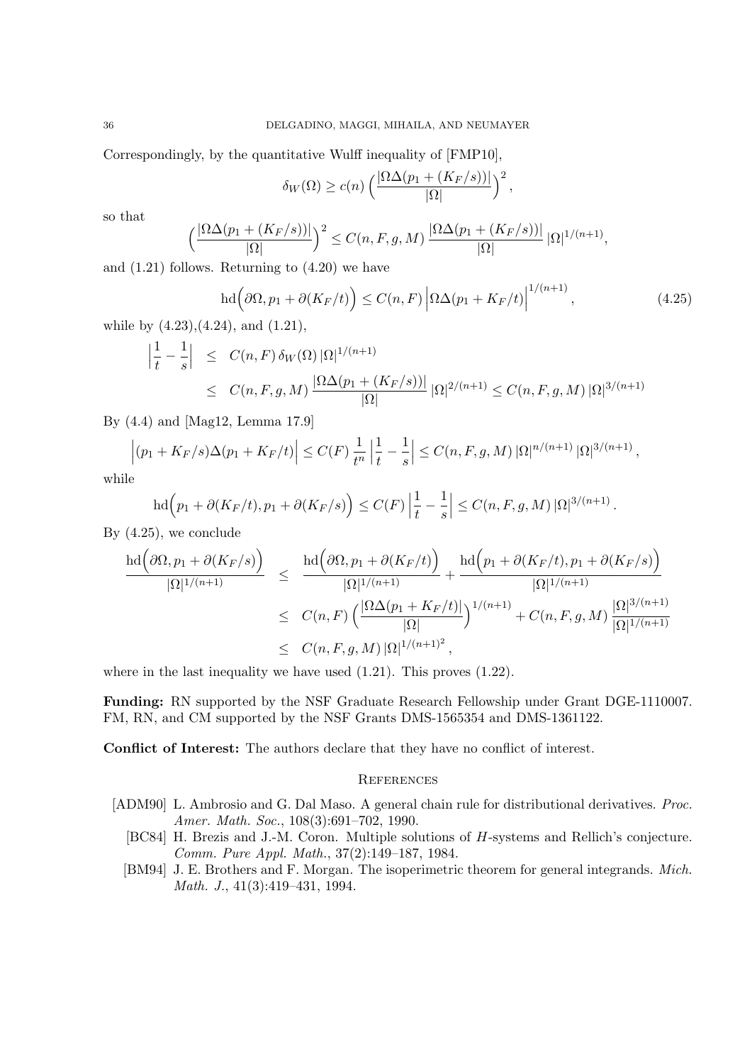Correspondingly, by the quantitative Wulff inequality of [FMP10],

$$\delta_W(\Omega) \geq c(n) \Big( \frac{|\Omega \Delta (p_1 + (K_F/s))|}{|\Omega|} \Big)^2 ,$$

so that

$$\Big( \frac{|\Omega \Delta (p_1 + (K_F/s))|}{|\Omega|} \Big)^2 \leq C(n, F, g, M) \, \frac{|\Omega \Delta (p_1 + (K_F/s))|}{|\Omega|} \, |\Omega|^{1/(n+1)},$$

and (1.21) follows. Returning to (4.20) we have

$$\mathrm{hd}\Big( \partial \Omega, p_1 + \partial (K_F/t) \Big) \leq C(n, F) \left| \Omega \Delta (p_1 + K_F/t) \right|^{1/(n+1)}, \tag{4.25}$$

while by (4.23),(4.24), and (1.21),

$$\begin{aligned} \Big| \frac{1}{t} - \frac{1}{s} \Big| &\leq C(n, F) \, \delta_W(\Omega) \, |\Omega|^{1/(n+1)} \\ &\leq C(n, F, g, M) \, \frac{|\Omega \Delta (p_1 + (K_F/s))|}{|\Omega|} \, |\Omega|^{2/(n+1)} \leq C(n, F, g, M) \, |\Omega|^{3/(n+1)} \end{aligned}$$

By (4.4) and [Mag12, Lemma 17.9]

$$\Big| (p_1 + K_F/s) \Delta (p_1 + K_F/t) \Big| \leq C(F) \, \frac{1}{t^n} \, \Big| \frac{1}{t} - \frac{1}{s} \Big| \leq C(n, F, g, M) \, |\Omega|^{n/(n+1)} \, |\Omega|^{3/(n+1)} ,$$

while

$$\mathrm{hd}\Big( p_1 + \partial (K_F/t), p_1 + \partial (K_F/s) \Big) \leq C(F) \, \Big| \frac{1}{t} - \frac{1}{s} \Big| \leq C(n, F, g, M) \, |\Omega|^{3/(n+1)} .$$

By (4.25), we conclude

$$\begin{aligned} \frac{\mathrm{hd}\Big( \partial \Omega, p_1 + \partial (K_F/s) \Big)}{|\Omega|^{1/(n+1)}} &\leq \frac{\mathrm{hd}\Big( \partial \Omega, p_1 + \partial (K_F/t) \Big)}{|\Omega|^{1/(n+1)}} + \frac{\mathrm{hd}\Big( p_1 + \partial (K_F/t), p_1 + \partial (K_F/s) \Big)}{|\Omega|^{1/(n+1)}} \\ &\leq C(n, F) \Big( \frac{|\Omega \Delta (p_1 + K_F/t)|}{|\Omega|} \Big)^{1/(n+1)} + C(n, F, g, M) \, \frac{|\Omega|^{3/(n+1)}}{|\Omega|^{1/(n+1)}} \\ &\leq C(n, F, g, M) \, |\Omega|^{1/(n+1)^2} , \end{aligned}$$

where in the last inequality we have used (1.21). This proves (1.22).

**Funding:** RN supported by the NSF Graduate Research Fellowship under Grant DGE-1110007. FM, RN, and CM supported by the NSF Grants DMS-1565354 and DMS-1361122.

**Conflict of Interest:** The authors declare that they have no conflict of interest.

## References

[ADM90] L. Ambrosio and G. Dal Maso. A general chain rule for distributional derivatives. *Proc. Amer. Math. Soc.*, 108(3):691–702, 1990.

[BC84] H. Brezis and J.-M. Coron. Multiple solutions of $H$-systems and Rellich's conjecture. *Comm. Pure Appl. Math.*, 37(2):149–187, 1984.

[BM94] J. E. Brothers and F. Morgan. The isoperimetric theorem for general integrands. *Mich. Math. J.*, 41(3):419–431, 1994.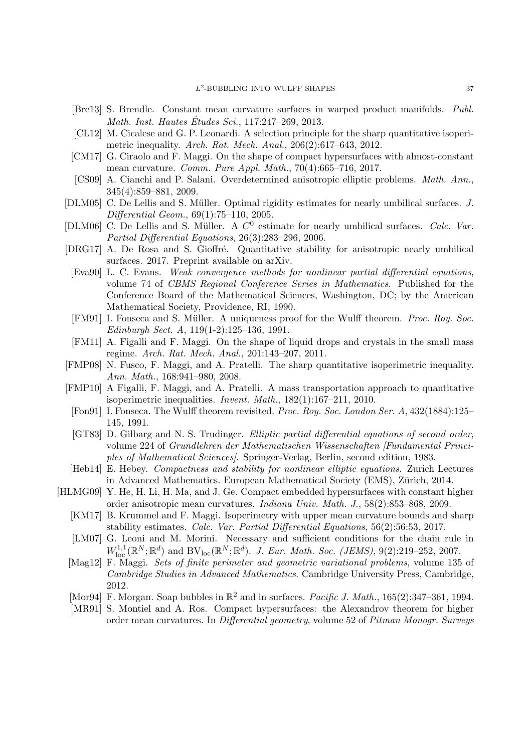- [Bre13] S. Brendle. Constant mean curvature surfaces in warped product manifolds. *Publ. Math. Inst. Hautes Études Sci.*, 117:247–269, 2013.
- [CL12] M. Cicalese and G. P. Leonardi. A selection principle for the sharp quantitative isoperimetric inequality. *Arch. Rat. Mech. Anal.*, 206(2):617–643, 2012.
- [CM17] G. Ciraolo and F. Maggi. On the shape of compact hypersurfaces with almost-constant mean curvature. *Comm. Pure Appl. Math.*, 70(4):665–716, 2017.
- [CS09] A. Cianchi and P. Salani. Overdetermined anisotropic elliptic problems. *Math. Ann.*, 345(4):859–881, 2009.
- [DLM05] C. De Lellis and S. Müller. Optimal rigidity estimates for nearly umbilical surfaces. *J. Differential Geom.*, 69(1):75–110, 2005.
- [DLM06] C. De Lellis and S. Müller. A $C^0$ estimate for nearly umbilical surfaces. *Calc. Var. Partial Differential Equations*, 26(3):283–296, 2006.
- [DRG17] A. De Rosa and S. Gioffré. Quantitative stability for anisotropic nearly umbilical surfaces. 2017. Preprint available on arXiv.
- [Eva90] L. C. Evans. *Weak convergence methods for nonlinear partial differential equations*, volume 74 of *CBMS Regional Conference Series in Mathematics*. Published for the Conference Board of the Mathematical Sciences, Washington, DC; by the American Mathematical Society, Providence, RI, 1990.
- [FM91] I. Fonseca and S. Müller. A uniqueness proof for the Wulff theorem. *Proc. Roy. Soc. Edinburgh Sect. A*, 119(1-2):125–136, 1991.
- [FM11] A. Figalli and F. Maggi. On the shape of liquid drops and crystals in the small mass regime. *Arch. Rat. Mech. Anal.*, 201:143–207, 2011.
- [FMP08] N. Fusco, F. Maggi, and A. Pratelli. The sharp quantitative isoperimetric inequality. *Ann. Math.*, 168:941–980, 2008.
- [FMP10] A Figalli, F. Maggi, and A. Pratelli. A mass transportation approach to quantitative isoperimetric inequalities. *Invent. Math.*, 182(1):167–211, 2010.
- [Fon91] I. Fonseca. The Wulff theorem revisited. *Proc. Roy. Soc. London Ser. A*, 432(1884):125–145, 1991.
- [GT83] D. Gilbarg and N. S. Trudinger. *Elliptic partial differential equations of second order*, volume 224 of *Grundlehren der Mathematischen Wissenschaften [Fundamental Principles of Mathematical Sciences]*. Springer-Verlag, Berlin, second edition, 1983.
- [Heb14] E. Hebey. *Compactness and stability for nonlinear elliptic equations*. Zurich Lectures in Advanced Mathematics. European Mathematical Society (EMS), Zürich, 2014.
- [HLMG09] Y. He, H. Li, H. Ma, and J. Ge. Compact embedded hypersurfaces with constant higher order anisotropic mean curvatures. *Indiana Univ. Math. J.*, 58(2):853–868, 2009.
- [KM17] B. Krummel and F. Maggi. Isoperimetry with upper mean curvature bounds and sharp stability estimates. *Calc. Var. Partial Differential Equations*, 56(2):56:53, 2017.
- [LM07] G. Leoni and M. Morini. Necessary and sufficient conditions for the chain rule in $W^{1,1}_{\rm loc}(\mathbb{R}^N;\mathbb{R}^d)$ and $\mathrm{BV}_{\rm loc}(\mathbb{R}^N;\mathbb{R}^d)$. *J. Eur. Math. Soc. (JEMS)*, 9(2):219–252, 2007.
- [Mag12] F. Maggi. *Sets of finite perimeter and geometric variational problems*, volume 135 of *Cambridge Studies in Advanced Mathematics*. Cambridge University Press, Cambridge, 2012.
- [Mor94] F. Morgan. Soap bubbles in $\mathbb{R}^2$ and in surfaces. *Pacific J. Math.*, 165(2):347–361, 1994.
- [MR91] S. Montiel and A. Ros. Compact hypersurfaces: the Alexandrov theorem for higher order mean curvatures. In *Differential geometry*, volume 52 of *Pitman Monogr. Surveys*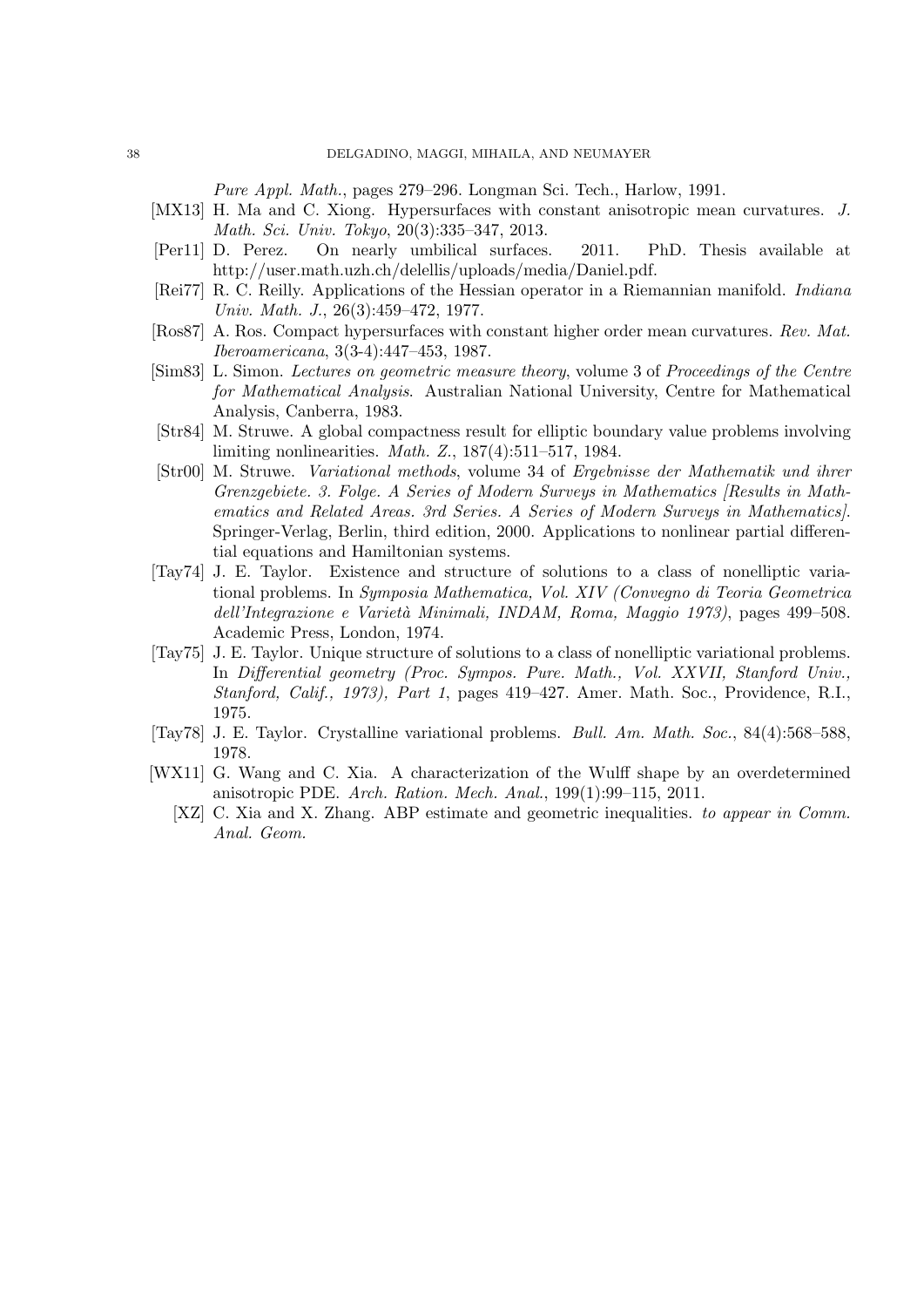*Pure Appl. Math.*, pages 279–296. Longman Sci. Tech., Harlow, 1991.

[MX13] H. Ma and C. Xiong. Hypersurfaces with constant anisotropic mean curvatures. *J. Math. Sci. Univ. Tokyo*, 20(3):335–347, 2013.

[Per11] D. Perez. On nearly umbilical surfaces. 2011. PhD. Thesis available at http://user.math.uzh.ch/delellis/uploads/media/Daniel.pdf.

[Rei77] R. C. Reilly. Applications of the Hessian operator in a Riemannian manifold. *Indiana Univ. Math. J.*, 26(3):459–472, 1977.

[Ros87] A. Ros. Compact hypersurfaces with constant higher order mean curvatures. *Rev. Mat. Iberoamericana*, 3(3-4):447–453, 1987.

[Sim83] L. Simon. *Lectures on geometric measure theory*, volume 3 of *Proceedings of the Centre for Mathematical Analysis*. Australian National University, Centre for Mathematical Analysis, Canberra, 1983.

[Str84] M. Struwe. A global compactness result for elliptic boundary value problems involving limiting nonlinearities. *Math. Z.*, 187(4):511–517, 1984.

[Str00] M. Struwe. *Variational methods*, volume 34 of *Ergebnisse der Mathematik und ihrer Grenzgebiete. 3. Folge. A Series of Modern Surveys in Mathematics [Results in Mathematics and Related Areas. 3rd Series. A Series of Modern Surveys in Mathematics]*. Springer-Verlag, Berlin, third edition, 2000. Applications to nonlinear partial differential equations and Hamiltonian systems.

[Tay74] J. E. Taylor. Existence and structure of solutions to a class of nonelliptic variational problems. In *Symposia Mathematica, Vol. XIV (Convegno di Teoria Geometrica dell'Integrazione e Varietà Minimali, INDAM, Roma, Maggio 1973)*, pages 499–508. Academic Press, London, 1974.

[Tay75] J. E. Taylor. Unique structure of solutions to a class of nonelliptic variational problems. In *Differential geometry (Proc. Sympos. Pure. Math., Vol. XXVII, Stanford Univ., Stanford, Calif., 1973), Part 1*, pages 419–427. Amer. Math. Soc., Providence, R.I., 1975.

[Tay78] J. E. Taylor. Crystalline variational problems. *Bull. Am. Math. Soc.*, 84(4):568–588, 1978.

[WX11] G. Wang and C. Xia. A characterization of the Wulff shape by an overdetermined anisotropic PDE. *Arch. Ration. Mech. Anal.*, 199(1):99–115, 2011.

[XZ] C. Xia and X. Zhang. ABP estimate and geometric inequalities. *to appear in Comm. Anal. Geom.*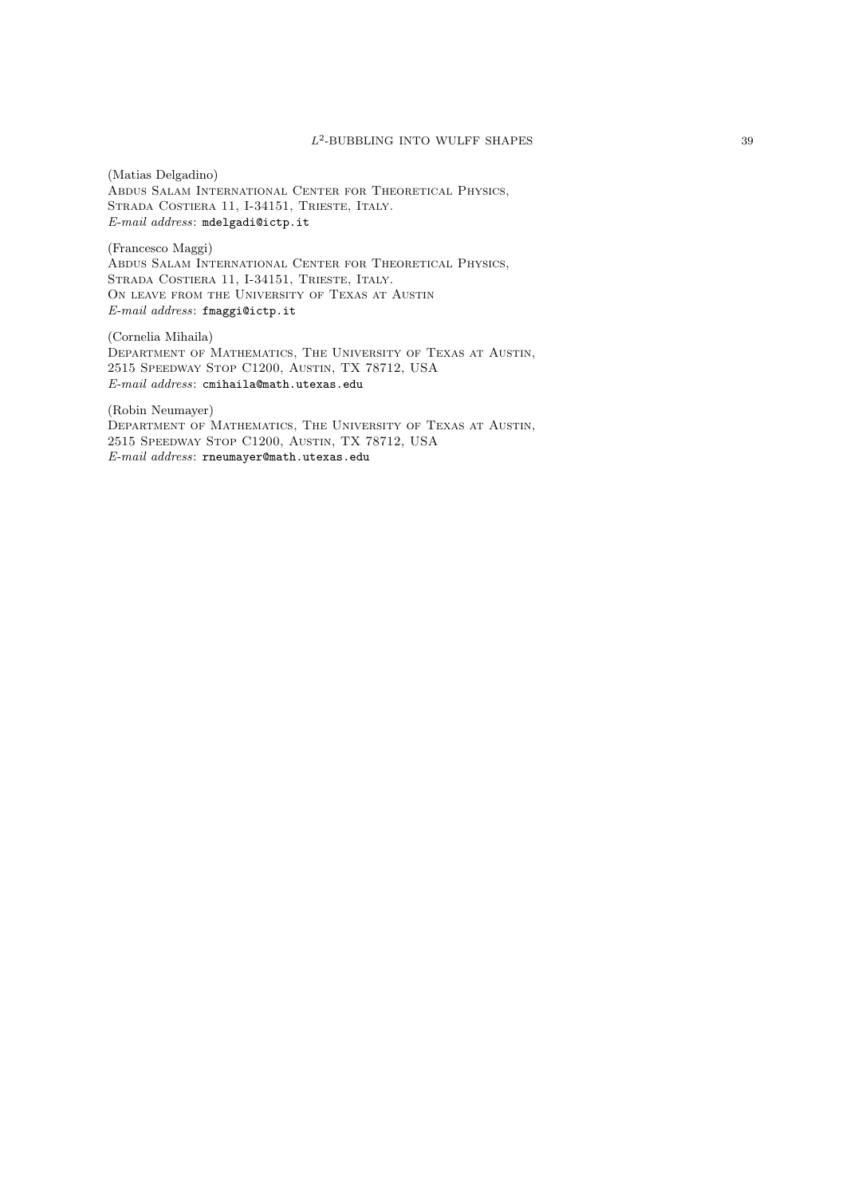(Matias Delgadino)
Abdus Salam International Center for Theoretical Physics,
Strada Costiera 11, I-34151, Trieste, Italy.
*E-mail address*: mdelgadi@ictp.it

(Francesco Maggi)
Abdus Salam International Center for Theoretical Physics,
Strada Costiera 11, I-34151, Trieste, Italy.
On leave from the University of Texas at Austin
*E-mail address*: fmaggi@ictp.it

(Cornelia Mihaila)
Department of Mathematics, The University of Texas at Austin,
2515 Speedway Stop C1200, Austin, TX 78712, USA
*E-mail address*: cmihaila@math.utexas.edu

(Robin Neumayer)
Department of Mathematics, The University of Texas at Austin,
2515 Speedway Stop C1200, Austin, TX 78712, USA
*E-mail address*: rneumayer@math.utexas.edu